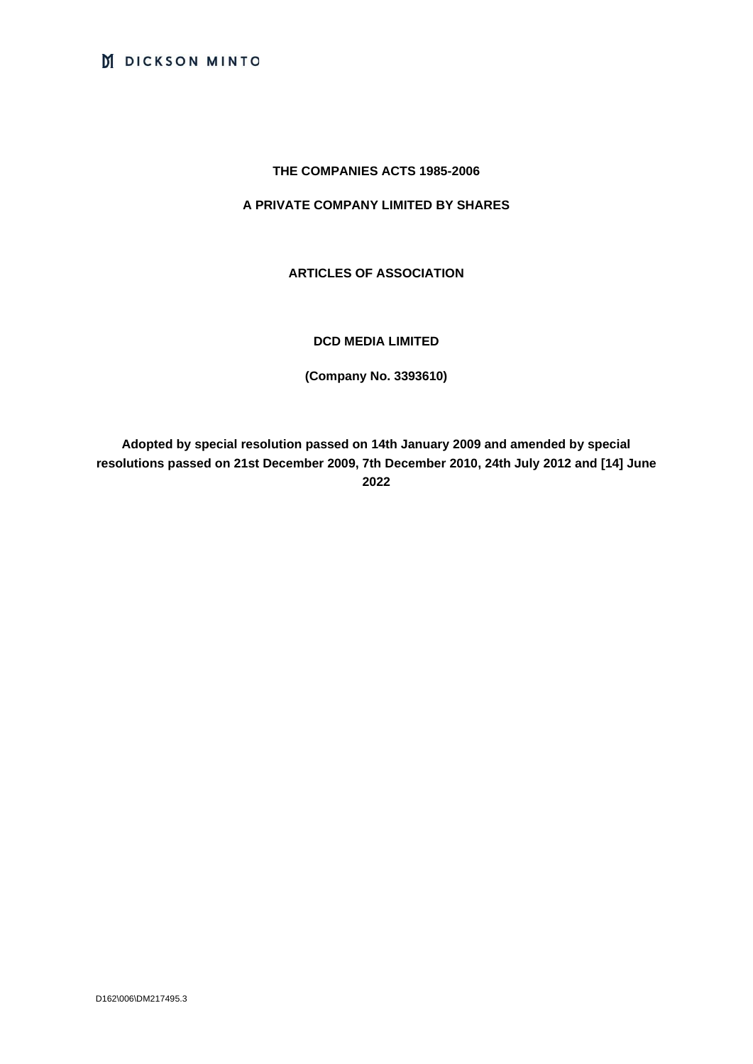**THE COMPANIES ACTS 1985-2006**

**A PRIVATE COMPANY LIMITED BY SHARES**

**ARTICLES OF ASSOCIATION**

**DCD MEDIA LIMITED**

**(Company No. 3393610)**

**Adopted by special resolution passed on 14th January 2009 and amended by special resolutions passed on 21st December 2009, 7th December 2010, 24th July 2012 and [14] June 2022**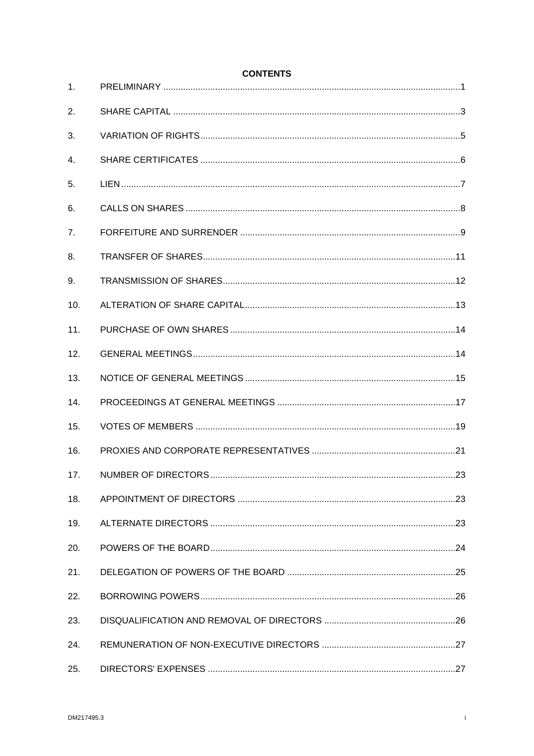**CONTENTS**

| | | |
|---|---|---|
| 1. | PRELIMINARY | 1 |
| 2. | SHARE CAPITAL | 3 |
| 3. | VARIATION OF RIGHTS | 5 |
| 4. | SHARE CERTIFICATES | 6 |
| 5. | LIEN | 7 |
| 6. | CALLS ON SHARES | 8 |
| 7. | FORFEITURE AND SURRENDER | 9 |
| 8. | TRANSFER OF SHARES | 11 |
| 9. | TRANSMISSION OF SHARES | 12 |
| 10. | ALTERATION OF SHARE CAPITAL | 13 |
| 11. | PURCHASE OF OWN SHARES | 14 |
| 12. | GENERAL MEETINGS | 14 |
| 13. | NOTICE OF GENERAL MEETINGS | 15 |
| 14. | PROCEEDINGS AT GENERAL MEETINGS | 17 |
| 15. | VOTES OF MEMBERS | 19 |
| 16. | PROXIES AND CORPORATE REPRESENTATIVES | 21 |
| 17. | NUMBER OF DIRECTORS | 23 |
| 18. | APPOINTMENT OF DIRECTORS | 23 |
| 19. | ALTERNATE DIRECTORS | 23 |
| 20. | POWERS OF THE BOARD | 24 |
| 21. | DELEGATION OF POWERS OF THE BOARD | 25 |
| 22. | BORROWING POWERS | 26 |
| 23. | DISQUALIFICATION AND REMOVAL OF DIRECTORS | 26 |
| 24. | REMUNERATION OF NON-EXECUTIVE DIRECTORS | 27 |
| 25. | DIRECTORS' EXPENSES | 27 |

DM217495.3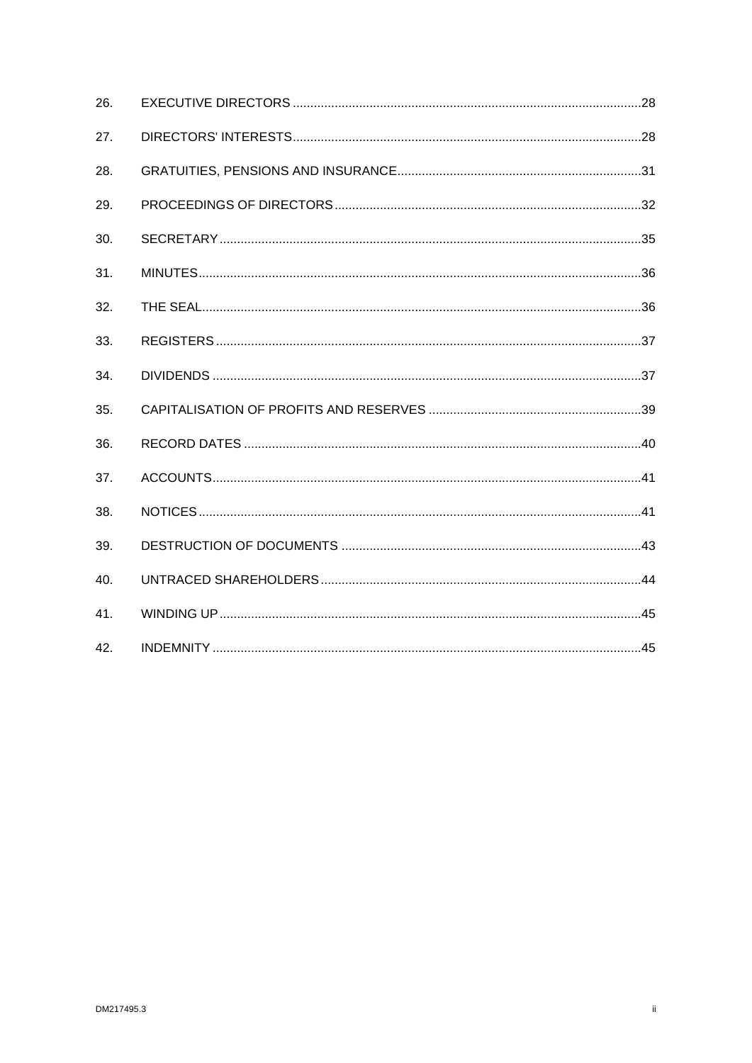| | | |
|---|---|---|
| 26. | EXECUTIVE DIRECTORS | 28 |
| 27. | DIRECTORS' INTERESTS | 28 |
| 28. | GRATUITIES, PENSIONS AND INSURANCE | 31 |
| 29. | PROCEEDINGS OF DIRECTORS | 32 |
| 30. | SECRETARY | 35 |
| 31. | MINUTES | 36 |
| 32. | THE SEAL | 36 |
| 33. | REGISTERS | 37 |
| 34. | DIVIDENDS | 37 |
| 35. | CAPITALISATION OF PROFITS AND RESERVES | 39 |
| 36. | RECORD DATES | 40 |
| 37. | ACCOUNTS | 41 |
| 38. | NOTICES | 41 |
| 39. | DESTRUCTION OF DOCUMENTS | 43 |
| 40. | UNTRACED SHAREHOLDERS | 44 |
| 41. | WINDING UP | 45 |
| 42. | INDEMNITY | 45 |

DM217495.3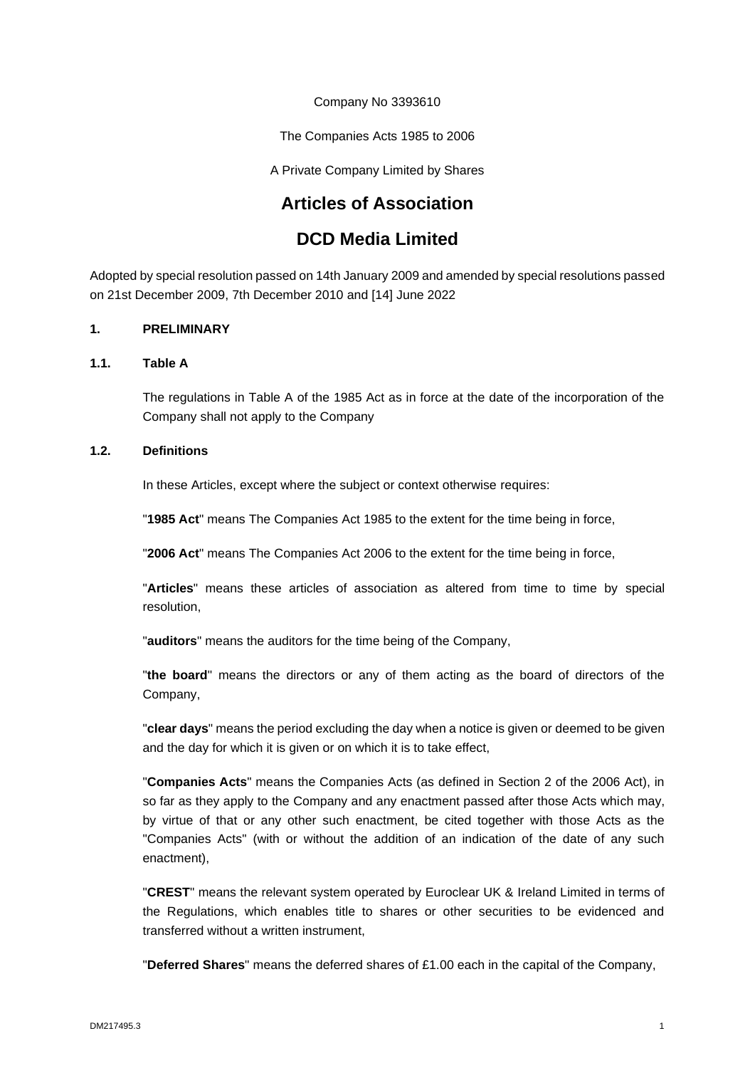Company No 3393610

The Companies Acts 1985 to 2006

A Private Company Limited by Shares

# Articles of Association

# DCD Media Limited

Adopted by special resolution passed on 14th January 2009 and amended by special resolutions passed on 21st December 2009, 7th December 2010 and [14] June 2022

## 1. PRELIMINARY

### 1.1. Table A

The regulations in Table A of the 1985 Act as in force at the date of the incorporation of the Company shall not apply to the Company

### 1.2. Definitions

In these Articles, except where the subject or context otherwise requires:

"**1985 Act**" means The Companies Act 1985 to the extent for the time being in force,

"**2006 Act**" means The Companies Act 2006 to the extent for the time being in force,

"**Articles**" means these articles of association as altered from time to time by special resolution,

"**auditors**" means the auditors for the time being of the Company,

"**the board**" means the directors or any of them acting as the board of directors of the Company,

"**clear days**" means the period excluding the day when a notice is given or deemed to be given and the day for which it is given or on which it is to take effect,

"**Companies Acts**" means the Companies Acts (as defined in Section 2 of the 2006 Act), in so far as they apply to the Company and any enactment passed after those Acts which may, by virtue of that or any other such enactment, be cited together with those Acts as the "Companies Acts" (with or without the addition of an indication of the date of any such enactment),

"**CREST**" means the relevant system operated by Euroclear UK & Ireland Limited in terms of the Regulations, which enables title to shares or other securities to be evidenced and transferred without a written instrument,

"**Deferred Shares**" means the deferred shares of £1.00 each in the capital of the Company,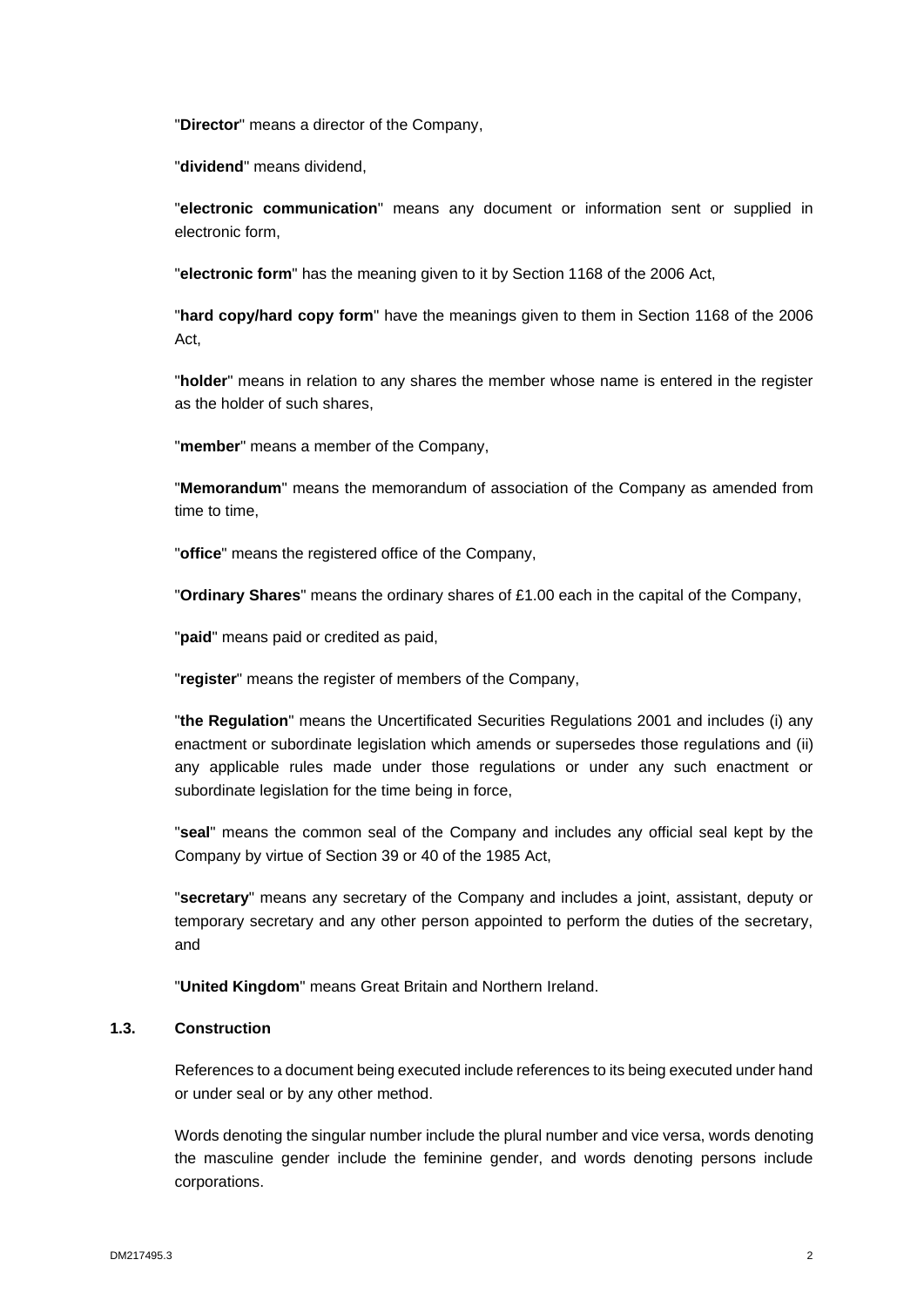"**Director**" means a director of the Company,

"**dividend**" means dividend,

"**electronic communication**" means any document or information sent or supplied in electronic form,

"**electronic form**" has the meaning given to it by Section 1168 of the 2006 Act,

"**hard copy/hard copy form**" have the meanings given to them in Section 1168 of the 2006 Act,

"**holder**" means in relation to any shares the member whose name is entered in the register as the holder of such shares,

"**member**" means a member of the Company,

"**Memorandum**" means the memorandum of association of the Company as amended from time to time,

"**office**" means the registered office of the Company,

"**Ordinary Shares**" means the ordinary shares of £1.00 each in the capital of the Company,

"**paid**" means paid or credited as paid,

"**register**" means the register of members of the Company,

"**the Regulation**" means the Uncertificated Securities Regulations 2001 and includes (i) any enactment or subordinate legislation which amends or supersedes those regulations and (ii) any applicable rules made under those regulations or under any such enactment or subordinate legislation for the time being in force,

"**seal**" means the common seal of the Company and includes any official seal kept by the Company by virtue of Section 39 or 40 of the 1985 Act,

"**secretary**" means any secretary of the Company and includes a joint, assistant, deputy or temporary secretary and any other person appointed to perform the duties of the secretary, and

"**United Kingdom**" means Great Britain and Northern Ireland.

### 1.3. Construction

References to a document being executed include references to its being executed under hand or under seal or by any other method.

Words denoting the singular number include the plural number and vice versa, words denoting the masculine gender include the feminine gender, and words denoting persons include corporations.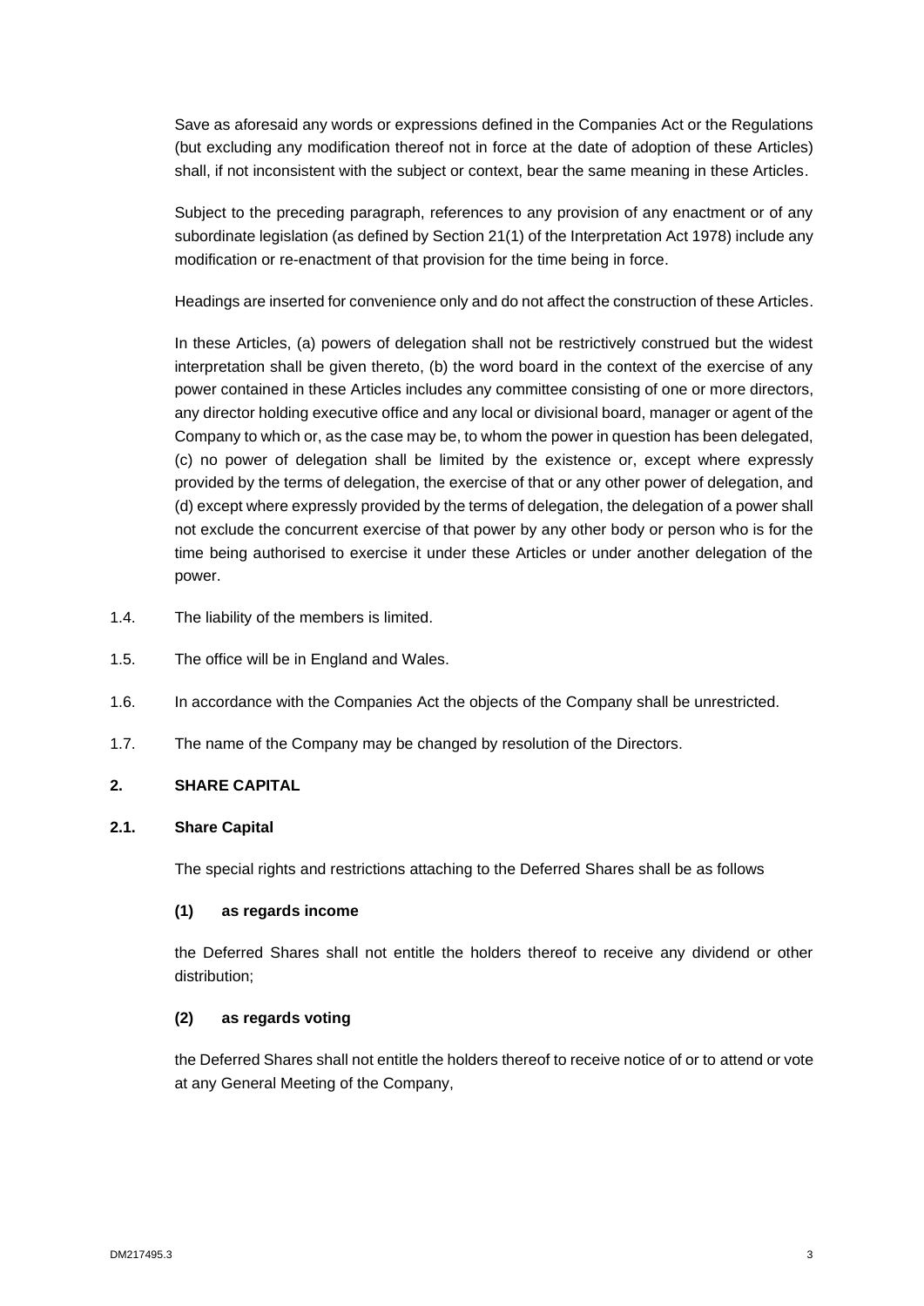Save as aforesaid any words or expressions defined in the Companies Act or the Regulations (but excluding any modification thereof not in force at the date of adoption of these Articles) shall, if not inconsistent with the subject or context, bear the same meaning in these Articles.

Subject to the preceding paragraph, references to any provision of any enactment or of any subordinate legislation (as defined by Section 21(1) of the Interpretation Act 1978) include any modification or re-enactment of that provision for the time being in force.

Headings are inserted for convenience only and do not affect the construction of these Articles.

In these Articles, (a) powers of delegation shall not be restrictively construed but the widest interpretation shall be given thereto, (b) the word board in the context of the exercise of any power contained in these Articles includes any committee consisting of one or more directors, any director holding executive office and any local or divisional board, manager or agent of the Company to which or, as the case may be, to whom the power in question has been delegated, (c) no power of delegation shall be limited by the existence or, except where expressly provided by the terms of delegation, the exercise of that or any other power of delegation, and (d) except where expressly provided by the terms of delegation, the delegation of a power shall not exclude the concurrent exercise of that power by any other body or person who is for the time being authorised to exercise it under these Articles or under another delegation of the power.

1.4. The liability of the members is limited.

1.5. The office will be in England and Wales.

1.6. In accordance with the Companies Act the objects of the Company shall be unrestricted.

1.7. The name of the Company may be changed by resolution of the Directors.

## 2. SHARE CAPITAL

### 2.1. Share Capital

The special rights and restrictions attaching to the Deferred Shares shall be as follows

**(1) as regards income**

the Deferred Shares shall not entitle the holders thereof to receive any dividend or other distribution;

**(2) as regards voting**

the Deferred Shares shall not entitle the holders thereof to receive notice of or to attend or vote at any General Meeting of the Company,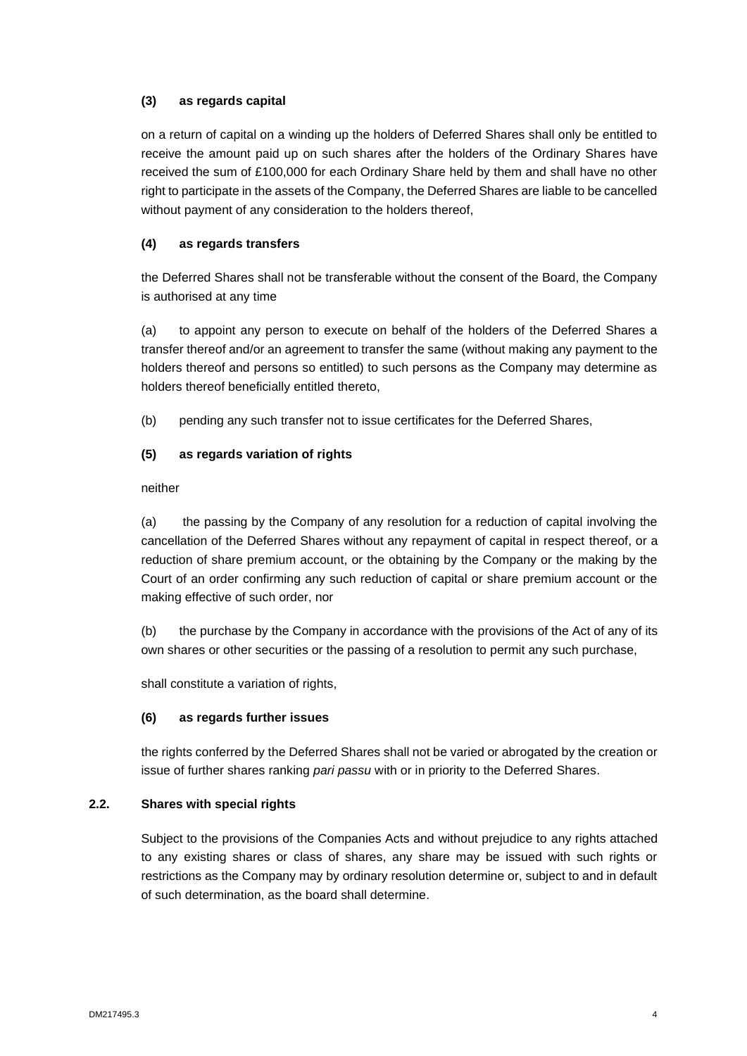**(3) as regards capital**

on a return of capital on a winding up the holders of Deferred Shares shall only be entitled to receive the amount paid up on such shares after the holders of the Ordinary Shares have received the sum of £100,000 for each Ordinary Share held by them and shall have no other right to participate in the assets of the Company, the Deferred Shares are liable to be cancelled without payment of any consideration to the holders thereof,

**(4) as regards transfers**

the Deferred Shares shall not be transferable without the consent of the Board, the Company is authorised at any time

(a) to appoint any person to execute on behalf of the holders of the Deferred Shares a transfer thereof and/or an agreement to transfer the same (without making any payment to the holders thereof and persons so entitled) to such persons as the Company may determine as holders thereof beneficially entitled thereto,

(b) pending any such transfer not to issue certificates for the Deferred Shares,

**(5) as regards variation of rights**

neither

(a) the passing by the Company of any resolution for a reduction of capital involving the cancellation of the Deferred Shares without any repayment of capital in respect thereof, or a reduction of share premium account, or the obtaining by the Company or the making by the Court of an order confirming any such reduction of capital or share premium account or the making effective of such order, nor

(b) the purchase by the Company in accordance with the provisions of the Act of any of its own shares or other securities or the passing of a resolution to permit any such purchase,

shall constitute a variation of rights,

**(6) as regards further issues**

the rights conferred by the Deferred Shares shall not be varied or abrogated by the creation or issue of further shares ranking *pari passu* with or in priority to the Deferred Shares.

**2.2. Shares with special rights**

Subject to the provisions of the Companies Acts and without prejudice to any rights attached to any existing shares or class of shares, any share may be issued with such rights or restrictions as the Company may by ordinary resolution determine or, subject to and in default of such determination, as the board shall determine.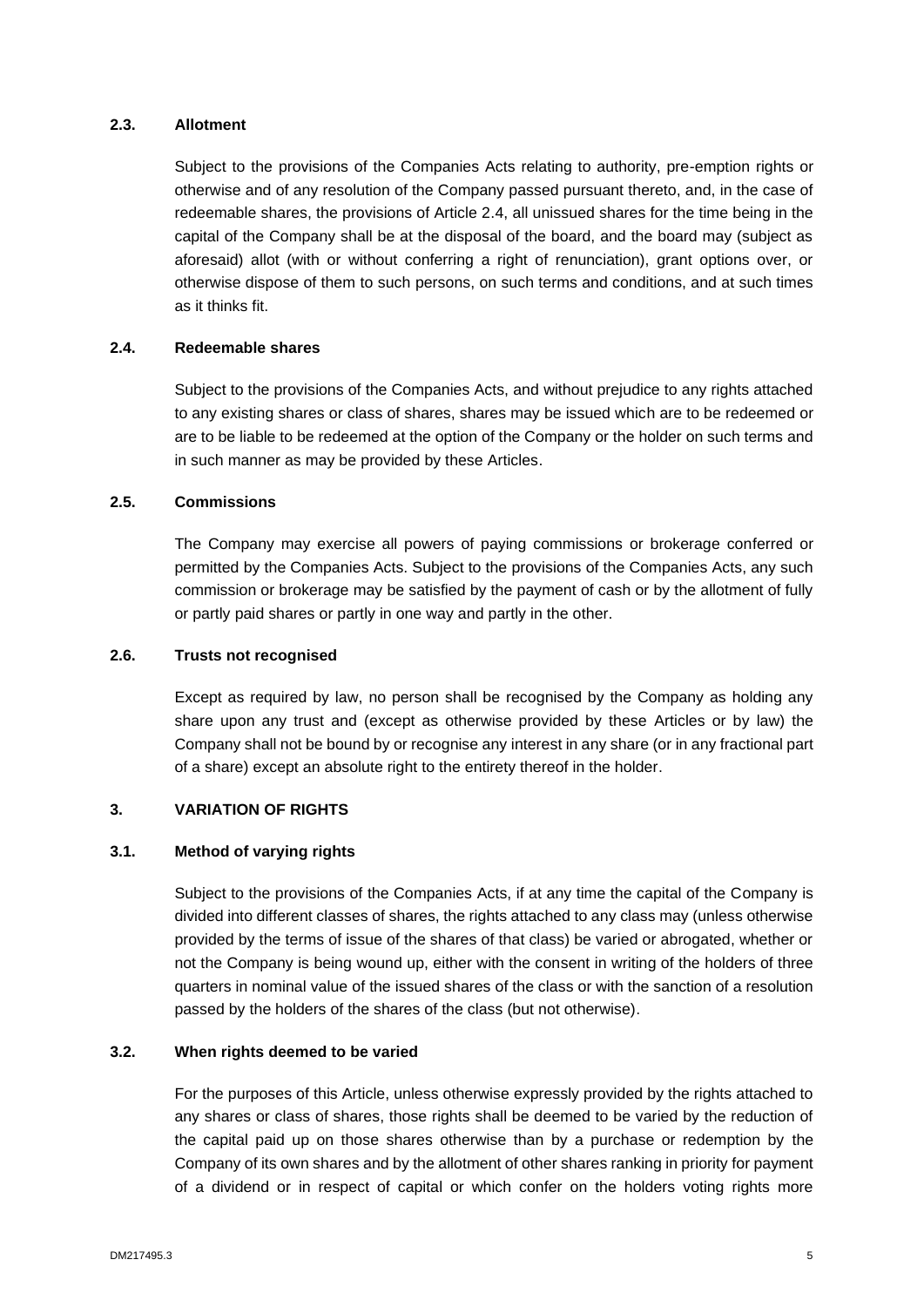### 2.3. Allotment

Subject to the provisions of the Companies Acts relating to authority, pre-emption rights or otherwise and of any resolution of the Company passed pursuant thereto, and, in the case of redeemable shares, the provisions of Article 2.4, all unissued shares for the time being in the capital of the Company shall be at the disposal of the board, and the board may (subject as aforesaid) allot (with or without conferring a right of renunciation), grant options over, or otherwise dispose of them to such persons, on such terms and conditions, and at such times as it thinks fit.

### 2.4. Redeemable shares

Subject to the provisions of the Companies Acts, and without prejudice to any rights attached to any existing shares or class of shares, shares may be issued which are to be redeemed or are to be liable to be redeemed at the option of the Company or the holder on such terms and in such manner as may be provided by these Articles.

### 2.5. Commissions

The Company may exercise all powers of paying commissions or brokerage conferred or permitted by the Companies Acts. Subject to the provisions of the Companies Acts, any such commission or brokerage may be satisfied by the payment of cash or by the allotment of fully or partly paid shares or partly in one way and partly in the other.

### 2.6. Trusts not recognised

Except as required by law, no person shall be recognised by the Company as holding any share upon any trust and (except as otherwise provided by these Articles or by law) the Company shall not be bound by or recognise any interest in any share (or in any fractional part of a share) except an absolute right to the entirety thereof in the holder.

## 3. VARIATION OF RIGHTS

### 3.1. Method of varying rights

Subject to the provisions of the Companies Acts, if at any time the capital of the Company is divided into different classes of shares, the rights attached to any class may (unless otherwise provided by the terms of issue of the shares of that class) be varied or abrogated, whether or not the Company is being wound up, either with the consent in writing of the holders of three quarters in nominal value of the issued shares of the class or with the sanction of a resolution passed by the holders of the shares of the class (but not otherwise).

### 3.2. When rights deemed to be varied

For the purposes of this Article, unless otherwise expressly provided by the rights attached to any shares or class of shares, those rights shall be deemed to be varied by the reduction of the capital paid up on those shares otherwise than by a purchase or redemption by the Company of its own shares and by the allotment of other shares ranking in priority for payment of a dividend or in respect of capital or which confer on the holders voting rights more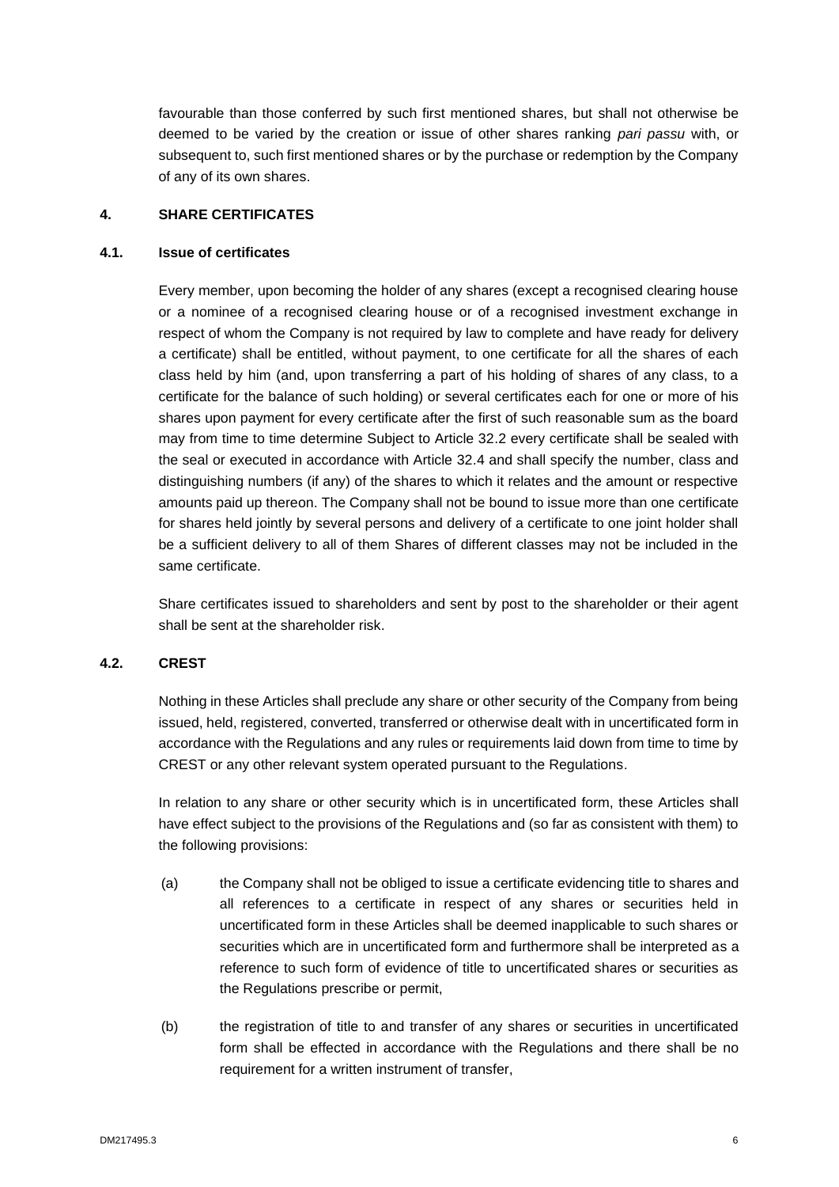favourable than those conferred by such first mentioned shares, but shall not otherwise be deemed to be varied by the creation or issue of other shares ranking *pari passu* with, or subsequent to, such first mentioned shares or by the purchase or redemption by the Company of any of its own shares.

## 4. SHARE CERTIFICATES

### 4.1. Issue of certificates

Every member, upon becoming the holder of any shares (except a recognised clearing house or a nominee of a recognised clearing house or of a recognised investment exchange in respect of whom the Company is not required by law to complete and have ready for delivery a certificate) shall be entitled, without payment, to one certificate for all the shares of each class held by him (and, upon transferring a part of his holding of shares of any class, to a certificate for the balance of such holding) or several certificates each for one or more of his shares upon payment for every certificate after the first of such reasonable sum as the board may from time to time determine Subject to Article 32.2 every certificate shall be sealed with the seal or executed in accordance with Article 32.4 and shall specify the number, class and distinguishing numbers (if any) of the shares to which it relates and the amount or respective amounts paid up thereon. The Company shall not be bound to issue more than one certificate for shares held jointly by several persons and delivery of a certificate to one joint holder shall be a sufficient delivery to all of them Shares of different classes may not be included in the same certificate.

Share certificates issued to shareholders and sent by post to the shareholder or their agent shall be sent at the shareholder risk.

### 4.2. CREST

Nothing in these Articles shall preclude any share or other security of the Company from being issued, held, registered, converted, transferred or otherwise dealt with in uncertificated form in accordance with the Regulations and any rules or requirements laid down from time to time by CREST or any other relevant system operated pursuant to the Regulations.

In relation to any share or other security which is in uncertificated form, these Articles shall have effect subject to the provisions of the Regulations and (so far as consistent with them) to the following provisions:

(a) the Company shall not be obliged to issue a certificate evidencing title to shares and all references to a certificate in respect of any shares or securities held in uncertificated form in these Articles shall be deemed inapplicable to such shares or securities which are in uncertificated form and furthermore shall be interpreted as a reference to such form of evidence of title to uncertificated shares or securities as the Regulations prescribe or permit,

(b) the registration of title to and transfer of any shares or securities in uncertificated form shall be effected in accordance with the Regulations and there shall be no requirement for a written instrument of transfer,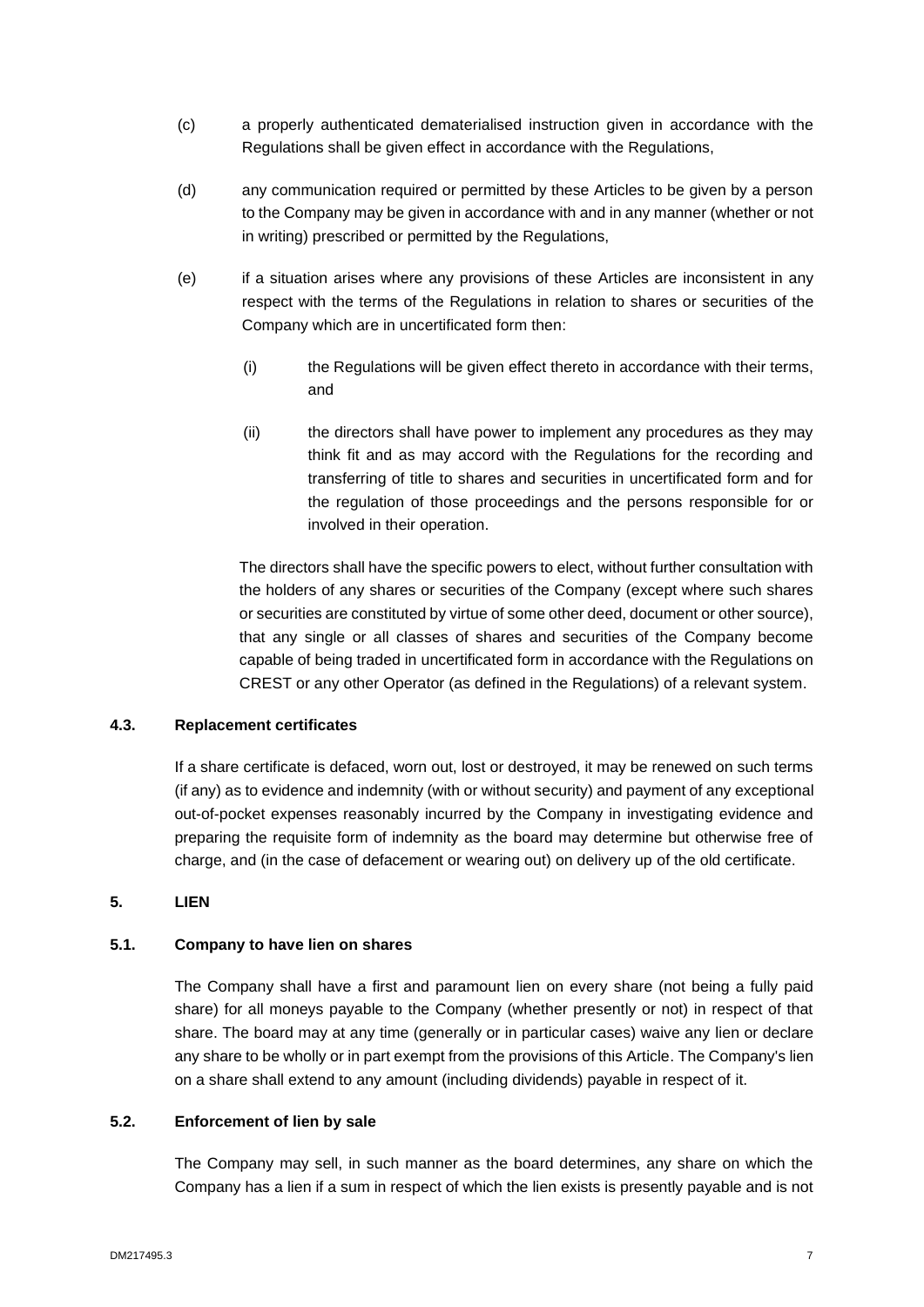(c) a properly authenticated dematerialised instruction given in accordance with the Regulations shall be given effect in accordance with the Regulations,

(d) any communication required or permitted by these Articles to be given by a person to the Company may be given in accordance with and in any manner (whether or not in writing) prescribed or permitted by the Regulations,

(e) if a situation arises where any provisions of these Articles are inconsistent in any respect with the terms of the Regulations in relation to shares or securities of the Company which are in uncertificated form then:

  (i) the Regulations will be given effect thereto in accordance with their terms, and

  (ii) the directors shall have power to implement any procedures as they may think fit and as may accord with the Regulations for the recording and transferring of title to shares and securities in uncertificated form and for the regulation of those proceedings and the persons responsible for or involved in their operation.

The directors shall have the specific powers to elect, without further consultation with the holders of any shares or securities of the Company (except where such shares or securities are constituted by virtue of some other deed, document or other source), that any single or all classes of shares and securities of the Company become capable of being traded in uncertificated form in accordance with the Regulations on CREST or any other Operator (as defined in the Regulations) of a relevant system.

### 4.3. Replacement certificates

If a share certificate is defaced, worn out, lost or destroyed, it may be renewed on such terms (if any) as to evidence and indemnity (with or without security) and payment of any exceptional out-of-pocket expenses reasonably incurred by the Company in investigating evidence and preparing the requisite form of indemnity as the board may determine but otherwise free of charge, and (in the case of defacement or wearing out) on delivery up of the old certificate.

## 5. LIEN

### 5.1. Company to have lien on shares

The Company shall have a first and paramount lien on every share (not being a fully paid share) for all moneys payable to the Company (whether presently or not) in respect of that share. The board may at any time (generally or in particular cases) waive any lien or declare any share to be wholly or in part exempt from the provisions of this Article. The Company's lien on a share shall extend to any amount (including dividends) payable in respect of it.

### 5.2. Enforcement of lien by sale

The Company may sell, in such manner as the board determines, any share on which the Company has a lien if a sum in respect of which the lien exists is presently payable and is not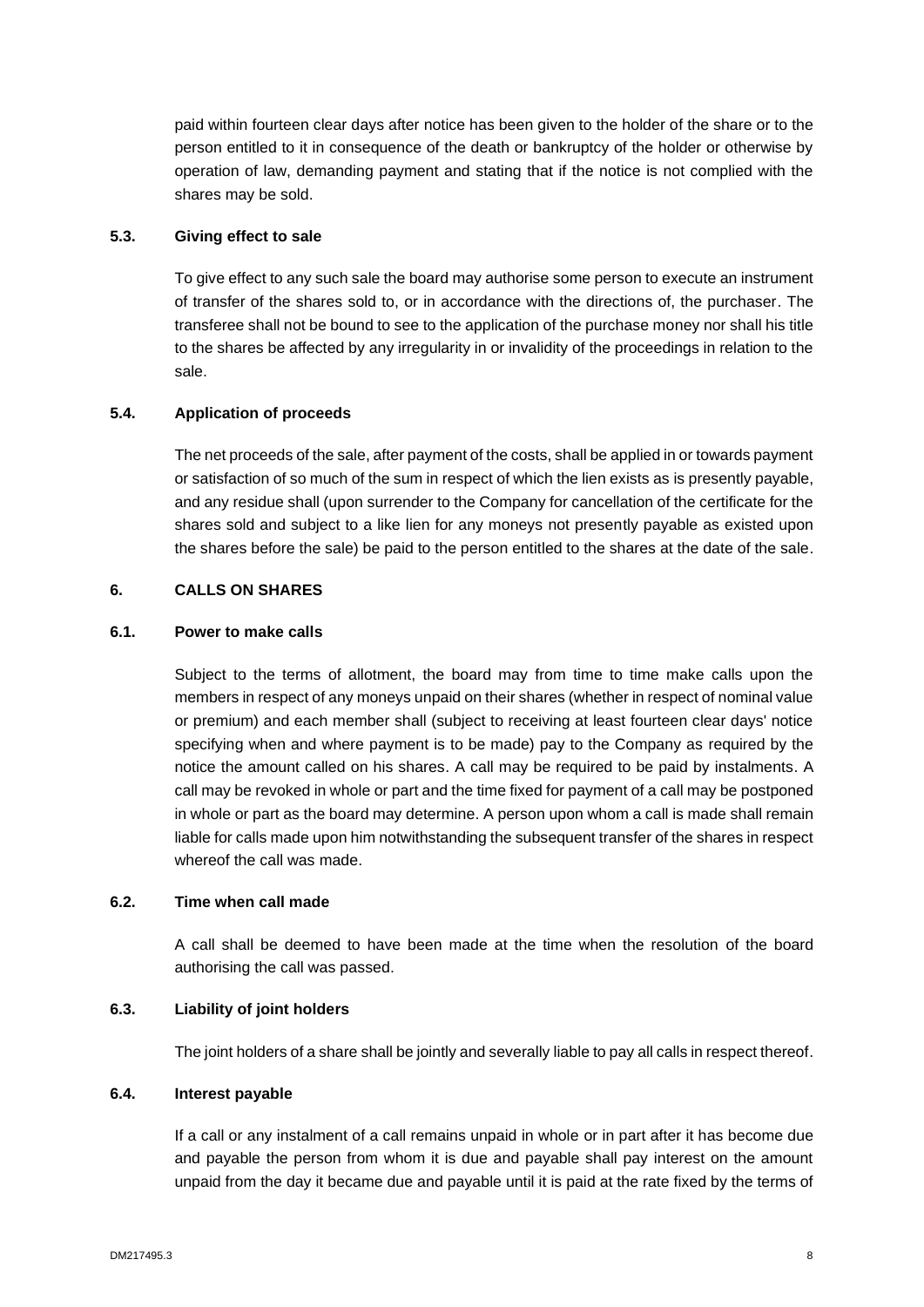paid within fourteen clear days after notice has been given to the holder of the share or to the person entitled to it in consequence of the death or bankruptcy of the holder or otherwise by operation of law, demanding payment and stating that if the notice is not complied with the shares may be sold.

### 5.3. Giving effect to sale

To give effect to any such sale the board may authorise some person to execute an instrument of transfer of the shares sold to, or in accordance with the directions of, the purchaser. The transferee shall not be bound to see to the application of the purchase money nor shall his title to the shares be affected by any irregularity in or invalidity of the proceedings in relation to the sale.

### 5.4. Application of proceeds

The net proceeds of the sale, after payment of the costs, shall be applied in or towards payment or satisfaction of so much of the sum in respect of which the lien exists as is presently payable, and any residue shall (upon surrender to the Company for cancellation of the certificate for the shares sold and subject to a like lien for any moneys not presently payable as existed upon the shares before the sale) be paid to the person entitled to the shares at the date of the sale.

## 6. CALLS ON SHARES

### 6.1. Power to make calls

Subject to the terms of allotment, the board may from time to time make calls upon the members in respect of any moneys unpaid on their shares (whether in respect of nominal value or premium) and each member shall (subject to receiving at least fourteen clear days' notice specifying when and where payment is to be made) pay to the Company as required by the notice the amount called on his shares. A call may be required to be paid by instalments. A call may be revoked in whole or part and the time fixed for payment of a call may be postponed in whole or part as the board may determine. A person upon whom a call is made shall remain liable for calls made upon him notwithstanding the subsequent transfer of the shares in respect whereof the call was made.

### 6.2. Time when call made

A call shall be deemed to have been made at the time when the resolution of the board authorising the call was passed.

### 6.3. Liability of joint holders

The joint holders of a share shall be jointly and severally liable to pay all calls in respect thereof.

### 6.4. Interest payable

If a call or any instalment of a call remains unpaid in whole or in part after it has become due and payable the person from whom it is due and payable shall pay interest on the amount unpaid from the day it became due and payable until it is paid at the rate fixed by the terms of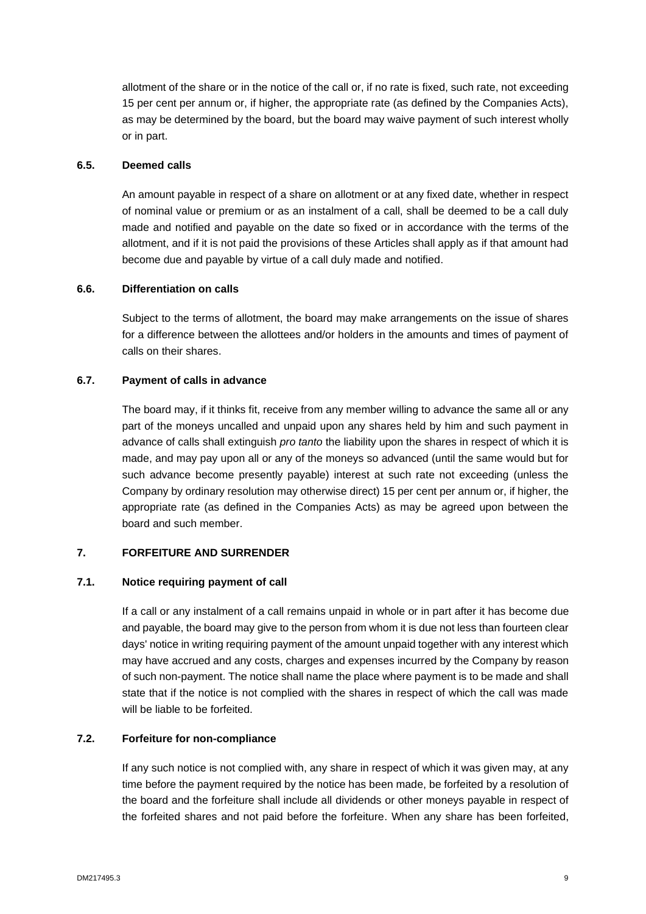allotment of the share or in the notice of the call or, if no rate is fixed, such rate, not exceeding 15 per cent per annum or, if higher, the appropriate rate (as defined by the Companies Acts), as may be determined by the board, but the board may waive payment of such interest wholly or in part.

### 6.5. Deemed calls

An amount payable in respect of a share on allotment or at any fixed date, whether in respect of nominal value or premium or as an instalment of a call, shall be deemed to be a call duly made and notified and payable on the date so fixed or in accordance with the terms of the allotment, and if it is not paid the provisions of these Articles shall apply as if that amount had become due and payable by virtue of a call duly made and notified.

### 6.6. Differentiation on calls

Subject to the terms of allotment, the board may make arrangements on the issue of shares for a difference between the allottees and/or holders in the amounts and times of payment of calls on their shares.

### 6.7. Payment of calls in advance

The board may, if it thinks fit, receive from any member willing to advance the same all or any part of the moneys uncalled and unpaid upon any shares held by him and such payment in advance of calls shall extinguish *pro tanto* the liability upon the shares in respect of which it is made, and may pay upon all or any of the moneys so advanced (until the same would but for such advance become presently payable) interest at such rate not exceeding (unless the Company by ordinary resolution may otherwise direct) 15 per cent per annum or, if higher, the appropriate rate (as defined in the Companies Acts) as may be agreed upon between the board and such member.

## 7. FORFEITURE AND SURRENDER

### 7.1. Notice requiring payment of call

If a call or any instalment of a call remains unpaid in whole or in part after it has become due and payable, the board may give to the person from whom it is due not less than fourteen clear days' notice in writing requiring payment of the amount unpaid together with any interest which may have accrued and any costs, charges and expenses incurred by the Company by reason of such non-payment. The notice shall name the place where payment is to be made and shall state that if the notice is not complied with the shares in respect of which the call was made will be liable to be forfeited.

### 7.2. Forfeiture for non-compliance

If any such notice is not complied with, any share in respect of which it was given may, at any time before the payment required by the notice has been made, be forfeited by a resolution of the board and the forfeiture shall include all dividends or other moneys payable in respect of the forfeited shares and not paid before the forfeiture. When any share has been forfeited,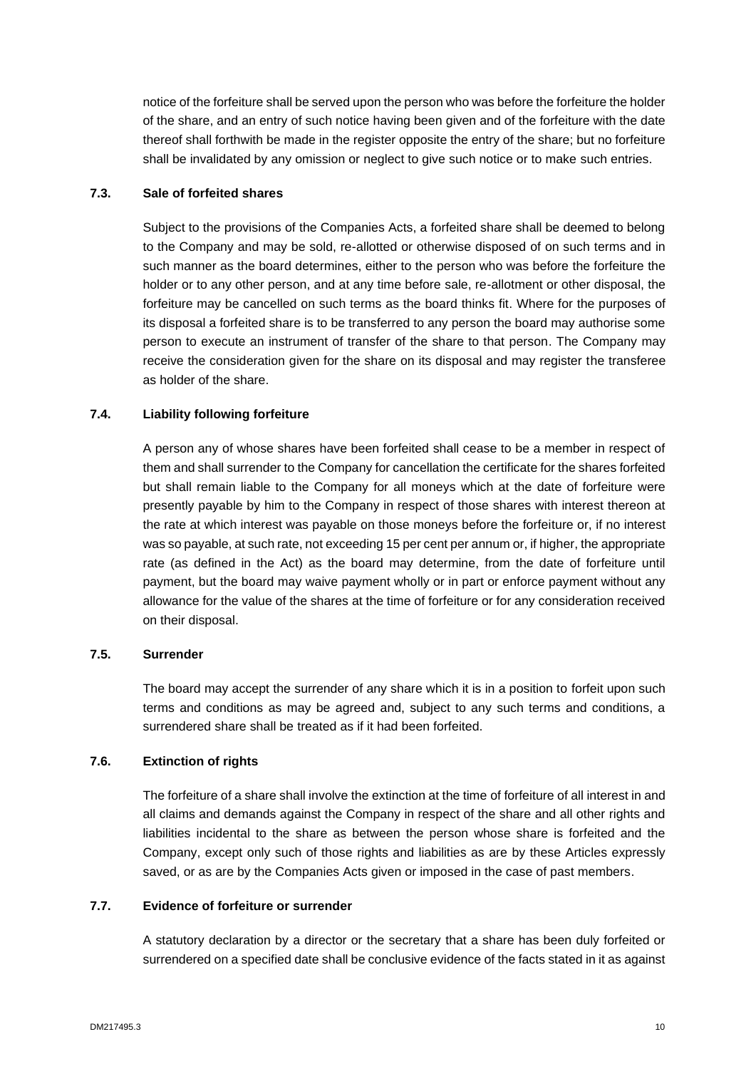notice of the forfeiture shall be served upon the person who was before the forfeiture the holder of the share, and an entry of such notice having been given and of the forfeiture with the date thereof shall forthwith be made in the register opposite the entry of the share; but no forfeiture shall be invalidated by any omission or neglect to give such notice or to make such entries.

### 7.3. Sale of forfeited shares

Subject to the provisions of the Companies Acts, a forfeited share shall be deemed to belong to the Company and may be sold, re-allotted or otherwise disposed of on such terms and in such manner as the board determines, either to the person who was before the forfeiture the holder or to any other person, and at any time before sale, re-allotment or other disposal, the forfeiture may be cancelled on such terms as the board thinks fit. Where for the purposes of its disposal a forfeited share is to be transferred to any person the board may authorise some person to execute an instrument of transfer of the share to that person. The Company may receive the consideration given for the share on its disposal and may register the transferee as holder of the share.

### 7.4. Liability following forfeiture

A person any of whose shares have been forfeited shall cease to be a member in respect of them and shall surrender to the Company for cancellation the certificate for the shares forfeited but shall remain liable to the Company for all moneys which at the date of forfeiture were presently payable by him to the Company in respect of those shares with interest thereon at the rate at which interest was payable on those moneys before the forfeiture or, if no interest was so payable, at such rate, not exceeding 15 per cent per annum or, if higher, the appropriate rate (as defined in the Act) as the board may determine, from the date of forfeiture until payment, but the board may waive payment wholly or in part or enforce payment without any allowance for the value of the shares at the time of forfeiture or for any consideration received on their disposal.

### 7.5. Surrender

The board may accept the surrender of any share which it is in a position to forfeit upon such terms and conditions as may be agreed and, subject to any such terms and conditions, a surrendered share shall be treated as if it had been forfeited.

### 7.6. Extinction of rights

The forfeiture of a share shall involve the extinction at the time of forfeiture of all interest in and all claims and demands against the Company in respect of the share and all other rights and liabilities incidental to the share as between the person whose share is forfeited and the Company, except only such of those rights and liabilities as are by these Articles expressly saved, or as are by the Companies Acts given or imposed in the case of past members.

### 7.7. Evidence of forfeiture or surrender

A statutory declaration by a director or the secretary that a share has been duly forfeited or surrendered on a specified date shall be conclusive evidence of the facts stated in it as against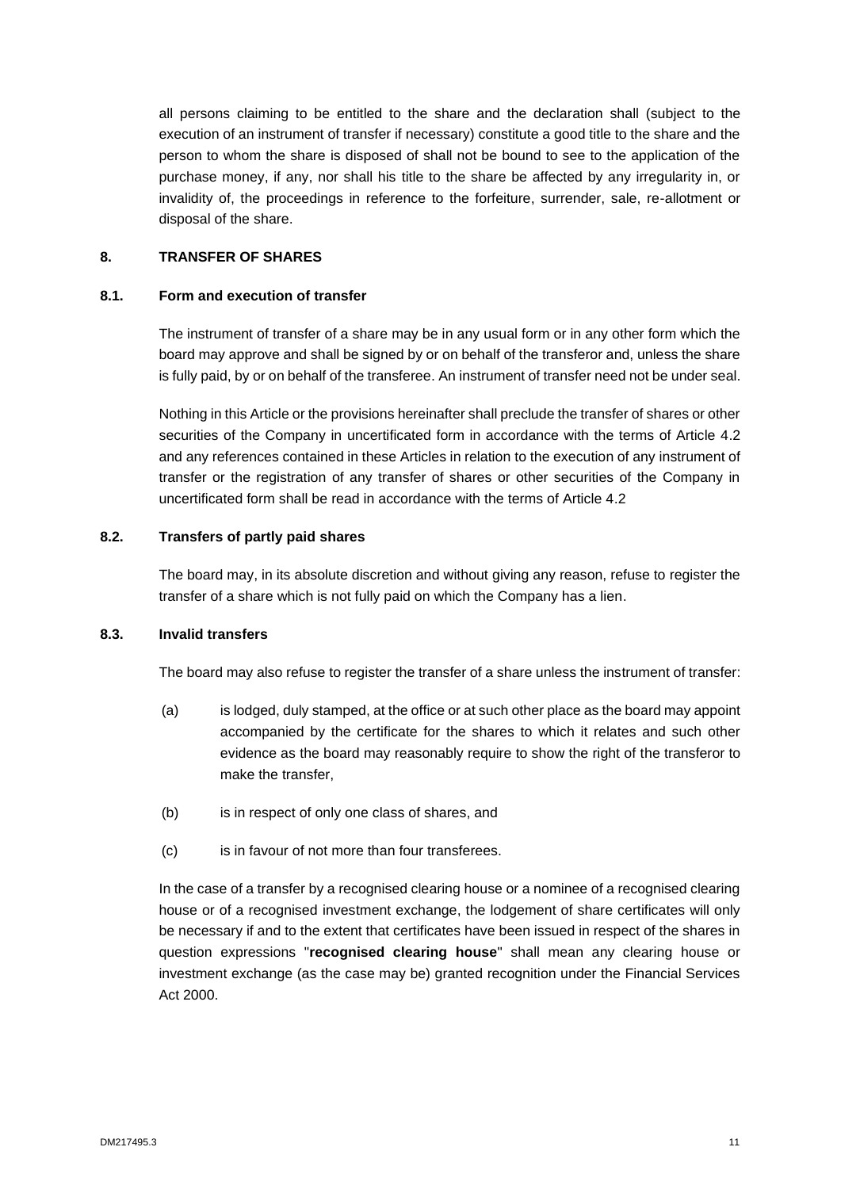all persons claiming to be entitled to the share and the declaration shall (subject to the execution of an instrument of transfer if necessary) constitute a good title to the share and the person to whom the share is disposed of shall not be bound to see to the application of the purchase money, if any, nor shall his title to the share be affected by any irregularity in, or invalidity of, the proceedings in reference to the forfeiture, surrender, sale, re-allotment or disposal of the share.

## 8. TRANSFER OF SHARES

### 8.1. Form and execution of transfer

The instrument of transfer of a share may be in any usual form or in any other form which the board may approve and shall be signed by or on behalf of the transferor and, unless the share is fully paid, by or on behalf of the transferee. An instrument of transfer need not be under seal.

Nothing in this Article or the provisions hereinafter shall preclude the transfer of shares or other securities of the Company in uncertificated form in accordance with the terms of Article 4.2 and any references contained in these Articles in relation to the execution of any instrument of transfer or the registration of any transfer of shares or other securities of the Company in uncertificated form shall be read in accordance with the terms of Article 4.2

### 8.2. Transfers of partly paid shares

The board may, in its absolute discretion and without giving any reason, refuse to register the transfer of a share which is not fully paid on which the Company has a lien.

### 8.3. Invalid transfers

The board may also refuse to register the transfer of a share unless the instrument of transfer:

(a) is lodged, duly stamped, at the office or at such other place as the board may appoint accompanied by the certificate for the shares to which it relates and such other evidence as the board may reasonably require to show the right of the transferor to make the transfer,

(b) is in respect of only one class of shares, and

(c) is in favour of not more than four transferees.

In the case of a transfer by a recognised clearing house or a nominee of a recognised clearing house or of a recognised investment exchange, the lodgement of share certificates will only be necessary if and to the extent that certificates have been issued in respect of the shares in question expressions "**recognised clearing house**" shall mean any clearing house or investment exchange (as the case may be) granted recognition under the Financial Services Act 2000.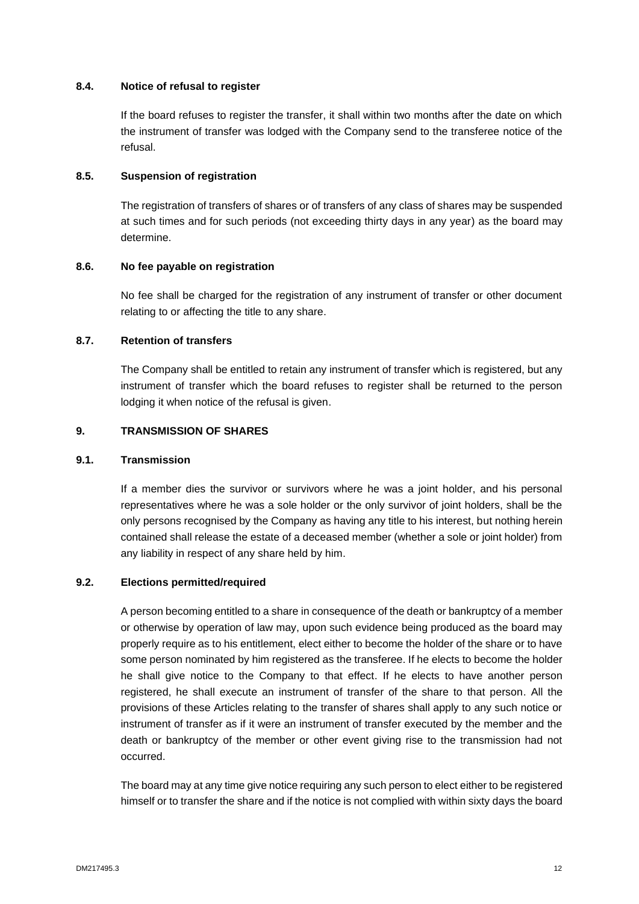### 8.4. Notice of refusal to register

If the board refuses to register the transfer, it shall within two months after the date on which the instrument of transfer was lodged with the Company send to the transferee notice of the refusal.

### 8.5. Suspension of registration

The registration of transfers of shares or of transfers of any class of shares may be suspended at such times and for such periods (not exceeding thirty days in any year) as the board may determine.

### 8.6. No fee payable on registration

No fee shall be charged for the registration of any instrument of transfer or other document relating to or affecting the title to any share.

### 8.7. Retention of transfers

The Company shall be entitled to retain any instrument of transfer which is registered, but any instrument of transfer which the board refuses to register shall be returned to the person lodging it when notice of the refusal is given.

## 9. TRANSMISSION OF SHARES

### 9.1. Transmission

If a member dies the survivor or survivors where he was a joint holder, and his personal representatives where he was a sole holder or the only survivor of joint holders, shall be the only persons recognised by the Company as having any title to his interest, but nothing herein contained shall release the estate of a deceased member (whether a sole or joint holder) from any liability in respect of any share held by him.

### 9.2. Elections permitted/required

A person becoming entitled to a share in consequence of the death or bankruptcy of a member or otherwise by operation of law may, upon such evidence being produced as the board may properly require as to his entitlement, elect either to become the holder of the share or to have some person nominated by him registered as the transferee. If he elects to become the holder he shall give notice to the Company to that effect. If he elects to have another person registered, he shall execute an instrument of transfer of the share to that person. All the provisions of these Articles relating to the transfer of shares shall apply to any such notice or instrument of transfer as if it were an instrument of transfer executed by the member and the death or bankruptcy of the member or other event giving rise to the transmission had not occurred.

The board may at any time give notice requiring any such person to elect either to be registered himself or to transfer the share and if the notice is not complied with within sixty days the board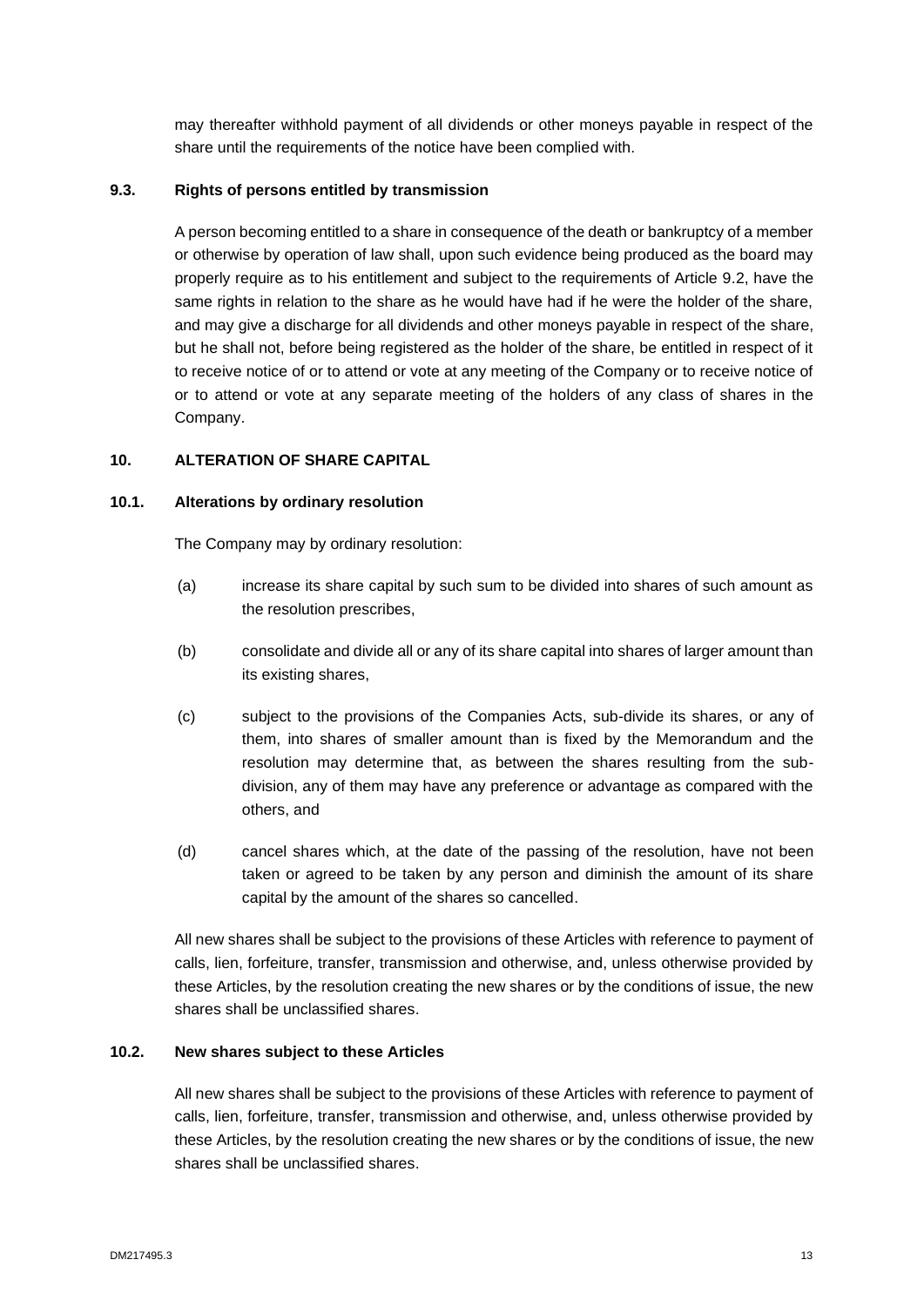may thereafter withhold payment of all dividends or other moneys payable in respect of the share until the requirements of the notice have been complied with.

### 9.3. Rights of persons entitled by transmission

A person becoming entitled to a share in consequence of the death or bankruptcy of a member or otherwise by operation of law shall, upon such evidence being produced as the board may properly require as to his entitlement and subject to the requirements of Article 9.2, have the same rights in relation to the share as he would have had if he were the holder of the share, and may give a discharge for all dividends and other moneys payable in respect of the share, but he shall not, before being registered as the holder of the share, be entitled in respect of it to receive notice of or to attend or vote at any meeting of the Company or to receive notice of or to attend or vote at any separate meeting of the holders of any class of shares in the Company.

## 10. ALTERATION OF SHARE CAPITAL

### 10.1. Alterations by ordinary resolution

The Company may by ordinary resolution:

(a) increase its share capital by such sum to be divided into shares of such amount as the resolution prescribes,

(b) consolidate and divide all or any of its share capital into shares of larger amount than its existing shares,

(c) subject to the provisions of the Companies Acts, sub-divide its shares, or any of them, into shares of smaller amount than is fixed by the Memorandum and the resolution may determine that, as between the shares resulting from the sub-division, any of them may have any preference or advantage as compared with the others, and

(d) cancel shares which, at the date of the passing of the resolution, have not been taken or agreed to be taken by any person and diminish the amount of its share capital by the amount of the shares so cancelled.

All new shares shall be subject to the provisions of these Articles with reference to payment of calls, lien, forfeiture, transfer, transmission and otherwise, and, unless otherwise provided by these Articles, by the resolution creating the new shares or by the conditions of issue, the new shares shall be unclassified shares.

### 10.2. New shares subject to these Articles

All new shares shall be subject to the provisions of these Articles with reference to payment of calls, lien, forfeiture, transfer, transmission and otherwise, and, unless otherwise provided by these Articles, by the resolution creating the new shares or by the conditions of issue, the new shares shall be unclassified shares.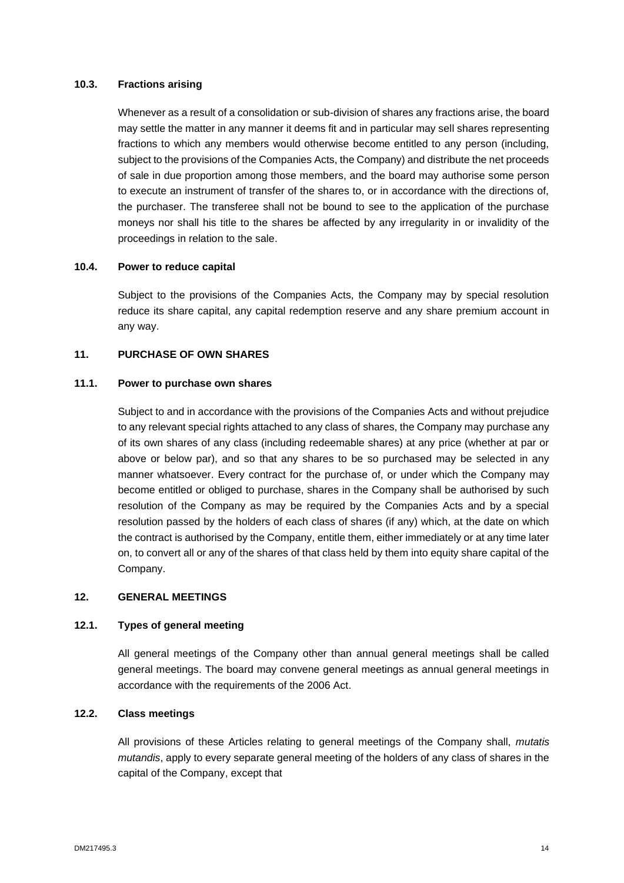### 10.3. Fractions arising

Whenever as a result of a consolidation or sub-division of shares any fractions arise, the board may settle the matter in any manner it deems fit and in particular may sell shares representing fractions to which any members would otherwise become entitled to any person (including, subject to the provisions of the Companies Acts, the Company) and distribute the net proceeds of sale in due proportion among those members, and the board may authorise some person to execute an instrument of transfer of the shares to, or in accordance with the directions of, the purchaser. The transferee shall not be bound to see to the application of the purchase moneys nor shall his title to the shares be affected by any irregularity in or invalidity of the proceedings in relation to the sale.

### 10.4. Power to reduce capital

Subject to the provisions of the Companies Acts, the Company may by special resolution reduce its share capital, any capital redemption reserve and any share premium account in any way.

## 11. PURCHASE OF OWN SHARES

### 11.1. Power to purchase own shares

Subject to and in accordance with the provisions of the Companies Acts and without prejudice to any relevant special rights attached to any class of shares, the Company may purchase any of its own shares of any class (including redeemable shares) at any price (whether at par or above or below par), and so that any shares to be so purchased may be selected in any manner whatsoever. Every contract for the purchase of, or under which the Company may become entitled or obliged to purchase, shares in the Company shall be authorised by such resolution of the Company as may be required by the Companies Acts and by a special resolution passed by the holders of each class of shares (if any) which, at the date on which the contract is authorised by the Company, entitle them, either immediately or at any time later on, to convert all or any of the shares of that class held by them into equity share capital of the Company.

## 12. GENERAL MEETINGS

### 12.1. Types of general meeting

All general meetings of the Company other than annual general meetings shall be called general meetings. The board may convene general meetings as annual general meetings in accordance with the requirements of the 2006 Act.

### 12.2. Class meetings

All provisions of these Articles relating to general meetings of the Company shall, *mutatis mutandis*, apply to every separate general meeting of the holders of any class of shares in the capital of the Company, except that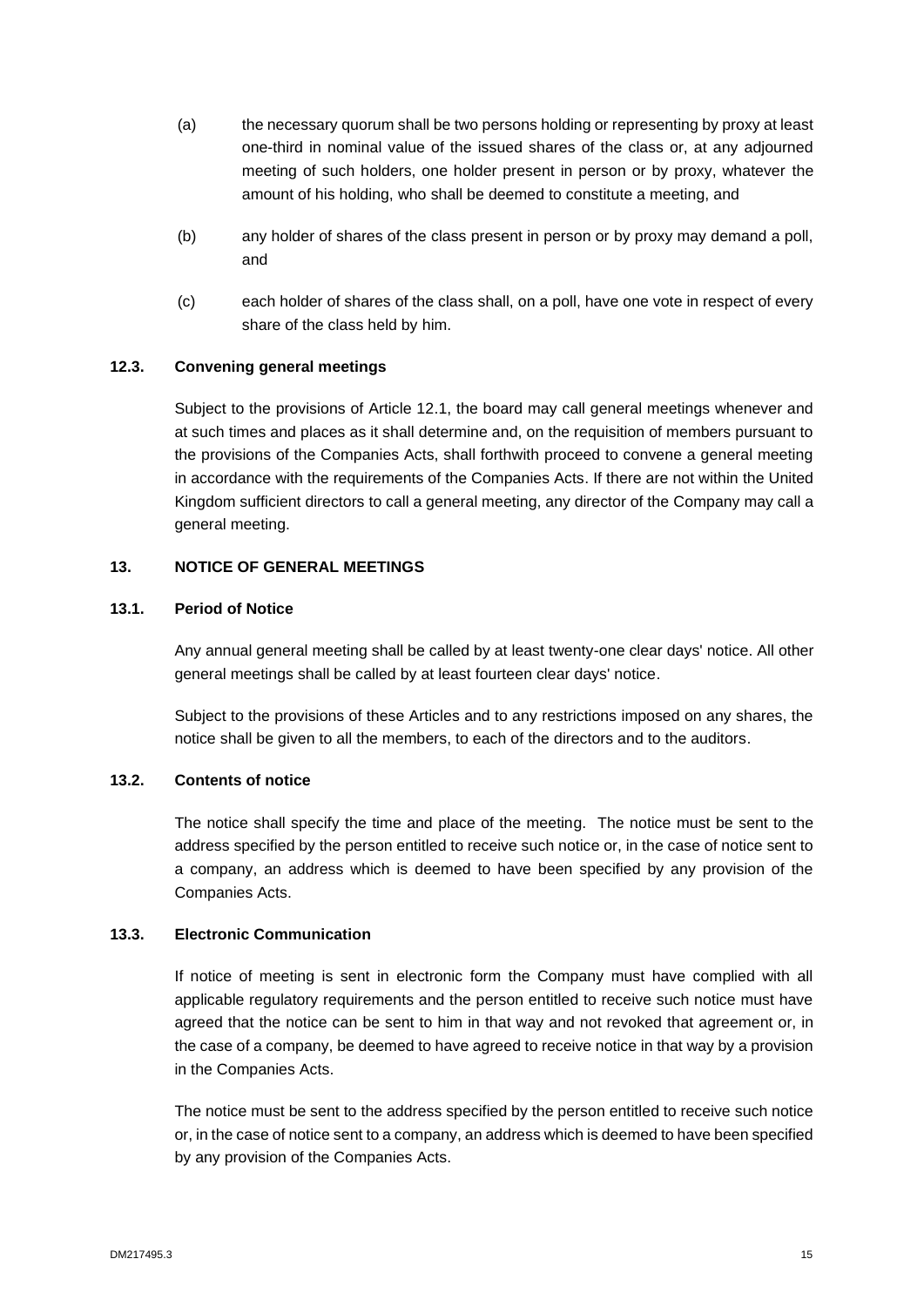(a) the necessary quorum shall be two persons holding or representing by proxy at least one-third in nominal value of the issued shares of the class or, at any adjourned meeting of such holders, one holder present in person or by proxy, whatever the amount of his holding, who shall be deemed to constitute a meeting, and

(b) any holder of shares of the class present in person or by proxy may demand a poll, and

(c) each holder of shares of the class shall, on a poll, have one vote in respect of every share of the class held by him.

### 12.3. Convening general meetings

Subject to the provisions of Article 12.1, the board may call general meetings whenever and at such times and places as it shall determine and, on the requisition of members pursuant to the provisions of the Companies Acts, shall forthwith proceed to convene a general meeting in accordance with the requirements of the Companies Acts. If there are not within the United Kingdom sufficient directors to call a general meeting, any director of the Company may call a general meeting.

## 13. NOTICE OF GENERAL MEETINGS

### 13.1. Period of Notice

Any annual general meeting shall be called by at least twenty-one clear days' notice. All other general meetings shall be called by at least fourteen clear days' notice.

Subject to the provisions of these Articles and to any restrictions imposed on any shares, the notice shall be given to all the members, to each of the directors and to the auditors.

### 13.2. Contents of notice

The notice shall specify the time and place of the meeting. The notice must be sent to the address specified by the person entitled to receive such notice or, in the case of notice sent to a company, an address which is deemed to have been specified by any provision of the Companies Acts.

### 13.3. Electronic Communication

If notice of meeting is sent in electronic form the Company must have complied with all applicable regulatory requirements and the person entitled to receive such notice must have agreed that the notice can be sent to him in that way and not revoked that agreement or, in the case of a company, be deemed to have agreed to receive notice in that way by a provision in the Companies Acts.

The notice must be sent to the address specified by the person entitled to receive such notice or, in the case of notice sent to a company, an address which is deemed to have been specified by any provision of the Companies Acts.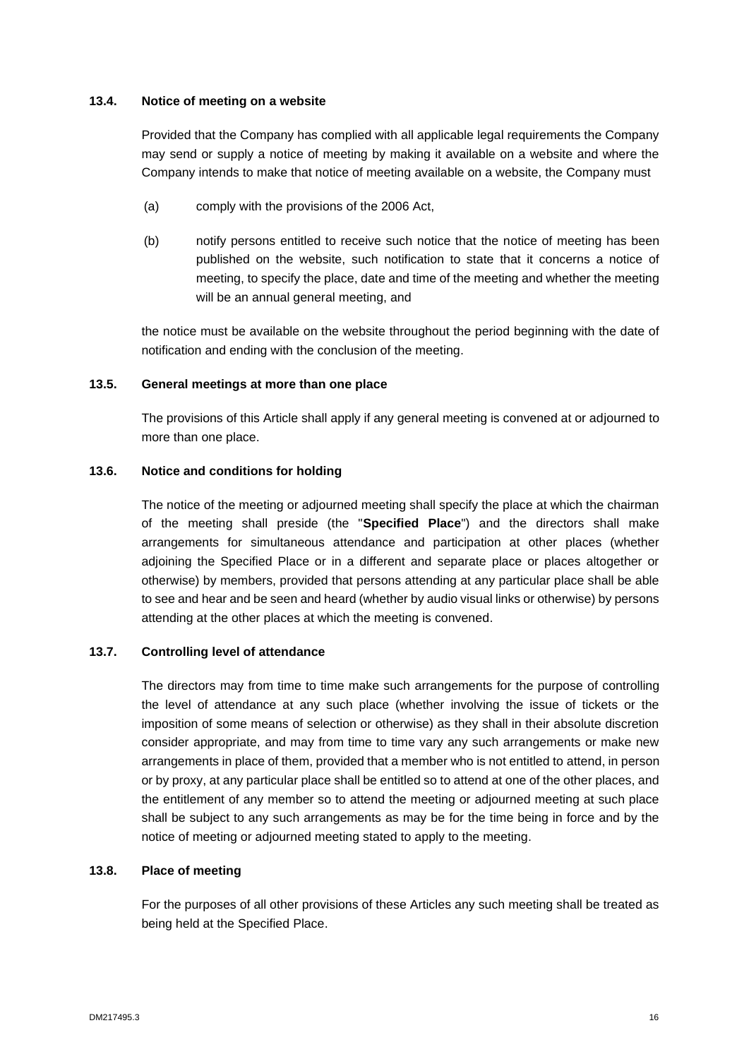### 13.4. Notice of meeting on a website

Provided that the Company has complied with all applicable legal requirements the Company may send or supply a notice of meeting by making it available on a website and where the Company intends to make that notice of meeting available on a website, the Company must

(a) comply with the provisions of the 2006 Act,

(b) notify persons entitled to receive such notice that the notice of meeting has been published on the website, such notification to state that it concerns a notice of meeting, to specify the place, date and time of the meeting and whether the meeting will be an annual general meeting, and

the notice must be available on the website throughout the period beginning with the date of notification and ending with the conclusion of the meeting.

### 13.5. General meetings at more than one place

The provisions of this Article shall apply if any general meeting is convened at or adjourned to more than one place.

### 13.6. Notice and conditions for holding

The notice of the meeting or adjourned meeting shall specify the place at which the chairman of the meeting shall preside (the "**Specified Place**") and the directors shall make arrangements for simultaneous attendance and participation at other places (whether adjoining the Specified Place or in a different and separate place or places altogether or otherwise) by members, provided that persons attending at any particular place shall be able to see and hear and be seen and heard (whether by audio visual links or otherwise) by persons attending at the other places at which the meeting is convened.

### 13.7. Controlling level of attendance

The directors may from time to time make such arrangements for the purpose of controlling the level of attendance at any such place (whether involving the issue of tickets or the imposition of some means of selection or otherwise) as they shall in their absolute discretion consider appropriate, and may from time to time vary any such arrangements or make new arrangements in place of them, provided that a member who is not entitled to attend, in person or by proxy, at any particular place shall be entitled so to attend at one of the other places, and the entitlement of any member so to attend the meeting or adjourned meeting at such place shall be subject to any such arrangements as may be for the time being in force and by the notice of meeting or adjourned meeting stated to apply to the meeting.

### 13.8. Place of meeting

For the purposes of all other provisions of these Articles any such meeting shall be treated as being held at the Specified Place.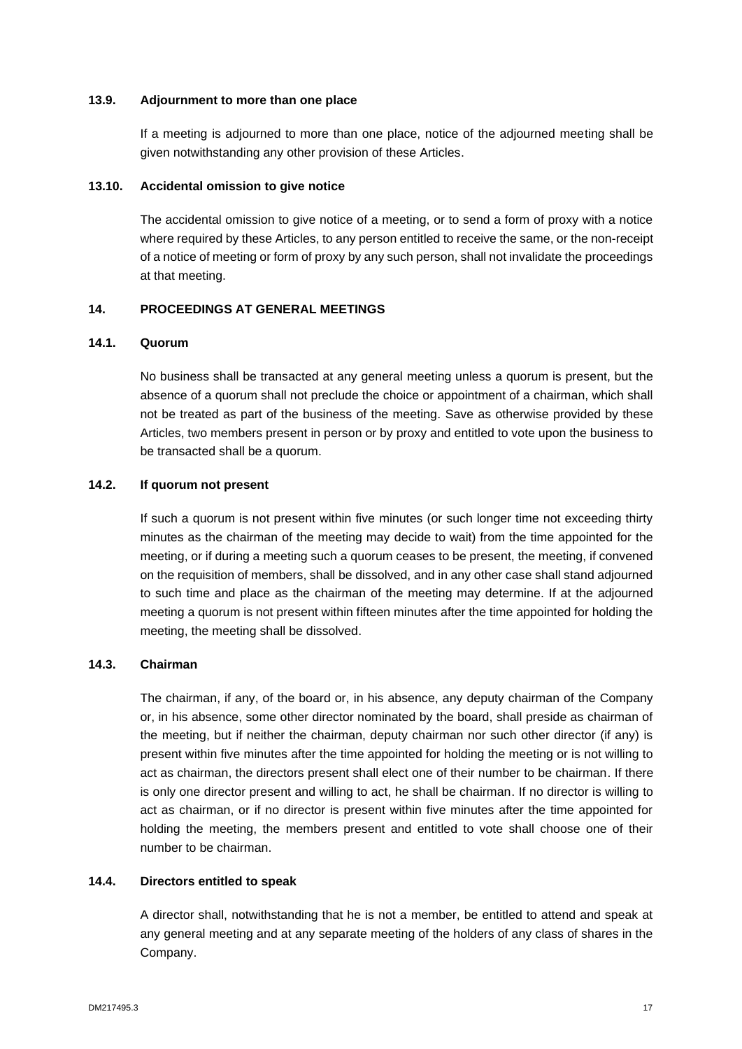### 13.9. Adjournment to more than one place

If a meeting is adjourned to more than one place, notice of the adjourned meeting shall be given notwithstanding any other provision of these Articles.

### 13.10. Accidental omission to give notice

The accidental omission to give notice of a meeting, or to send a form of proxy with a notice where required by these Articles, to any person entitled to receive the same, or the non-receipt of a notice of meeting or form of proxy by any such person, shall not invalidate the proceedings at that meeting.

## 14. PROCEEDINGS AT GENERAL MEETINGS

### 14.1. Quorum

No business shall be transacted at any general meeting unless a quorum is present, but the absence of a quorum shall not preclude the choice or appointment of a chairman, which shall not be treated as part of the business of the meeting. Save as otherwise provided by these Articles, two members present in person or by proxy and entitled to vote upon the business to be transacted shall be a quorum.

### 14.2. If quorum not present

If such a quorum is not present within five minutes (or such longer time not exceeding thirty minutes as the chairman of the meeting may decide to wait) from the time appointed for the meeting, or if during a meeting such a quorum ceases to be present, the meeting, if convened on the requisition of members, shall be dissolved, and in any other case shall stand adjourned to such time and place as the chairman of the meeting may determine. If at the adjourned meeting a quorum is not present within fifteen minutes after the time appointed for holding the meeting, the meeting shall be dissolved.

### 14.3. Chairman

The chairman, if any, of the board or, in his absence, any deputy chairman of the Company or, in his absence, some other director nominated by the board, shall preside as chairman of the meeting, but if neither the chairman, deputy chairman nor such other director (if any) is present within five minutes after the time appointed for holding the meeting or is not willing to act as chairman, the directors present shall elect one of their number to be chairman. If there is only one director present and willing to act, he shall be chairman. If no director is willing to act as chairman, or if no director is present within five minutes after the time appointed for holding the meeting, the members present and entitled to vote shall choose one of their number to be chairman.

### 14.4. Directors entitled to speak

A director shall, notwithstanding that he is not a member, be entitled to attend and speak at any general meeting and at any separate meeting of the holders of any class of shares in the Company.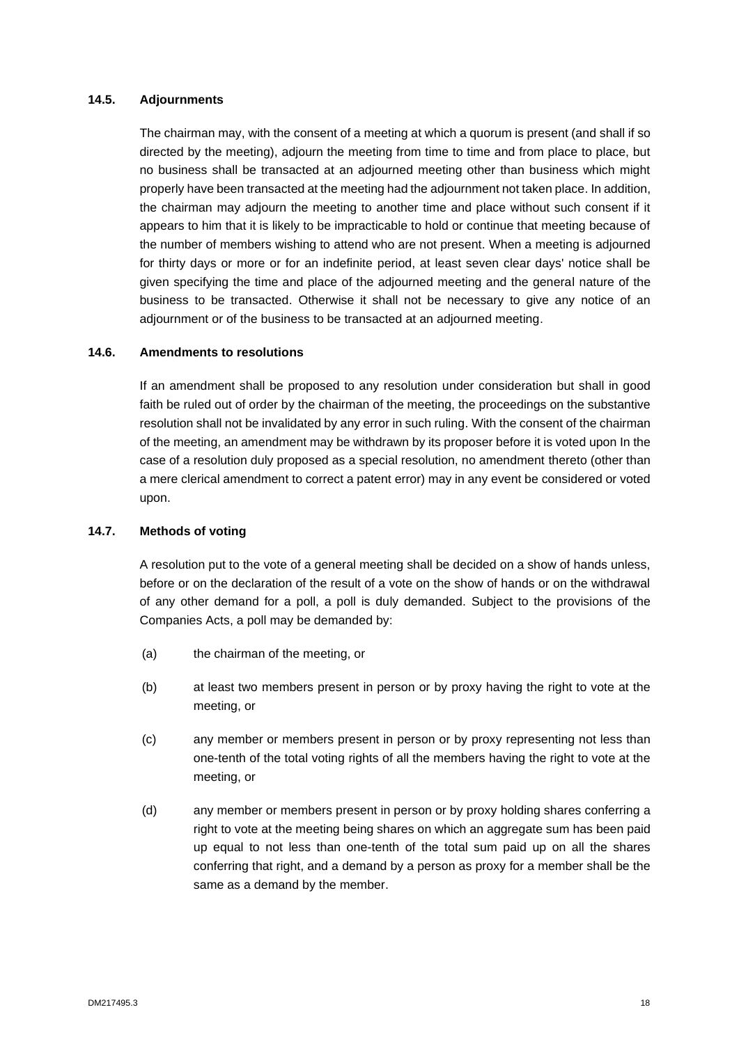### 14.5. Adjournments

The chairman may, with the consent of a meeting at which a quorum is present (and shall if so directed by the meeting), adjourn the meeting from time to time and from place to place, but no business shall be transacted at an adjourned meeting other than business which might properly have been transacted at the meeting had the adjournment not taken place. In addition, the chairman may adjourn the meeting to another time and place without such consent if it appears to him that it is likely to be impracticable to hold or continue that meeting because of the number of members wishing to attend who are not present. When a meeting is adjourned for thirty days or more or for an indefinite period, at least seven clear days' notice shall be given specifying the time and place of the adjourned meeting and the general nature of the business to be transacted. Otherwise it shall not be necessary to give any notice of an adjournment or of the business to be transacted at an adjourned meeting.

### 14.6. Amendments to resolutions

If an amendment shall be proposed to any resolution under consideration but shall in good faith be ruled out of order by the chairman of the meeting, the proceedings on the substantive resolution shall not be invalidated by any error in such ruling. With the consent of the chairman of the meeting, an amendment may be withdrawn by its proposer before it is voted upon In the case of a resolution duly proposed as a special resolution, no amendment thereto (other than a mere clerical amendment to correct a patent error) may in any event be considered or voted upon.

### 14.7. Methods of voting

A resolution put to the vote of a general meeting shall be decided on a show of hands unless, before or on the declaration of the result of a vote on the show of hands or on the withdrawal of any other demand for a poll, a poll is duly demanded. Subject to the provisions of the Companies Acts, a poll may be demanded by:

(a) the chairman of the meeting, or

(b) at least two members present in person or by proxy having the right to vote at the meeting, or

(c) any member or members present in person or by proxy representing not less than one-tenth of the total voting rights of all the members having the right to vote at the meeting, or

(d) any member or members present in person or by proxy holding shares conferring a right to vote at the meeting being shares on which an aggregate sum has been paid up equal to not less than one-tenth of the total sum paid up on all the shares conferring that right, and a demand by a person as proxy for a member shall be the same as a demand by the member.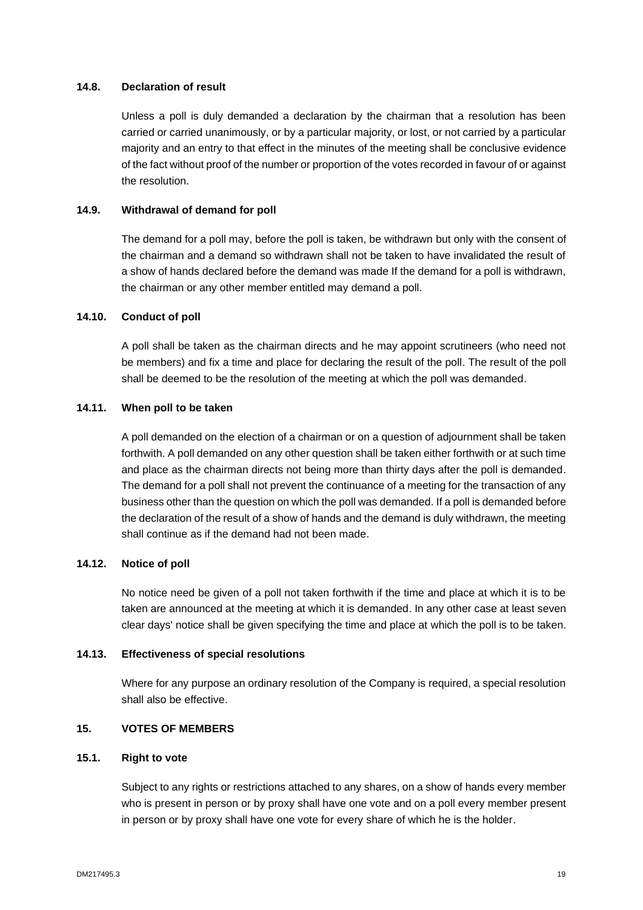### 14.8. Declaration of result

Unless a poll is duly demanded a declaration by the chairman that a resolution has been carried or carried unanimously, or by a particular majority, or lost, or not carried by a particular majority and an entry to that effect in the minutes of the meeting shall be conclusive evidence of the fact without proof of the number or proportion of the votes recorded in favour of or against the resolution.

### 14.9. Withdrawal of demand for poll

The demand for a poll may, before the poll is taken, be withdrawn but only with the consent of the chairman and a demand so withdrawn shall not be taken to have invalidated the result of a show of hands declared before the demand was made If the demand for a poll is withdrawn, the chairman or any other member entitled may demand a poll.

### 14.10. Conduct of poll

A poll shall be taken as the chairman directs and he may appoint scrutineers (who need not be members) and fix a time and place for declaring the result of the poll. The result of the poll shall be deemed to be the resolution of the meeting at which the poll was demanded.

### 14.11. When poll to be taken

A poll demanded on the election of a chairman or on a question of adjournment shall be taken forthwith. A poll demanded on any other question shall be taken either forthwith or at such time and place as the chairman directs not being more than thirty days after the poll is demanded. The demand for a poll shall not prevent the continuance of a meeting for the transaction of any business other than the question on which the poll was demanded. If a poll is demanded before the declaration of the result of a show of hands and the demand is duly withdrawn, the meeting shall continue as if the demand had not been made.

### 14.12. Notice of poll

No notice need be given of a poll not taken forthwith if the time and place at which it is to be taken are announced at the meeting at which it is demanded. In any other case at least seven clear days' notice shall be given specifying the time and place at which the poll is to be taken.

### 14.13. Effectiveness of special resolutions

Where for any purpose an ordinary resolution of the Company is required, a special resolution shall also be effective.

## 15. VOTES OF MEMBERS

### 15.1. Right to vote

Subject to any rights or restrictions attached to any shares, on a show of hands every member who is present in person or by proxy shall have one vote and on a poll every member present in person or by proxy shall have one vote for every share of which he is the holder.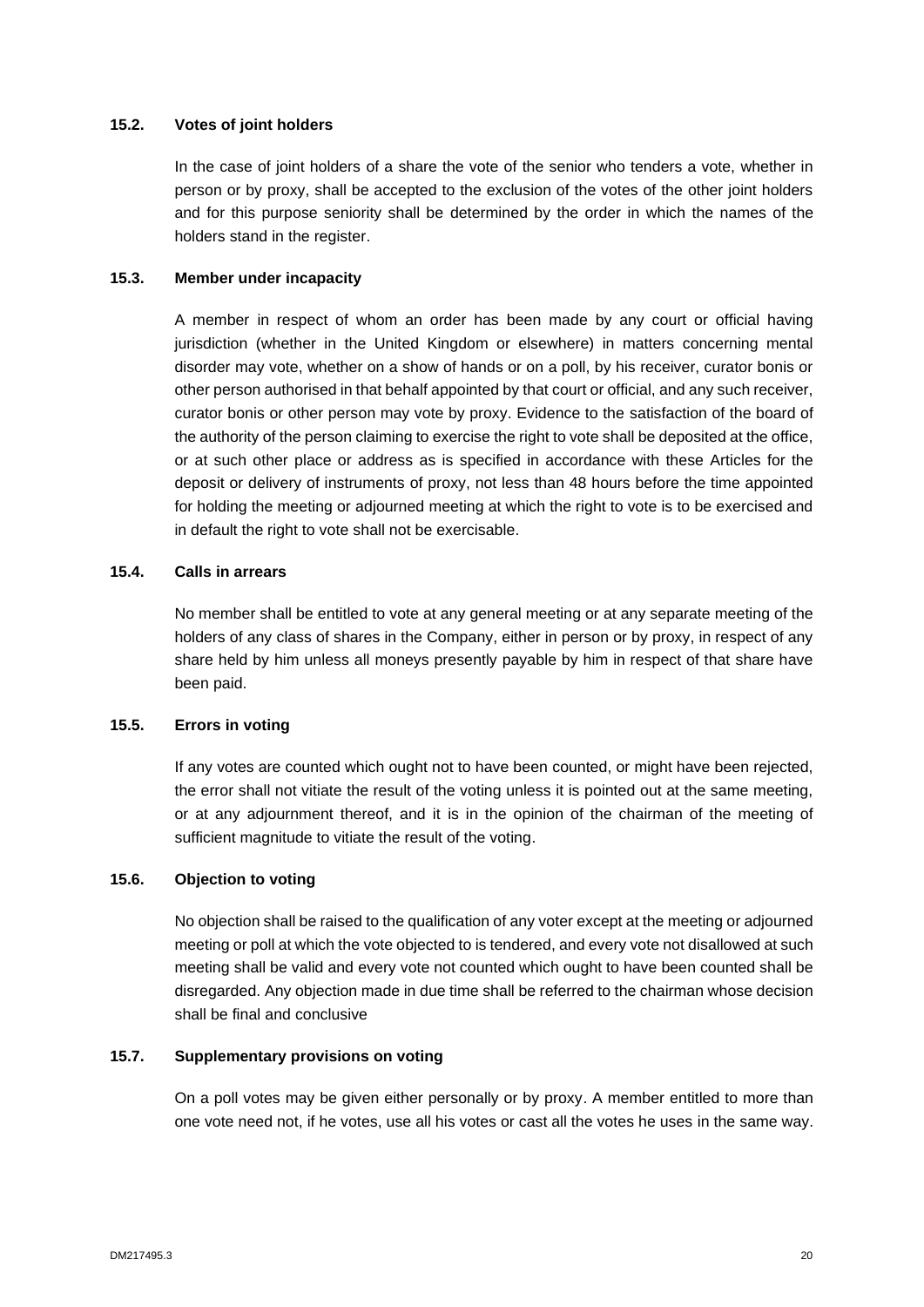### 15.2. Votes of joint holders

In the case of joint holders of a share the vote of the senior who tenders a vote, whether in person or by proxy, shall be accepted to the exclusion of the votes of the other joint holders and for this purpose seniority shall be determined by the order in which the names of the holders stand in the register.

### 15.3. Member under incapacity

A member in respect of whom an order has been made by any court or official having jurisdiction (whether in the United Kingdom or elsewhere) in matters concerning mental disorder may vote, whether on a show of hands or on a poll, by his receiver, curator bonis or other person authorised in that behalf appointed by that court or official, and any such receiver, curator bonis or other person may vote by proxy. Evidence to the satisfaction of the board of the authority of the person claiming to exercise the right to vote shall be deposited at the office, or at such other place or address as is specified in accordance with these Articles for the deposit or delivery of instruments of proxy, not less than 48 hours before the time appointed for holding the meeting or adjourned meeting at which the right to vote is to be exercised and in default the right to vote shall not be exercisable.

### 15.4. Calls in arrears

No member shall be entitled to vote at any general meeting or at any separate meeting of the holders of any class of shares in the Company, either in person or by proxy, in respect of any share held by him unless all moneys presently payable by him in respect of that share have been paid.

### 15.5. Errors in voting

If any votes are counted which ought not to have been counted, or might have been rejected, the error shall not vitiate the result of the voting unless it is pointed out at the same meeting, or at any adjournment thereof, and it is in the opinion of the chairman of the meeting of sufficient magnitude to vitiate the result of the voting.

### 15.6. Objection to voting

No objection shall be raised to the qualification of any voter except at the meeting or adjourned meeting or poll at which the vote objected to is tendered, and every vote not disallowed at such meeting shall be valid and every vote not counted which ought to have been counted shall be disregarded. Any objection made in due time shall be referred to the chairman whose decision shall be final and conclusive

### 15.7. Supplementary provisions on voting

On a poll votes may be given either personally or by proxy. A member entitled to more than one vote need not, if he votes, use all his votes or cast all the votes he uses in the same way.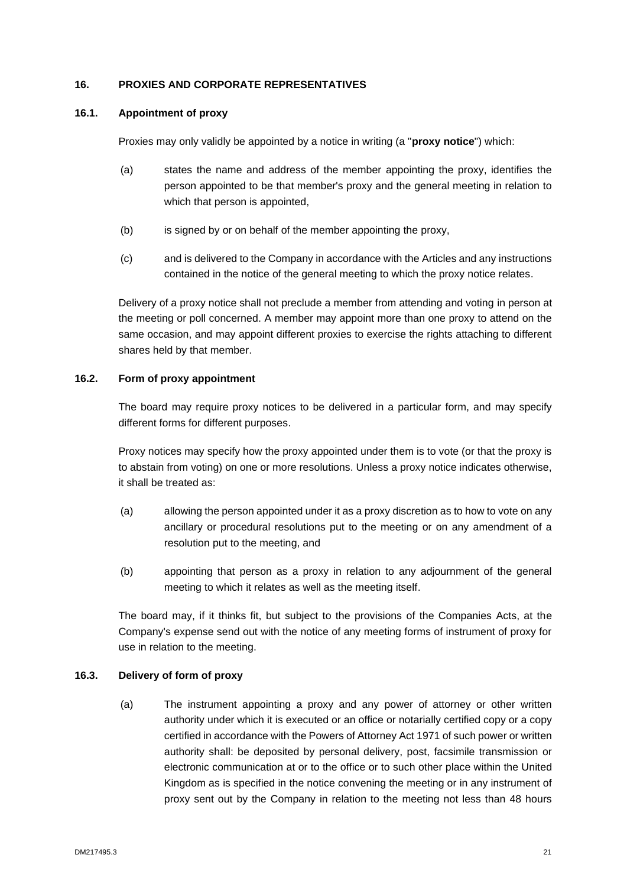## 16. PROXIES AND CORPORATE REPRESENTATIVES

### 16.1. Appointment of proxy

Proxies may only validly be appointed by a notice in writing (a "**proxy notice**") which:

(a) states the name and address of the member appointing the proxy, identifies the person appointed to be that member's proxy and the general meeting in relation to which that person is appointed,

(b) is signed by or on behalf of the member appointing the proxy,

(c) and is delivered to the Company in accordance with the Articles and any instructions contained in the notice of the general meeting to which the proxy notice relates.

Delivery of a proxy notice shall not preclude a member from attending and voting in person at the meeting or poll concerned. A member may appoint more than one proxy to attend on the same occasion, and may appoint different proxies to exercise the rights attaching to different shares held by that member.

### 16.2. Form of proxy appointment

The board may require proxy notices to be delivered in a particular form, and may specify different forms for different purposes.

Proxy notices may specify how the proxy appointed under them is to vote (or that the proxy is to abstain from voting) on one or more resolutions. Unless a proxy notice indicates otherwise, it shall be treated as:

(a) allowing the person appointed under it as a proxy discretion as to how to vote on any ancillary or procedural resolutions put to the meeting or on any amendment of a resolution put to the meeting, and

(b) appointing that person as a proxy in relation to any adjournment of the general meeting to which it relates as well as the meeting itself.

The board may, if it thinks fit, but subject to the provisions of the Companies Acts, at the Company's expense send out with the notice of any meeting forms of instrument of proxy for use in relation to the meeting.

### 16.3. Delivery of form of proxy

(a) The instrument appointing a proxy and any power of attorney or other written authority under which it is executed or an office or notarially certified copy or a copy certified in accordance with the Powers of Attorney Act 1971 of such power or written authority shall: be deposited by personal delivery, post, facsimile transmission or electronic communication at or to the office or to such other place within the United Kingdom as is specified in the notice convening the meeting or in any instrument of proxy sent out by the Company in relation to the meeting not less than 48 hours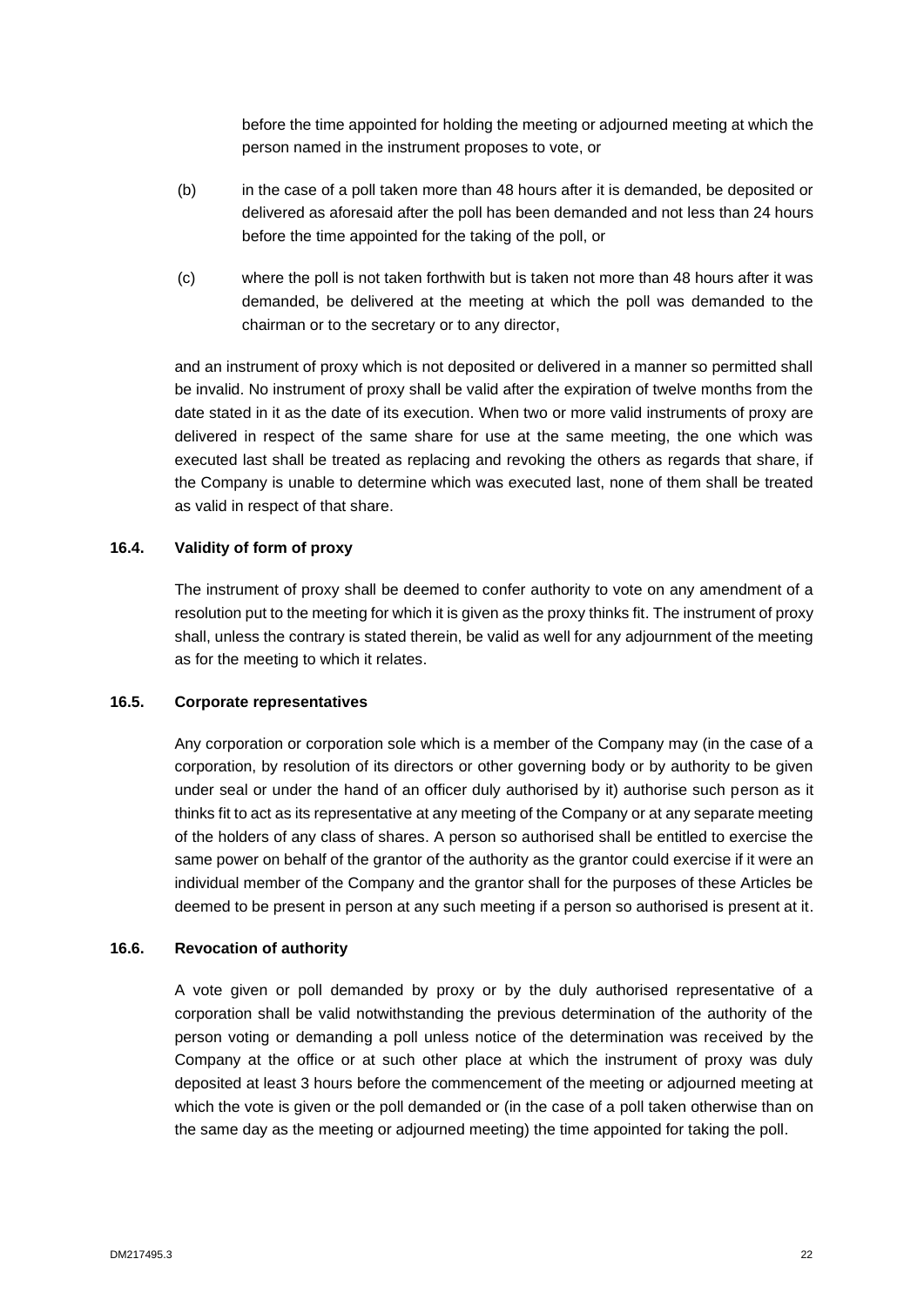before the time appointed for holding the meeting or adjourned meeting at which the person named in the instrument proposes to vote, or

(b) in the case of a poll taken more than 48 hours after it is demanded, be deposited or delivered as aforesaid after the poll has been demanded and not less than 24 hours before the time appointed for the taking of the poll, or

(c) where the poll is not taken forthwith but is taken not more than 48 hours after it was demanded, be delivered at the meeting at which the poll was demanded to the chairman or to the secretary or to any director,

and an instrument of proxy which is not deposited or delivered in a manner so permitted shall be invalid. No instrument of proxy shall be valid after the expiration of twelve months from the date stated in it as the date of its execution. When two or more valid instruments of proxy are delivered in respect of the same share for use at the same meeting, the one which was executed last shall be treated as replacing and revoking the others as regards that share, if the Company is unable to determine which was executed last, none of them shall be treated as valid in respect of that share.

### 16.4. Validity of form of proxy

The instrument of proxy shall be deemed to confer authority to vote on any amendment of a resolution put to the meeting for which it is given as the proxy thinks fit. The instrument of proxy shall, unless the contrary is stated therein, be valid as well for any adjournment of the meeting as for the meeting to which it relates.

### 16.5. Corporate representatives

Any corporation or corporation sole which is a member of the Company may (in the case of a corporation, by resolution of its directors or other governing body or by authority to be given under seal or under the hand of an officer duly authorised by it) authorise such person as it thinks fit to act as its representative at any meeting of the Company or at any separate meeting of the holders of any class of shares. A person so authorised shall be entitled to exercise the same power on behalf of the grantor of the authority as the grantor could exercise if it were an individual member of the Company and the grantor shall for the purposes of these Articles be deemed to be present in person at any such meeting if a person so authorised is present at it.

### 16.6. Revocation of authority

A vote given or poll demanded by proxy or by the duly authorised representative of a corporation shall be valid notwithstanding the previous determination of the authority of the person voting or demanding a poll unless notice of the determination was received by the Company at the office or at such other place at which the instrument of proxy was duly deposited at least 3 hours before the commencement of the meeting or adjourned meeting at which the vote is given or the poll demanded or (in the case of a poll taken otherwise than on the same day as the meeting or adjourned meeting) the time appointed for taking the poll.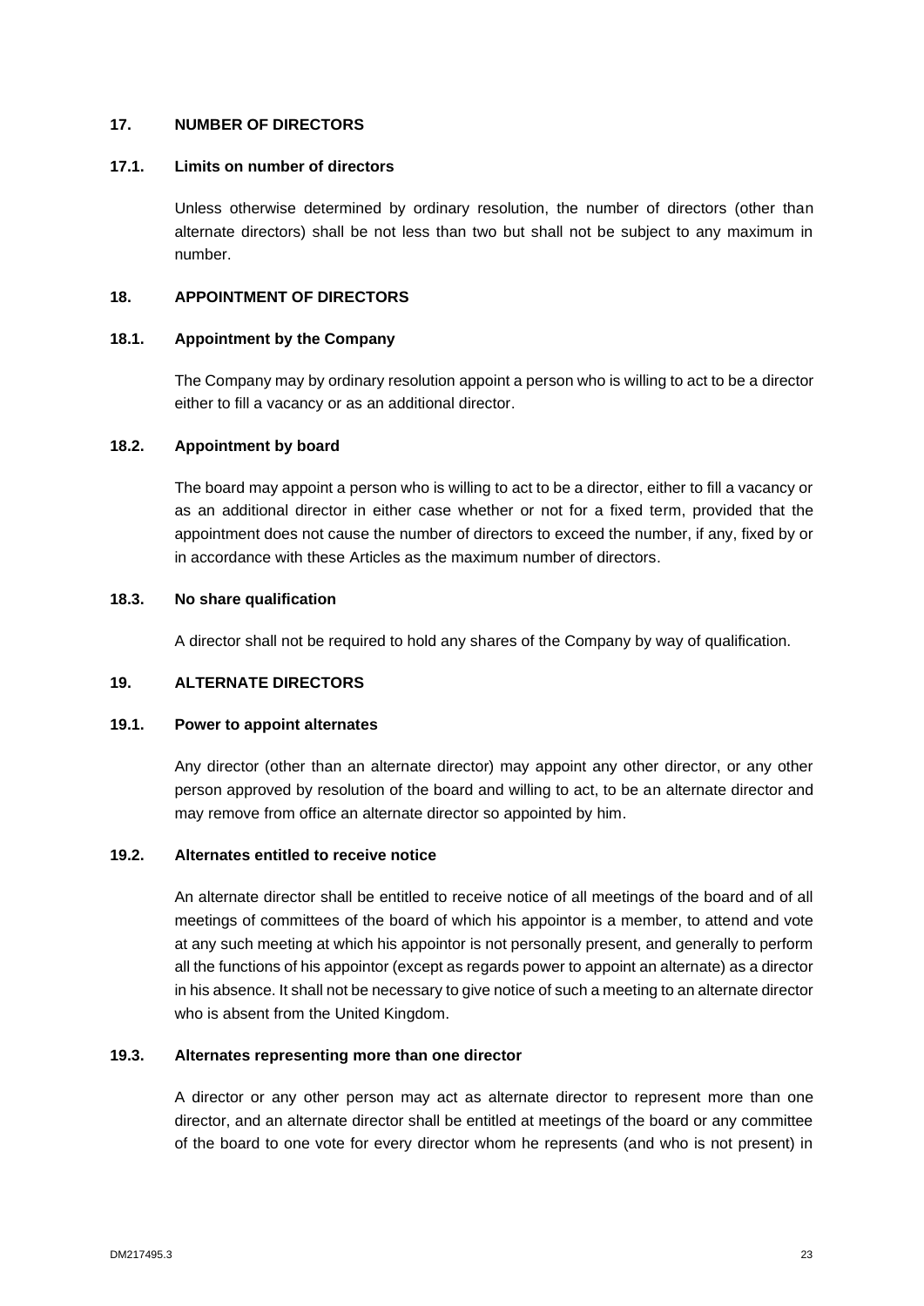## 17. NUMBER OF DIRECTORS

### 17.1. Limits on number of directors

Unless otherwise determined by ordinary resolution, the number of directors (other than alternate directors) shall be not less than two but shall not be subject to any maximum in number.

## 18. APPOINTMENT OF DIRECTORS

### 18.1. Appointment by the Company

The Company may by ordinary resolution appoint a person who is willing to act to be a director either to fill a vacancy or as an additional director.

### 18.2. Appointment by board

The board may appoint a person who is willing to act to be a director, either to fill a vacancy or as an additional director in either case whether or not for a fixed term, provided that the appointment does not cause the number of directors to exceed the number, if any, fixed by or in accordance with these Articles as the maximum number of directors.

### 18.3. No share qualification

A director shall not be required to hold any shares of the Company by way of qualification.

## 19. ALTERNATE DIRECTORS

### 19.1. Power to appoint alternates

Any director (other than an alternate director) may appoint any other director, or any other person approved by resolution of the board and willing to act, to be an alternate director and may remove from office an alternate director so appointed by him.

### 19.2. Alternates entitled to receive notice

An alternate director shall be entitled to receive notice of all meetings of the board and of all meetings of committees of the board of which his appointor is a member, to attend and vote at any such meeting at which his appointor is not personally present, and generally to perform all the functions of his appointor (except as regards power to appoint an alternate) as a director in his absence. It shall not be necessary to give notice of such a meeting to an alternate director who is absent from the United Kingdom.

### 19.3. Alternates representing more than one director

A director or any other person may act as alternate director to represent more than one director, and an alternate director shall be entitled at meetings of the board or any committee of the board to one vote for every director whom he represents (and who is not present) in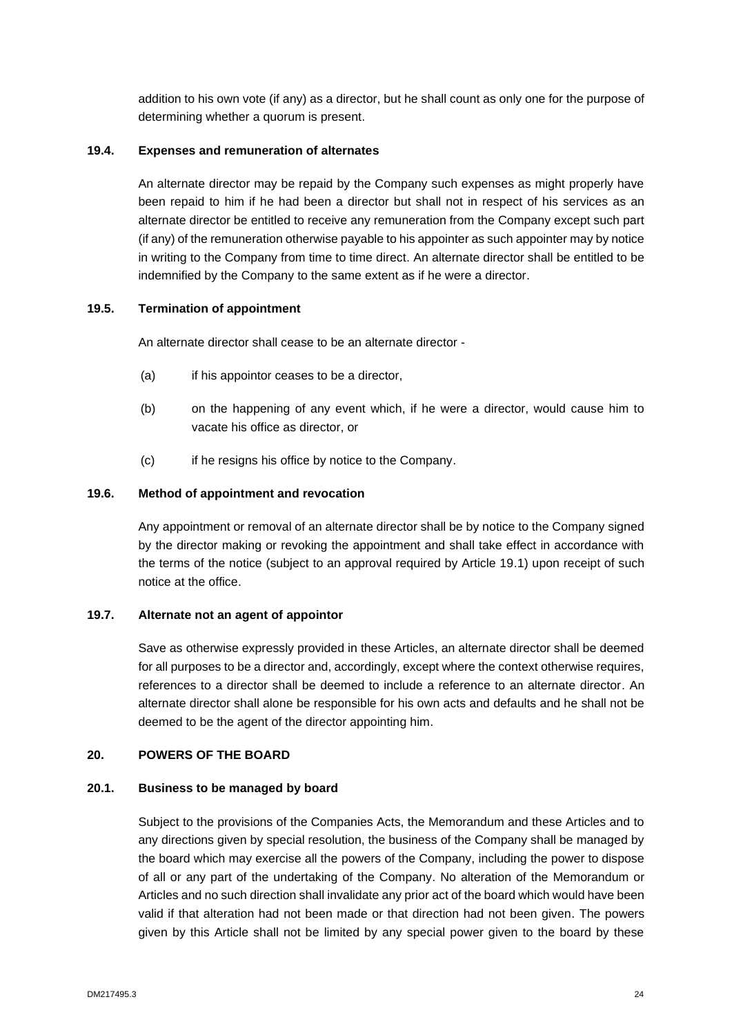addition to his own vote (if any) as a director, but he shall count as only one for the purpose of determining whether a quorum is present.

### 19.4. Expenses and remuneration of alternates

An alternate director may be repaid by the Company such expenses as might properly have been repaid to him if he had been a director but shall not in respect of his services as an alternate director be entitled to receive any remuneration from the Company except such part (if any) of the remuneration otherwise payable to his appointer as such appointer may by notice in writing to the Company from time to time direct. An alternate director shall be entitled to be indemnified by the Company to the same extent as if he were a director.

### 19.5. Termination of appointment

An alternate director shall cease to be an alternate director -

(a) if his appointor ceases to be a director,

(b) on the happening of any event which, if he were a director, would cause him to vacate his office as director, or

(c) if he resigns his office by notice to the Company.

### 19.6. Method of appointment and revocation

Any appointment or removal of an alternate director shall be by notice to the Company signed by the director making or revoking the appointment and shall take effect in accordance with the terms of the notice (subject to an approval required by Article 19.1) upon receipt of such notice at the office.

### 19.7. Alternate not an agent of appointor

Save as otherwise expressly provided in these Articles, an alternate director shall be deemed for all purposes to be a director and, accordingly, except where the context otherwise requires, references to a director shall be deemed to include a reference to an alternate director. An alternate director shall alone be responsible for his own acts and defaults and he shall not be deemed to be the agent of the director appointing him.

## 20. POWERS OF THE BOARD

### 20.1. Business to be managed by board

Subject to the provisions of the Companies Acts, the Memorandum and these Articles and to any directions given by special resolution, the business of the Company shall be managed by the board which may exercise all the powers of the Company, including the power to dispose of all or any part of the undertaking of the Company. No alteration of the Memorandum or Articles and no such direction shall invalidate any prior act of the board which would have been valid if that alteration had not been made or that direction had not been given. The powers given by this Article shall not be limited by any special power given to the board by these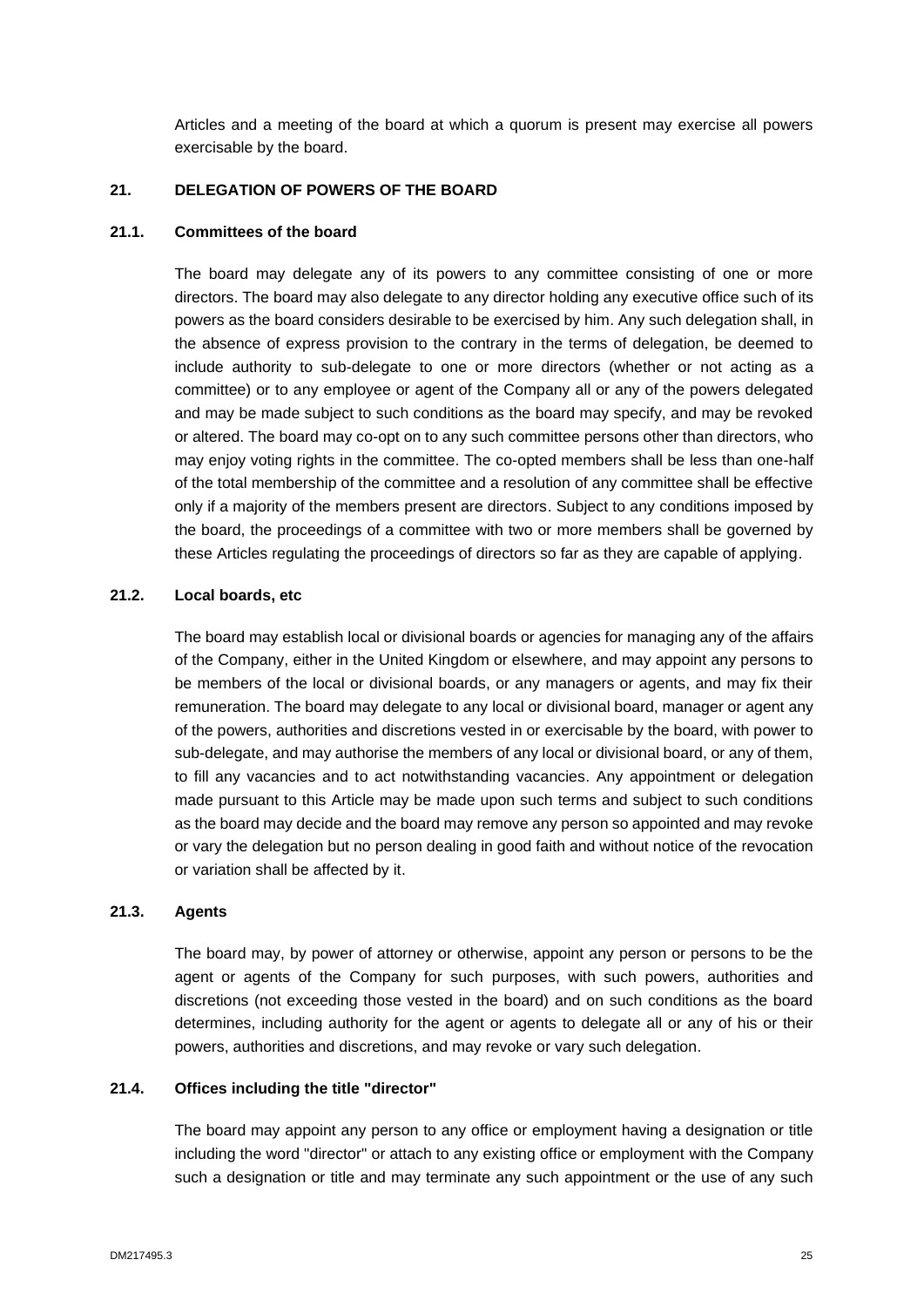Articles and a meeting of the board at which a quorum is present may exercise all powers exercisable by the board.

## 21. DELEGATION OF POWERS OF THE BOARD

### 21.1. Committees of the board

The board may delegate any of its powers to any committee consisting of one or more directors. The board may also delegate to any director holding any executive office such of its powers as the board considers desirable to be exercised by him. Any such delegation shall, in the absence of express provision to the contrary in the terms of delegation, be deemed to include authority to sub-delegate to one or more directors (whether or not acting as a committee) or to any employee or agent of the Company all or any of the powers delegated and may be made subject to such conditions as the board may specify, and may be revoked or altered. The board may co-opt on to any such committee persons other than directors, who may enjoy voting rights in the committee. The co-opted members shall be less than one-half of the total membership of the committee and a resolution of any committee shall be effective only if a majority of the members present are directors. Subject to any conditions imposed by the board, the proceedings of a committee with two or more members shall be governed by these Articles regulating the proceedings of directors so far as they are capable of applying.

### 21.2. Local boards, etc

The board may establish local or divisional boards or agencies for managing any of the affairs of the Company, either in the United Kingdom or elsewhere, and may appoint any persons to be members of the local or divisional boards, or any managers or agents, and may fix their remuneration. The board may delegate to any local or divisional board, manager or agent any of the powers, authorities and discretions vested in or exercisable by the board, with power to sub-delegate, and may authorise the members of any local or divisional board, or any of them, to fill any vacancies and to act notwithstanding vacancies. Any appointment or delegation made pursuant to this Article may be made upon such terms and subject to such conditions as the board may decide and the board may remove any person so appointed and may revoke or vary the delegation but no person dealing in good faith and without notice of the revocation or variation shall be affected by it.

### 21.3. Agents

The board may, by power of attorney or otherwise, appoint any person or persons to be the agent or agents of the Company for such purposes, with such powers, authorities and discretions (not exceeding those vested in the board) and on such conditions as the board determines, including authority for the agent or agents to delegate all or any of his or their powers, authorities and discretions, and may revoke or vary such delegation.

### 21.4. Offices including the title "director"

The board may appoint any person to any office or employment having a designation or title including the word "director" or attach to any existing office or employment with the Company such a designation or title and may terminate any such appointment or the use of any such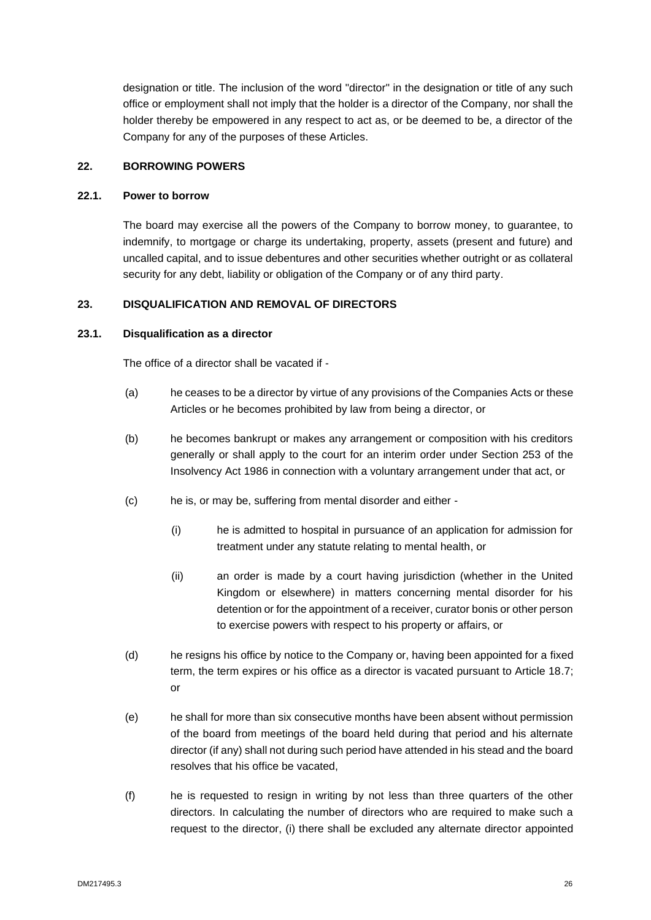designation or title. The inclusion of the word "director" in the designation or title of any such office or employment shall not imply that the holder is a director of the Company, nor shall the holder thereby be empowered in any respect to act as, or be deemed to be, a director of the Company for any of the purposes of these Articles.

## 22. BORROWING POWERS

### 22.1. Power to borrow

The board may exercise all the powers of the Company to borrow money, to guarantee, to indemnify, to mortgage or charge its undertaking, property, assets (present and future) and uncalled capital, and to issue debentures and other securities whether outright or as collateral security for any debt, liability or obligation of the Company or of any third party.

## 23. DISQUALIFICATION AND REMOVAL OF DIRECTORS

### 23.1. Disqualification as a director

The office of a director shall be vacated if -

(a) he ceases to be a director by virtue of any provisions of the Companies Acts or these Articles or he becomes prohibited by law from being a director, or

(b) he becomes bankrupt or makes any arrangement or composition with his creditors generally or shall apply to the court for an interim order under Section 253 of the Insolvency Act 1986 in connection with a voluntary arrangement under that act, or

(c) he is, or may be, suffering from mental disorder and either -

  (i) he is admitted to hospital in pursuance of an application for admission for treatment under any statute relating to mental health, or

  (ii) an order is made by a court having jurisdiction (whether in the United Kingdom or elsewhere) in matters concerning mental disorder for his detention or for the appointment of a receiver, curator bonis or other person to exercise powers with respect to his property or affairs, or

(d) he resigns his office by notice to the Company or, having been appointed for a fixed term, the term expires or his office as a director is vacated pursuant to Article 18.7; or

(e) he shall for more than six consecutive months have been absent without permission of the board from meetings of the board held during that period and his alternate director (if any) shall not during such period have attended in his stead and the board resolves that his office be vacated,

(f) he is requested to resign in writing by not less than three quarters of the other directors. In calculating the number of directors who are required to make such a request to the director, (i) there shall be excluded any alternate director appointed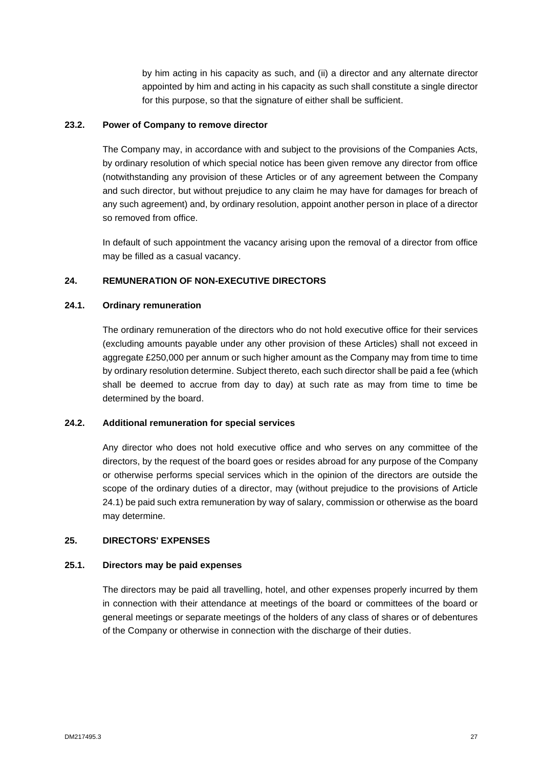by him acting in his capacity as such, and (ii) a director and any alternate director appointed by him and acting in his capacity as such shall constitute a single director for this purpose, so that the signature of either shall be sufficient.

### 23.2. Power of Company to remove director

The Company may, in accordance with and subject to the provisions of the Companies Acts, by ordinary resolution of which special notice has been given remove any director from office (notwithstanding any provision of these Articles or of any agreement between the Company and such director, but without prejudice to any claim he may have for damages for breach of any such agreement) and, by ordinary resolution, appoint another person in place of a director so removed from office.

In default of such appointment the vacancy arising upon the removal of a director from office may be filled as a casual vacancy.

## 24. REMUNERATION OF NON-EXECUTIVE DIRECTORS

### 24.1. Ordinary remuneration

The ordinary remuneration of the directors who do not hold executive office for their services (excluding amounts payable under any other provision of these Articles) shall not exceed in aggregate £250,000 per annum or such higher amount as the Company may from time to time by ordinary resolution determine. Subject thereto, each such director shall be paid a fee (which shall be deemed to accrue from day to day) at such rate as may from time to time be determined by the board.

### 24.2. Additional remuneration for special services

Any director who does not hold executive office and who serves on any committee of the directors, by the request of the board goes or resides abroad for any purpose of the Company or otherwise performs special services which in the opinion of the directors are outside the scope of the ordinary duties of a director, may (without prejudice to the provisions of Article 24.1) be paid such extra remuneration by way of salary, commission or otherwise as the board may determine.

## 25. DIRECTORS' EXPENSES

### 25.1. Directors may be paid expenses

The directors may be paid all travelling, hotel, and other expenses properly incurred by them in connection with their attendance at meetings of the board or committees of the board or general meetings or separate meetings of the holders of any class of shares or of debentures of the Company or otherwise in connection with the discharge of their duties.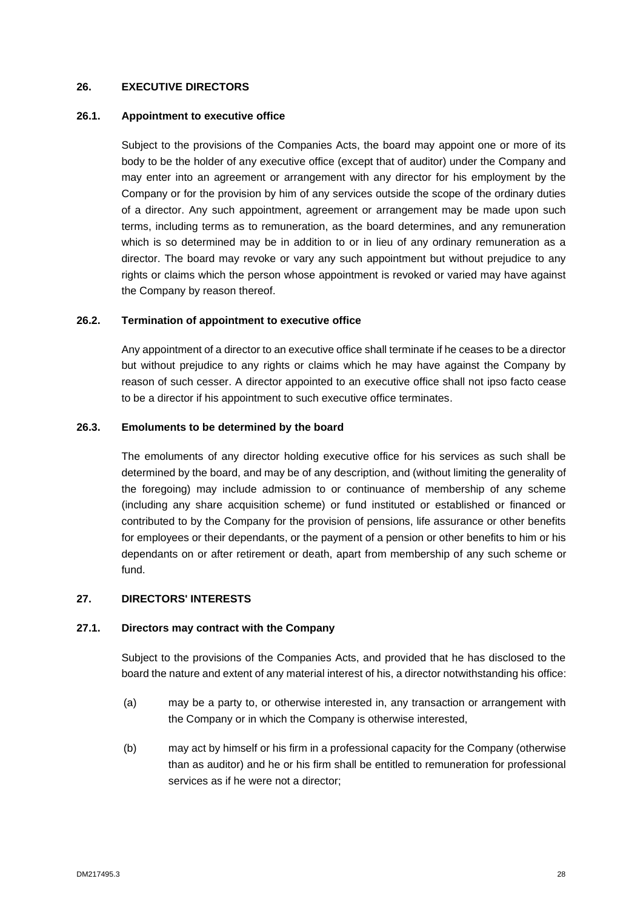## 26. EXECUTIVE DIRECTORS

### 26.1. Appointment to executive office

Subject to the provisions of the Companies Acts, the board may appoint one or more of its body to be the holder of any executive office (except that of auditor) under the Company and may enter into an agreement or arrangement with any director for his employment by the Company or for the provision by him of any services outside the scope of the ordinary duties of a director. Any such appointment, agreement or arrangement may be made upon such terms, including terms as to remuneration, as the board determines, and any remuneration which is so determined may be in addition to or in lieu of any ordinary remuneration as a director. The board may revoke or vary any such appointment but without prejudice to any rights or claims which the person whose appointment is revoked or varied may have against the Company by reason thereof.

### 26.2. Termination of appointment to executive office

Any appointment of a director to an executive office shall terminate if he ceases to be a director but without prejudice to any rights or claims which he may have against the Company by reason of such cesser. A director appointed to an executive office shall not ipso facto cease to be a director if his appointment to such executive office terminates.

### 26.3. Emoluments to be determined by the board

The emoluments of any director holding executive office for his services as such shall be determined by the board, and may be of any description, and (without limiting the generality of the foregoing) may include admission to or continuance of membership of any scheme (including any share acquisition scheme) or fund instituted or established or financed or contributed to by the Company for the provision of pensions, life assurance or other benefits for employees or their dependants, or the payment of a pension or other benefits to him or his dependants on or after retirement or death, apart from membership of any such scheme or fund.

## 27. DIRECTORS' INTERESTS

### 27.1. Directors may contract with the Company

Subject to the provisions of the Companies Acts, and provided that he has disclosed to the board the nature and extent of any material interest of his, a director notwithstanding his office:

(a) may be a party to, or otherwise interested in, any transaction or arrangement with the Company or in which the Company is otherwise interested,

(b) may act by himself or his firm in a professional capacity for the Company (otherwise than as auditor) and he or his firm shall be entitled to remuneration for professional services as if he were not a director;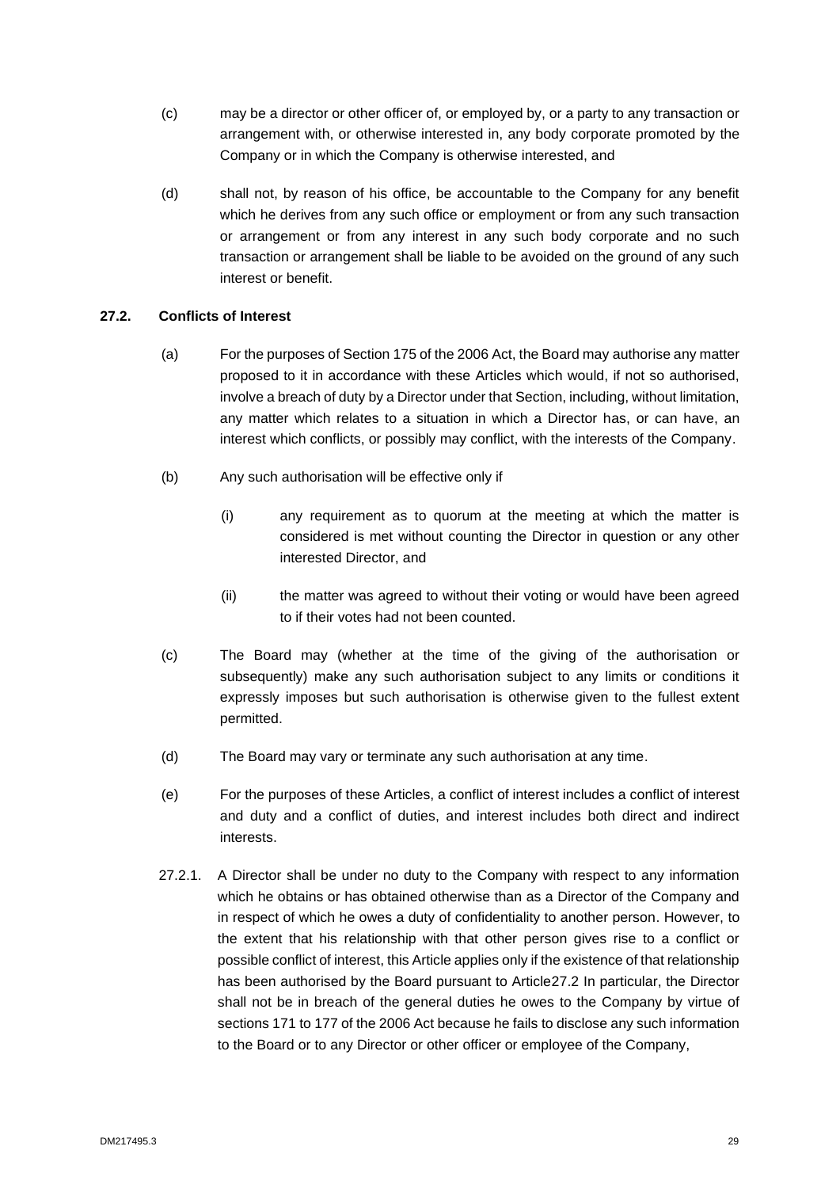(c) may be a director or other officer of, or employed by, or a party to any transaction or arrangement with, or otherwise interested in, any body corporate promoted by the Company or in which the Company is otherwise interested, and

(d) shall not, by reason of his office, be accountable to the Company for any benefit which he derives from any such office or employment or from any such transaction or arrangement or from any interest in any such body corporate and no such transaction or arrangement shall be liable to be avoided on the ground of any such interest or benefit.

**27.2. Conflicts of Interest**

(a) For the purposes of Section 175 of the 2006 Act, the Board may authorise any matter proposed to it in accordance with these Articles which would, if not so authorised, involve a breach of duty by a Director under that Section, including, without limitation, any matter which relates to a situation in which a Director has, or can have, an interest which conflicts, or possibly may conflict, with the interests of the Company.

(b) Any such authorisation will be effective only if

(i) any requirement as to quorum at the meeting at which the matter is considered is met without counting the Director in question or any other interested Director, and

(ii) the matter was agreed to without their voting or would have been agreed to if their votes had not been counted.

(c) The Board may (whether at the time of the giving of the authorisation or subsequently) make any such authorisation subject to any limits or conditions it expressly imposes but such authorisation is otherwise given to the fullest extent permitted.

(d) The Board may vary or terminate any such authorisation at any time.

(e) For the purposes of these Articles, a conflict of interest includes a conflict of interest and duty and a conflict of duties, and interest includes both direct and indirect interests.

27.2.1. A Director shall be under no duty to the Company with respect to any information which he obtains or has obtained otherwise than as a Director of the Company and in respect of which he owes a duty of confidentiality to another person. However, to the extent that his relationship with that other person gives rise to a conflict or possible conflict of interest, this Article applies only if the existence of that relationship has been authorised by the Board pursuant to Article27.2 In particular, the Director shall not be in breach of the general duties he owes to the Company by virtue of sections 171 to 177 of the 2006 Act because he fails to disclose any such information to the Board or to any Director or other officer or employee of the Company,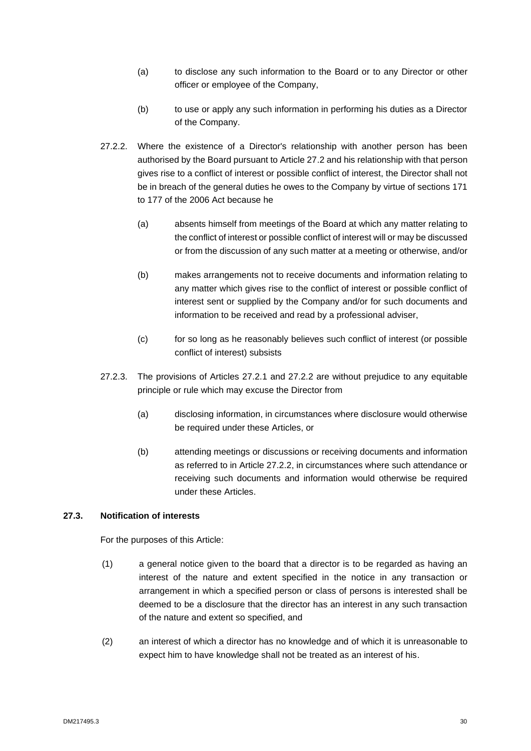(a) to disclose any such information to the Board or to any Director or other officer or employee of the Company,

(b) to use or apply any such information in performing his duties as a Director of the Company.

27.2.2. Where the existence of a Director's relationship with another person has been authorised by the Board pursuant to Article 27.2 and his relationship with that person gives rise to a conflict of interest or possible conflict of interest, the Director shall not be in breach of the general duties he owes to the Company by virtue of sections 171 to 177 of the 2006 Act because he

(a) absents himself from meetings of the Board at which any matter relating to the conflict of interest or possible conflict of interest will or may be discussed or from the discussion of any such matter at a meeting or otherwise, and/or

(b) makes arrangements not to receive documents and information relating to any matter which gives rise to the conflict of interest or possible conflict of interest sent or supplied by the Company and/or for such documents and information to be received and read by a professional adviser,

(c) for so long as he reasonably believes such conflict of interest (or possible conflict of interest) subsists

27.2.3. The provisions of Articles 27.2.1 and 27.2.2 are without prejudice to any equitable principle or rule which may excuse the Director from

(a) disclosing information, in circumstances where disclosure would otherwise be required under these Articles, or

(b) attending meetings or discussions or receiving documents and information as referred to in Article 27.2.2, in circumstances where such attendance or receiving such documents and information would otherwise be required under these Articles.

**27.3. Notification of interests**

For the purposes of this Article:

(1) a general notice given to the board that a director is to be regarded as having an interest of the nature and extent specified in the notice in any transaction or arrangement in which a specified person or class of persons is interested shall be deemed to be a disclosure that the director has an interest in any such transaction of the nature and extent so specified, and

(2) an interest of which a director has no knowledge and of which it is unreasonable to expect him to have knowledge shall not be treated as an interest of his.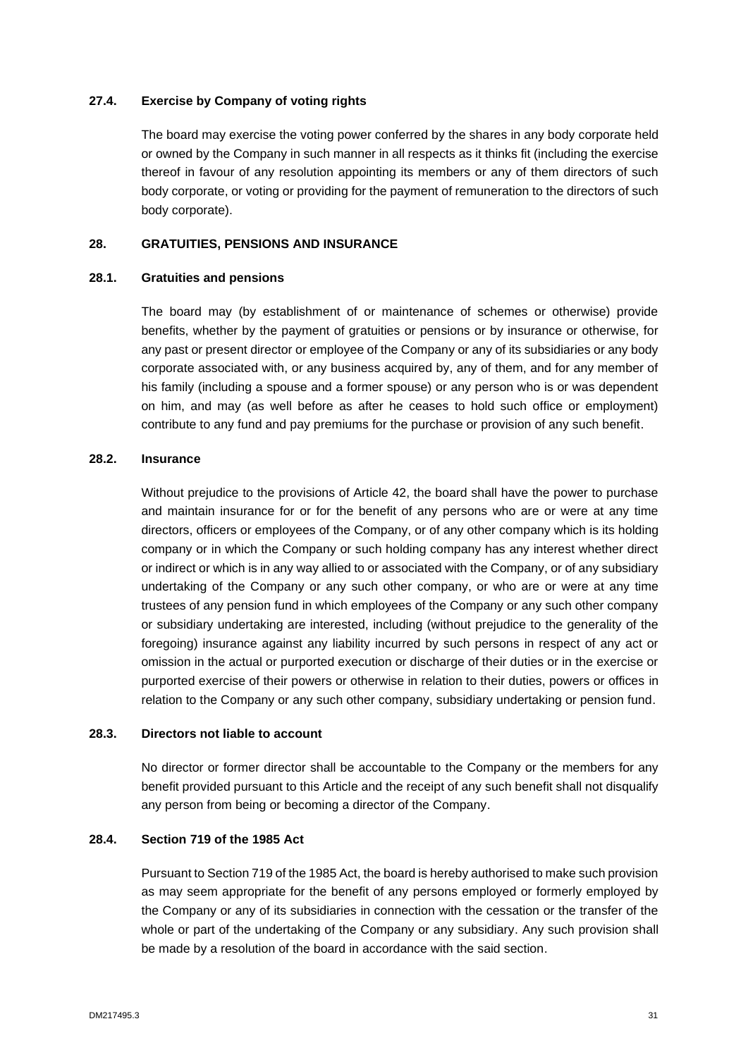### 27.4. Exercise by Company of voting rights

The board may exercise the voting power conferred by the shares in any body corporate held or owned by the Company in such manner in all respects as it thinks fit (including the exercise thereof in favour of any resolution appointing its members or any of them directors of such body corporate, or voting or providing for the payment of remuneration to the directors of such body corporate).

## 28. GRATUITIES, PENSIONS AND INSURANCE

### 28.1. Gratuities and pensions

The board may (by establishment of or maintenance of schemes or otherwise) provide benefits, whether by the payment of gratuities or pensions or by insurance or otherwise, for any past or present director or employee of the Company or any of its subsidiaries or any body corporate associated with, or any business acquired by, any of them, and for any member of his family (including a spouse and a former spouse) or any person who is or was dependent on him, and may (as well before as after he ceases to hold such office or employment) contribute to any fund and pay premiums for the purchase or provision of any such benefit.

### 28.2. Insurance

Without prejudice to the provisions of Article 42, the board shall have the power to purchase and maintain insurance for or for the benefit of any persons who are or were at any time directors, officers or employees of the Company, or of any other company which is its holding company or in which the Company or such holding company has any interest whether direct or indirect or which is in any way allied to or associated with the Company, or of any subsidiary undertaking of the Company or any such other company, or who are or were at any time trustees of any pension fund in which employees of the Company or any such other company or subsidiary undertaking are interested, including (without prejudice to the generality of the foregoing) insurance against any liability incurred by such persons in respect of any act or omission in the actual or purported execution or discharge of their duties or in the exercise or purported exercise of their powers or otherwise in relation to their duties, powers or offices in relation to the Company or any such other company, subsidiary undertaking or pension fund.

### 28.3. Directors not liable to account

No director or former director shall be accountable to the Company or the members for any benefit provided pursuant to this Article and the receipt of any such benefit shall not disqualify any person from being or becoming a director of the Company.

### 28.4. Section 719 of the 1985 Act

Pursuant to Section 719 of the 1985 Act, the board is hereby authorised to make such provision as may seem appropriate for the benefit of any persons employed or formerly employed by the Company or any of its subsidiaries in connection with the cessation or the transfer of the whole or part of the undertaking of the Company or any subsidiary. Any such provision shall be made by a resolution of the board in accordance with the said section.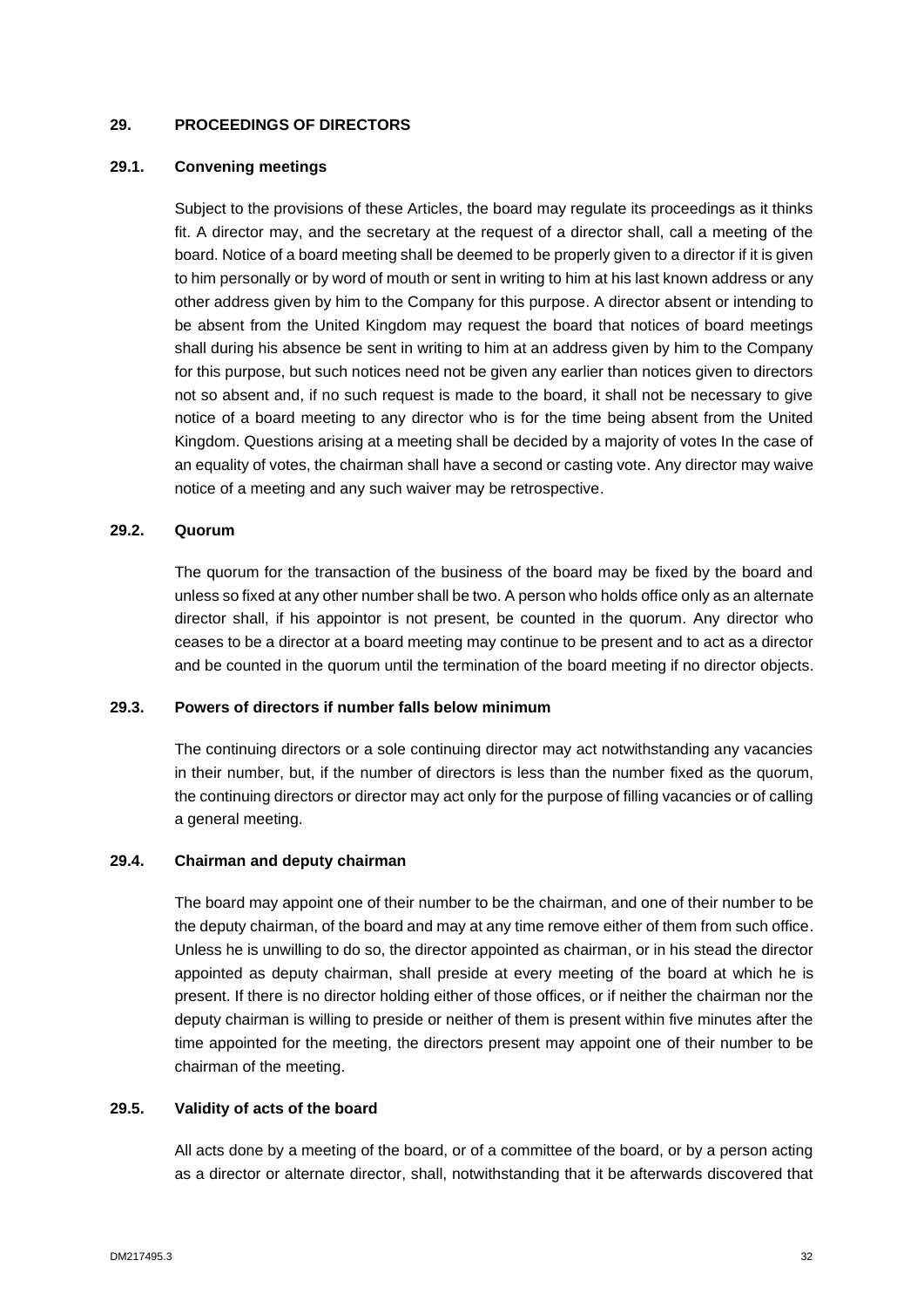## 29. PROCEEDINGS OF DIRECTORS

### 29.1. Convening meetings

Subject to the provisions of these Articles, the board may regulate its proceedings as it thinks fit. A director may, and the secretary at the request of a director shall, call a meeting of the board. Notice of a board meeting shall be deemed to be properly given to a director if it is given to him personally or by word of mouth or sent in writing to him at his last known address or any other address given by him to the Company for this purpose. A director absent or intending to be absent from the United Kingdom may request the board that notices of board meetings shall during his absence be sent in writing to him at an address given by him to the Company for this purpose, but such notices need not be given any earlier than notices given to directors not so absent and, if no such request is made to the board, it shall not be necessary to give notice of a board meeting to any director who is for the time being absent from the United Kingdom. Questions arising at a meeting shall be decided by a majority of votes In the case of an equality of votes, the chairman shall have a second or casting vote. Any director may waive notice of a meeting and any such waiver may be retrospective.

### 29.2. Quorum

The quorum for the transaction of the business of the board may be fixed by the board and unless so fixed at any other number shall be two. A person who holds office only as an alternate director shall, if his appointor is not present, be counted in the quorum. Any director who ceases to be a director at a board meeting may continue to be present and to act as a director and be counted in the quorum until the termination of the board meeting if no director objects.

### 29.3. Powers of directors if number falls below minimum

The continuing directors or a sole continuing director may act notwithstanding any vacancies in their number, but, if the number of directors is less than the number fixed as the quorum, the continuing directors or director may act only for the purpose of filling vacancies or of calling a general meeting.

### 29.4. Chairman and deputy chairman

The board may appoint one of their number to be the chairman, and one of their number to be the deputy chairman, of the board and may at any time remove either of them from such office. Unless he is unwilling to do so, the director appointed as chairman, or in his stead the director appointed as deputy chairman, shall preside at every meeting of the board at which he is present. If there is no director holding either of those offices, or if neither the chairman nor the deputy chairman is willing to preside or neither of them is present within five minutes after the time appointed for the meeting, the directors present may appoint one of their number to be chairman of the meeting.

### 29.5. Validity of acts of the board

All acts done by a meeting of the board, or of a committee of the board, or by a person acting as a director or alternate director, shall, notwithstanding that it be afterwards discovered that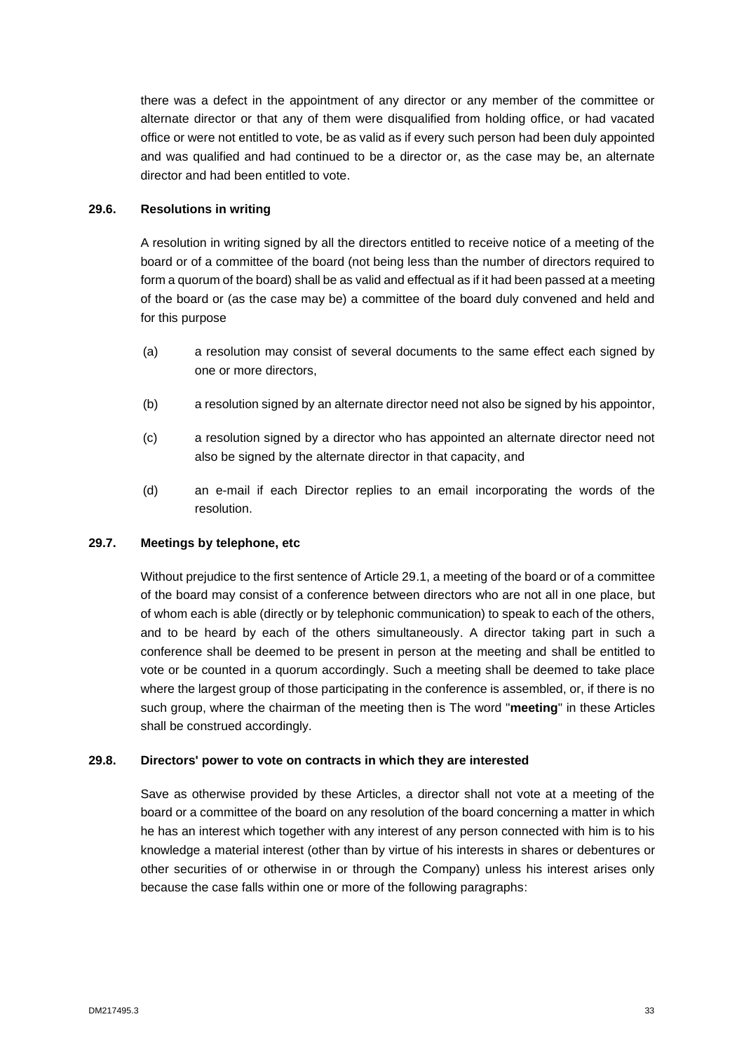there was a defect in the appointment of any director or any member of the committee or alternate director or that any of them were disqualified from holding office, or had vacated office or were not entitled to vote, be as valid as if every such person had been duly appointed and was qualified and had continued to be a director or, as the case may be, an alternate director and had been entitled to vote.

### 29.6. Resolutions in writing

A resolution in writing signed by all the directors entitled to receive notice of a meeting of the board or of a committee of the board (not being less than the number of directors required to form a quorum of the board) shall be as valid and effectual as if it had been passed at a meeting of the board or (as the case may be) a committee of the board duly convened and held and for this purpose

(a) a resolution may consist of several documents to the same effect each signed by one or more directors,

(b) a resolution signed by an alternate director need not also be signed by his appointor,

(c) a resolution signed by a director who has appointed an alternate director need not also be signed by the alternate director in that capacity, and

(d) an e-mail if each Director replies to an email incorporating the words of the resolution.

### 29.7. Meetings by telephone, etc

Without prejudice to the first sentence of Article 29.1, a meeting of the board or of a committee of the board may consist of a conference between directors who are not all in one place, but of whom each is able (directly or by telephonic communication) to speak to each of the others, and to be heard by each of the others simultaneously. A director taking part in such a conference shall be deemed to be present in person at the meeting and shall be entitled to vote or be counted in a quorum accordingly. Such a meeting shall be deemed to take place where the largest group of those participating in the conference is assembled, or, if there is no such group, where the chairman of the meeting then is The word "**meeting**" in these Articles shall be construed accordingly.

### 29.8. Directors' power to vote on contracts in which they are interested

Save as otherwise provided by these Articles, a director shall not vote at a meeting of the board or a committee of the board on any resolution of the board concerning a matter in which he has an interest which together with any interest of any person connected with him is to his knowledge a material interest (other than by virtue of his interests in shares or debentures or other securities of or otherwise in or through the Company) unless his interest arises only because the case falls within one or more of the following paragraphs: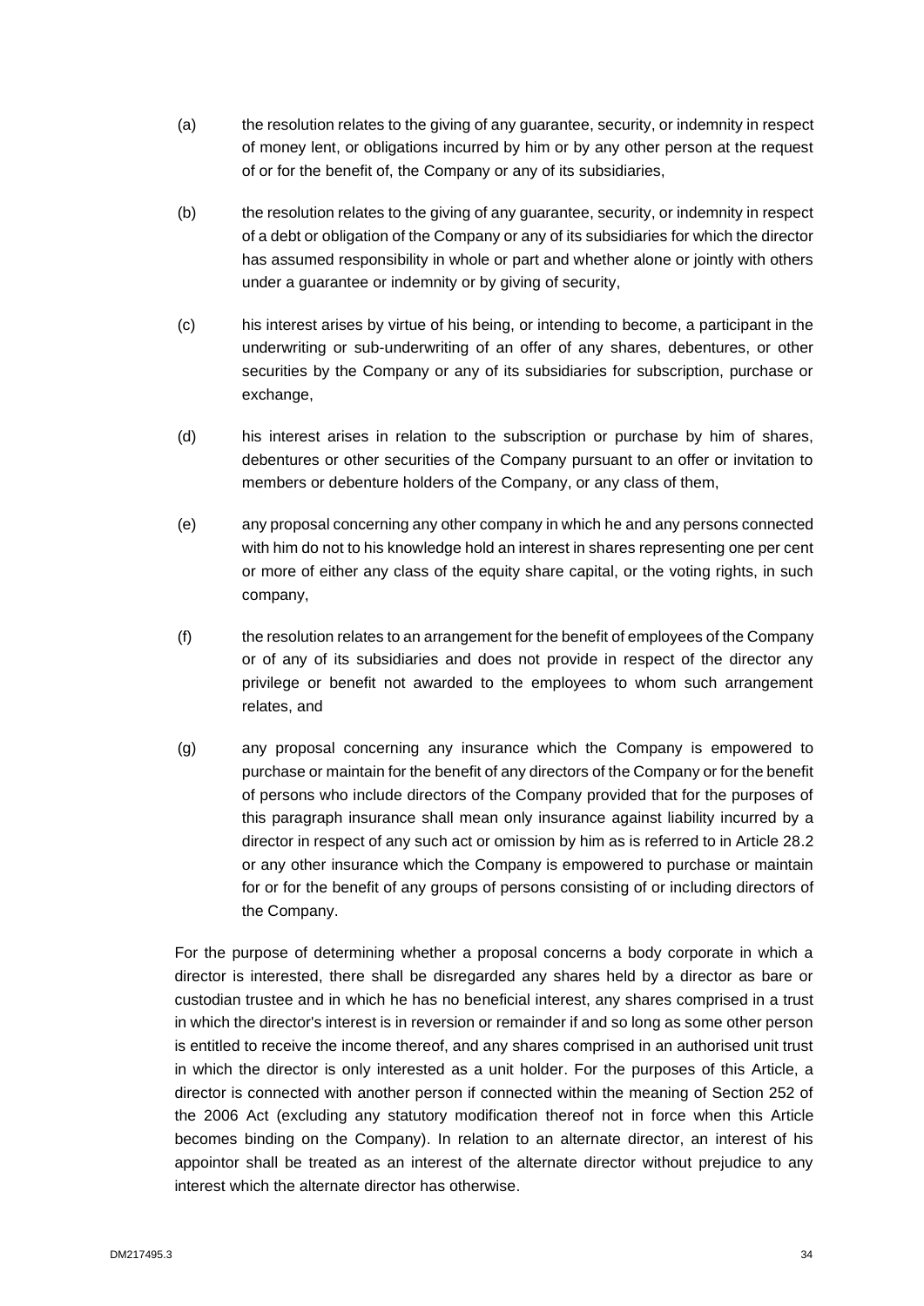(a) the resolution relates to the giving of any guarantee, security, or indemnity in respect of money lent, or obligations incurred by him or by any other person at the request of or for the benefit of, the Company or any of its subsidiaries,

(b) the resolution relates to the giving of any guarantee, security, or indemnity in respect of a debt or obligation of the Company or any of its subsidiaries for which the director has assumed responsibility in whole or part and whether alone or jointly with others under a guarantee or indemnity or by giving of security,

(c) his interest arises by virtue of his being, or intending to become, a participant in the underwriting or sub-underwriting of an offer of any shares, debentures, or other securities by the Company or any of its subsidiaries for subscription, purchase or exchange,

(d) his interest arises in relation to the subscription or purchase by him of shares, debentures or other securities of the Company pursuant to an offer or invitation to members or debenture holders of the Company, or any class of them,

(e) any proposal concerning any other company in which he and any persons connected with him do not to his knowledge hold an interest in shares representing one per cent or more of either any class of the equity share capital, or the voting rights, in such company,

(f) the resolution relates to an arrangement for the benefit of employees of the Company or of any of its subsidiaries and does not provide in respect of the director any privilege or benefit not awarded to the employees to whom such arrangement relates, and

(g) any proposal concerning any insurance which the Company is empowered to purchase or maintain for the benefit of any directors of the Company or for the benefit of persons who include directors of the Company provided that for the purposes of this paragraph insurance shall mean only insurance against liability incurred by a director in respect of any such act or omission by him as is referred to in Article 28.2 or any other insurance which the Company is empowered to purchase or maintain for or for the benefit of any groups of persons consisting of or including directors of the Company.

For the purpose of determining whether a proposal concerns a body corporate in which a director is interested, there shall be disregarded any shares held by a director as bare or custodian trustee and in which he has no beneficial interest, any shares comprised in a trust in which the director's interest is in reversion or remainder if and so long as some other person is entitled to receive the income thereof, and any shares comprised in an authorised unit trust in which the director is only interested as a unit holder. For the purposes of this Article, a director is connected with another person if connected within the meaning of Section 252 of the 2006 Act (excluding any statutory modification thereof not in force when this Article becomes binding on the Company). In relation to an alternate director, an interest of his appointor shall be treated as an interest of the alternate director without prejudice to any interest which the alternate director has otherwise.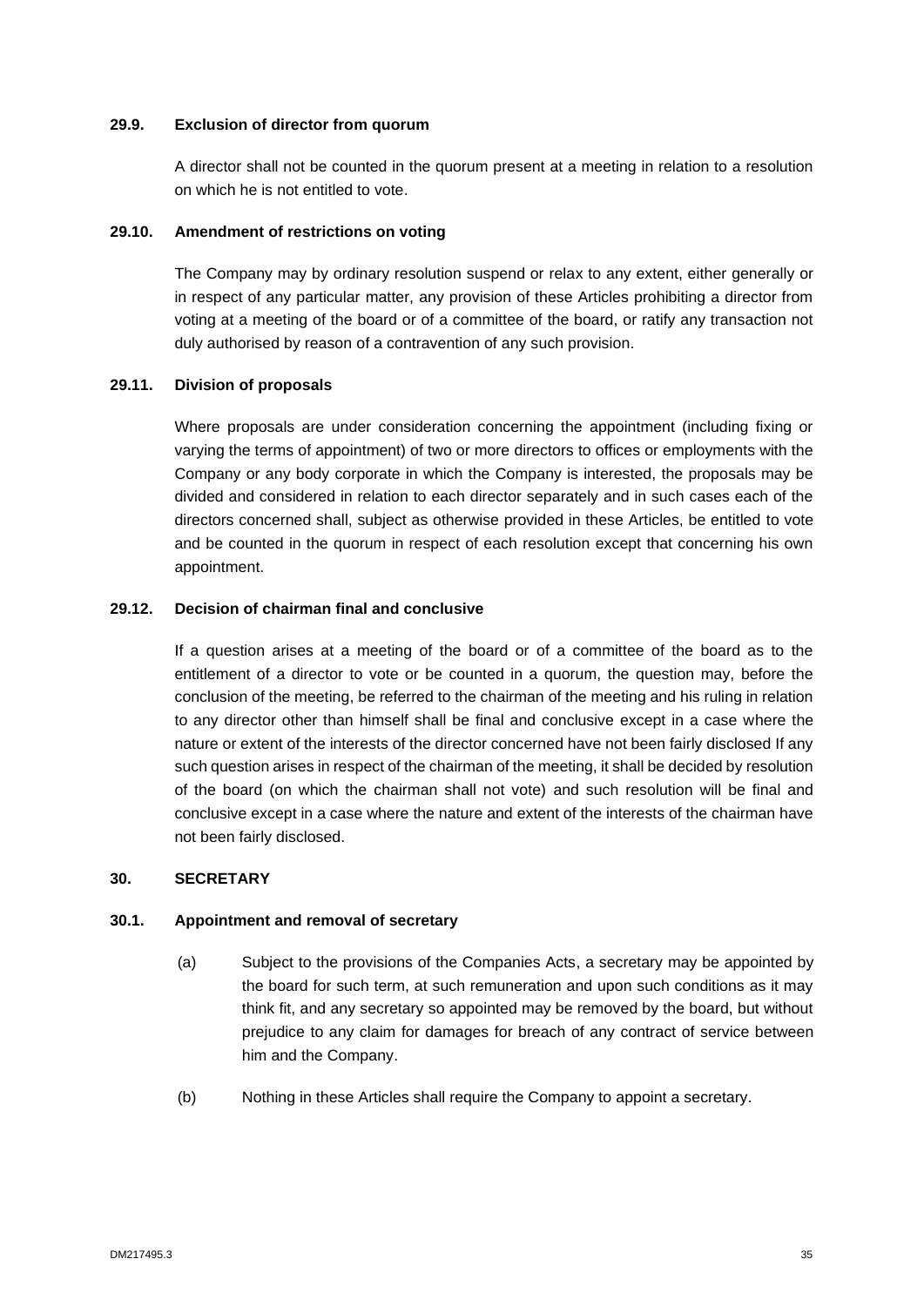### 29.9. Exclusion of director from quorum

A director shall not be counted in the quorum present at a meeting in relation to a resolution on which he is not entitled to vote.

### 29.10. Amendment of restrictions on voting

The Company may by ordinary resolution suspend or relax to any extent, either generally or in respect of any particular matter, any provision of these Articles prohibiting a director from voting at a meeting of the board or of a committee of the board, or ratify any transaction not duly authorised by reason of a contravention of any such provision.

### 29.11. Division of proposals

Where proposals are under consideration concerning the appointment (including fixing or varying the terms of appointment) of two or more directors to offices or employments with the Company or any body corporate in which the Company is interested, the proposals may be divided and considered in relation to each director separately and in such cases each of the directors concerned shall, subject as otherwise provided in these Articles, be entitled to vote and be counted in the quorum in respect of each resolution except that concerning his own appointment.

### 29.12. Decision of chairman final and conclusive

If a question arises at a meeting of the board or of a committee of the board as to the entitlement of a director to vote or be counted in a quorum, the question may, before the conclusion of the meeting, be referred to the chairman of the meeting and his ruling in relation to any director other than himself shall be final and conclusive except in a case where the nature or extent of the interests of the director concerned have not been fairly disclosed If any such question arises in respect of the chairman of the meeting, it shall be decided by resolution of the board (on which the chairman shall not vote) and such resolution will be final and conclusive except in a case where the nature and extent of the interests of the chairman have not been fairly disclosed.

## 30. SECRETARY

### 30.1. Appointment and removal of secretary

(a) Subject to the provisions of the Companies Acts, a secretary may be appointed by the board for such term, at such remuneration and upon such conditions as it may think fit, and any secretary so appointed may be removed by the board, but without prejudice to any claim for damages for breach of any contract of service between him and the Company.

(b) Nothing in these Articles shall require the Company to appoint a secretary.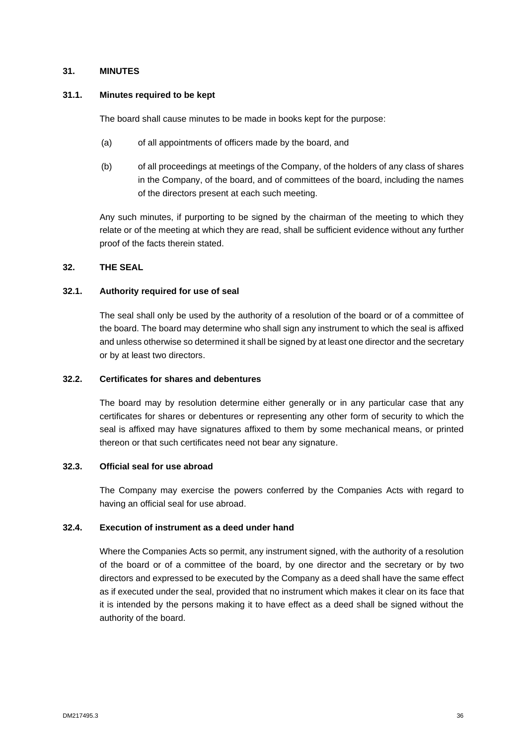## 31. MINUTES

### 31.1. Minutes required to be kept

The board shall cause minutes to be made in books kept for the purpose:

(a) of all appointments of officers made by the board, and

(b) of all proceedings at meetings of the Company, of the holders of any class of shares in the Company, of the board, and of committees of the board, including the names of the directors present at each such meeting.

Any such minutes, if purporting to be signed by the chairman of the meeting to which they relate or of the meeting at which they are read, shall be sufficient evidence without any further proof of the facts therein stated.

## 32. THE SEAL

### 32.1. Authority required for use of seal

The seal shall only be used by the authority of a resolution of the board or of a committee of the board. The board may determine who shall sign any instrument to which the seal is affixed and unless otherwise so determined it shall be signed by at least one director and the secretary or by at least two directors.

### 32.2. Certificates for shares and debentures

The board may by resolution determine either generally or in any particular case that any certificates for shares or debentures or representing any other form of security to which the seal is affixed may have signatures affixed to them by some mechanical means, or printed thereon or that such certificates need not bear any signature.

### 32.3. Official seal for use abroad

The Company may exercise the powers conferred by the Companies Acts with regard to having an official seal for use abroad.

### 32.4. Execution of instrument as a deed under hand

Where the Companies Acts so permit, any instrument signed, with the authority of a resolution of the board or of a committee of the board, by one director and the secretary or by two directors and expressed to be executed by the Company as a deed shall have the same effect as if executed under the seal, provided that no instrument which makes it clear on its face that it is intended by the persons making it to have effect as a deed shall be signed without the authority of the board.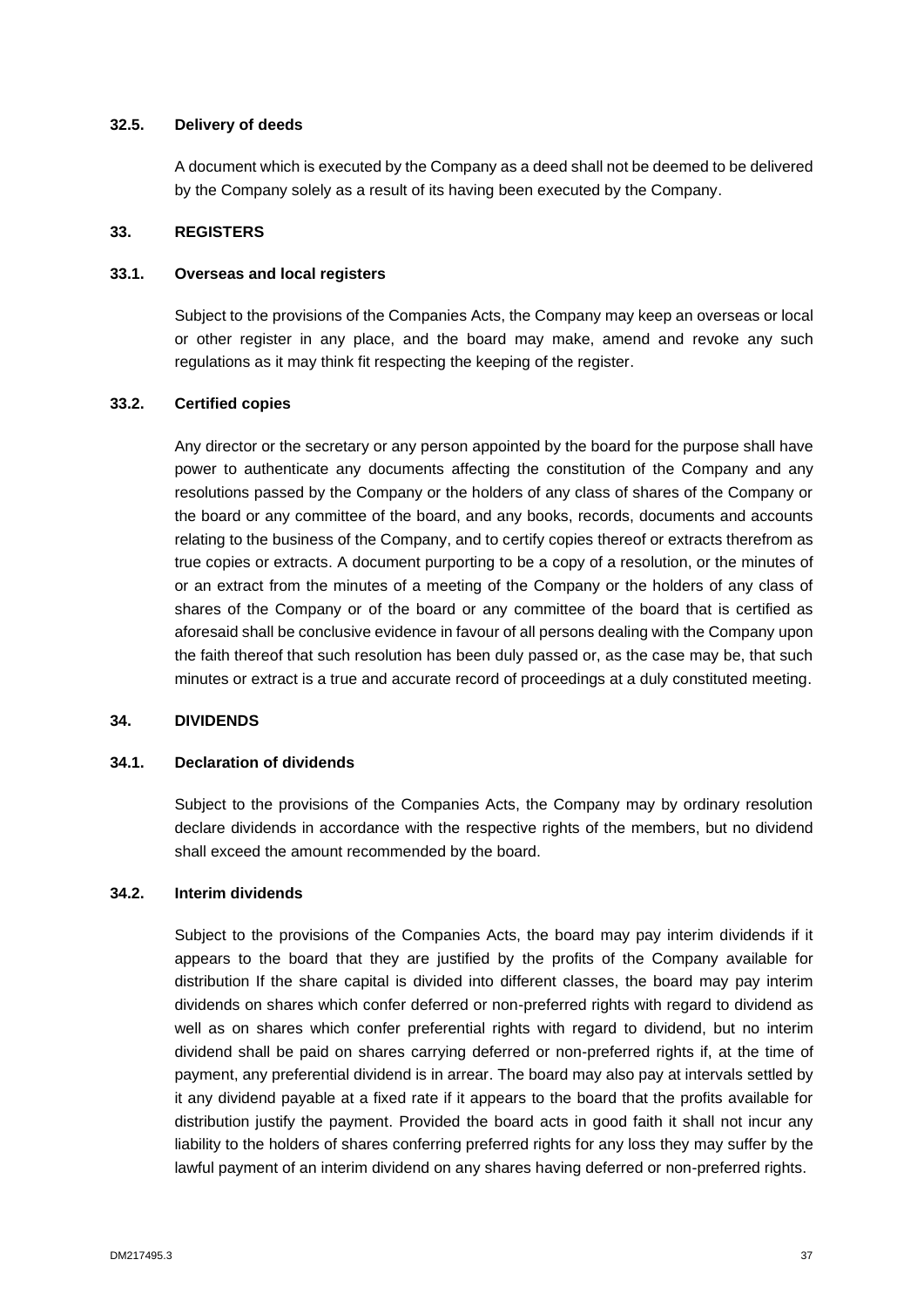### 32.5. Delivery of deeds

A document which is executed by the Company as a deed shall not be deemed to be delivered by the Company solely as a result of its having been executed by the Company.

## 33. REGISTERS

### 33.1. Overseas and local registers

Subject to the provisions of the Companies Acts, the Company may keep an overseas or local or other register in any place, and the board may make, amend and revoke any such regulations as it may think fit respecting the keeping of the register.

### 33.2. Certified copies

Any director or the secretary or any person appointed by the board for the purpose shall have power to authenticate any documents affecting the constitution of the Company and any resolutions passed by the Company or the holders of any class of shares of the Company or the board or any committee of the board, and any books, records, documents and accounts relating to the business of the Company, and to certify copies thereof or extracts therefrom as true copies or extracts. A document purporting to be a copy of a resolution, or the minutes of or an extract from the minutes of a meeting of the Company or the holders of any class of shares of the Company or of the board or any committee of the board that is certified as aforesaid shall be conclusive evidence in favour of all persons dealing with the Company upon the faith thereof that such resolution has been duly passed or, as the case may be, that such minutes or extract is a true and accurate record of proceedings at a duly constituted meeting.

## 34. DIVIDENDS

### 34.1. Declaration of dividends

Subject to the provisions of the Companies Acts, the Company may by ordinary resolution declare dividends in accordance with the respective rights of the members, but no dividend shall exceed the amount recommended by the board.

### 34.2. Interim dividends

Subject to the provisions of the Companies Acts, the board may pay interim dividends if it appears to the board that they are justified by the profits of the Company available for distribution If the share capital is divided into different classes, the board may pay interim dividends on shares which confer deferred or non-preferred rights with regard to dividend as well as on shares which confer preferential rights with regard to dividend, but no interim dividend shall be paid on shares carrying deferred or non-preferred rights if, at the time of payment, any preferential dividend is in arrear. The board may also pay at intervals settled by it any dividend payable at a fixed rate if it appears to the board that the profits available for distribution justify the payment. Provided the board acts in good faith it shall not incur any liability to the holders of shares conferring preferred rights for any loss they may suffer by the lawful payment of an interim dividend on any shares having deferred or non-preferred rights.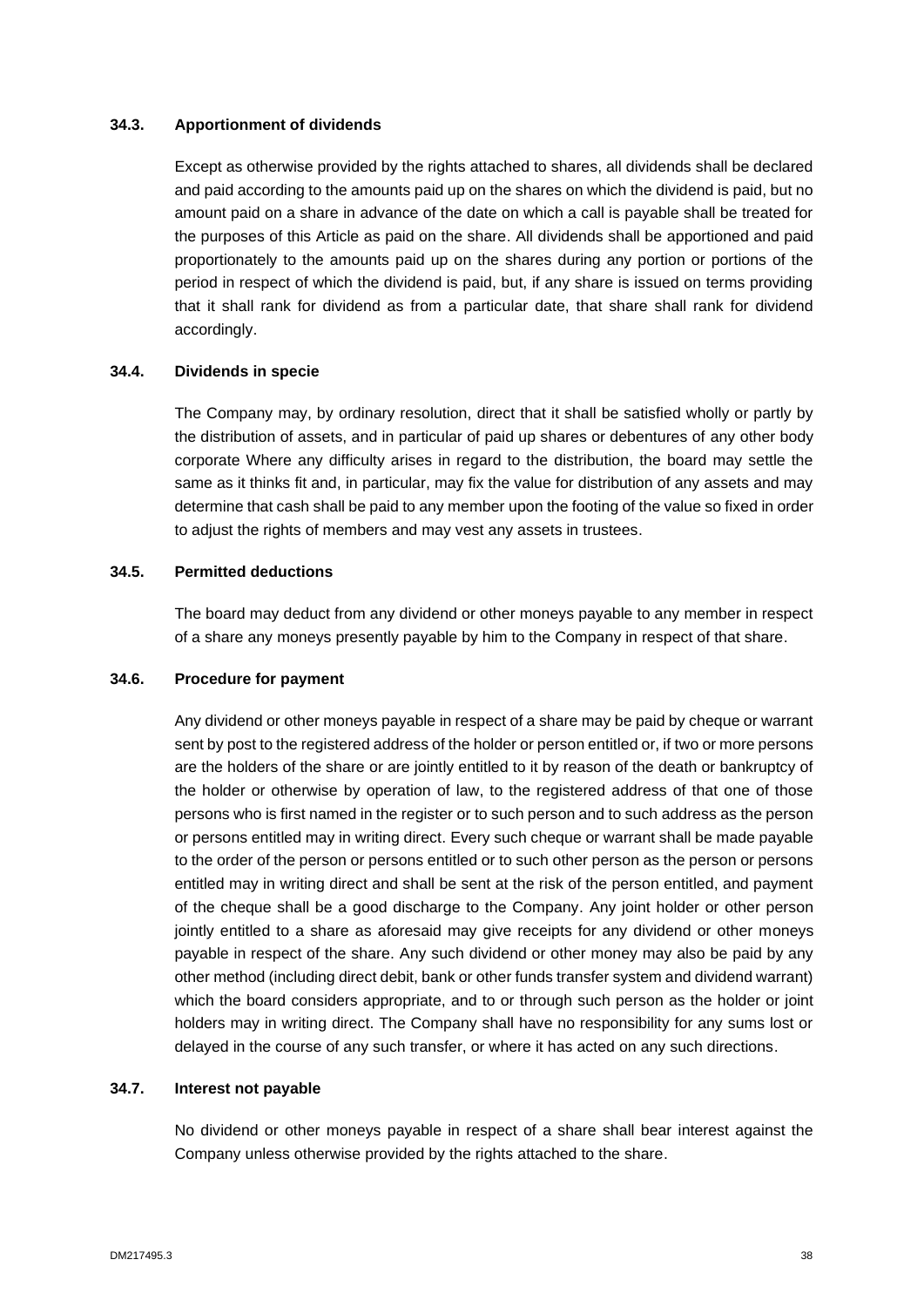### 34.3. Apportionment of dividends

Except as otherwise provided by the rights attached to shares, all dividends shall be declared and paid according to the amounts paid up on the shares on which the dividend is paid, but no amount paid on a share in advance of the date on which a call is payable shall be treated for the purposes of this Article as paid on the share. All dividends shall be apportioned and paid proportionately to the amounts paid up on the shares during any portion or portions of the period in respect of which the dividend is paid, but, if any share is issued on terms providing that it shall rank for dividend as from a particular date, that share shall rank for dividend accordingly.

### 34.4. Dividends in specie

The Company may, by ordinary resolution, direct that it shall be satisfied wholly or partly by the distribution of assets, and in particular of paid up shares or debentures of any other body corporate Where any difficulty arises in regard to the distribution, the board may settle the same as it thinks fit and, in particular, may fix the value for distribution of any assets and may determine that cash shall be paid to any member upon the footing of the value so fixed in order to adjust the rights of members and may vest any assets in trustees.

### 34.5. Permitted deductions

The board may deduct from any dividend or other moneys payable to any member in respect of a share any moneys presently payable by him to the Company in respect of that share.

### 34.6. Procedure for payment

Any dividend or other moneys payable in respect of a share may be paid by cheque or warrant sent by post to the registered address of the holder or person entitled or, if two or more persons are the holders of the share or are jointly entitled to it by reason of the death or bankruptcy of the holder or otherwise by operation of law, to the registered address of that one of those persons who is first named in the register or to such person and to such address as the person or persons entitled may in writing direct. Every such cheque or warrant shall be made payable to the order of the person or persons entitled or to such other person as the person or persons entitled may in writing direct and shall be sent at the risk of the person entitled, and payment of the cheque shall be a good discharge to the Company. Any joint holder or other person jointly entitled to a share as aforesaid may give receipts for any dividend or other moneys payable in respect of the share. Any such dividend or other money may also be paid by any other method (including direct debit, bank or other funds transfer system and dividend warrant) which the board considers appropriate, and to or through such person as the holder or joint holders may in writing direct. The Company shall have no responsibility for any sums lost or delayed in the course of any such transfer, or where it has acted on any such directions.

### 34.7. Interest not payable

No dividend or other moneys payable in respect of a share shall bear interest against the Company unless otherwise provided by the rights attached to the share.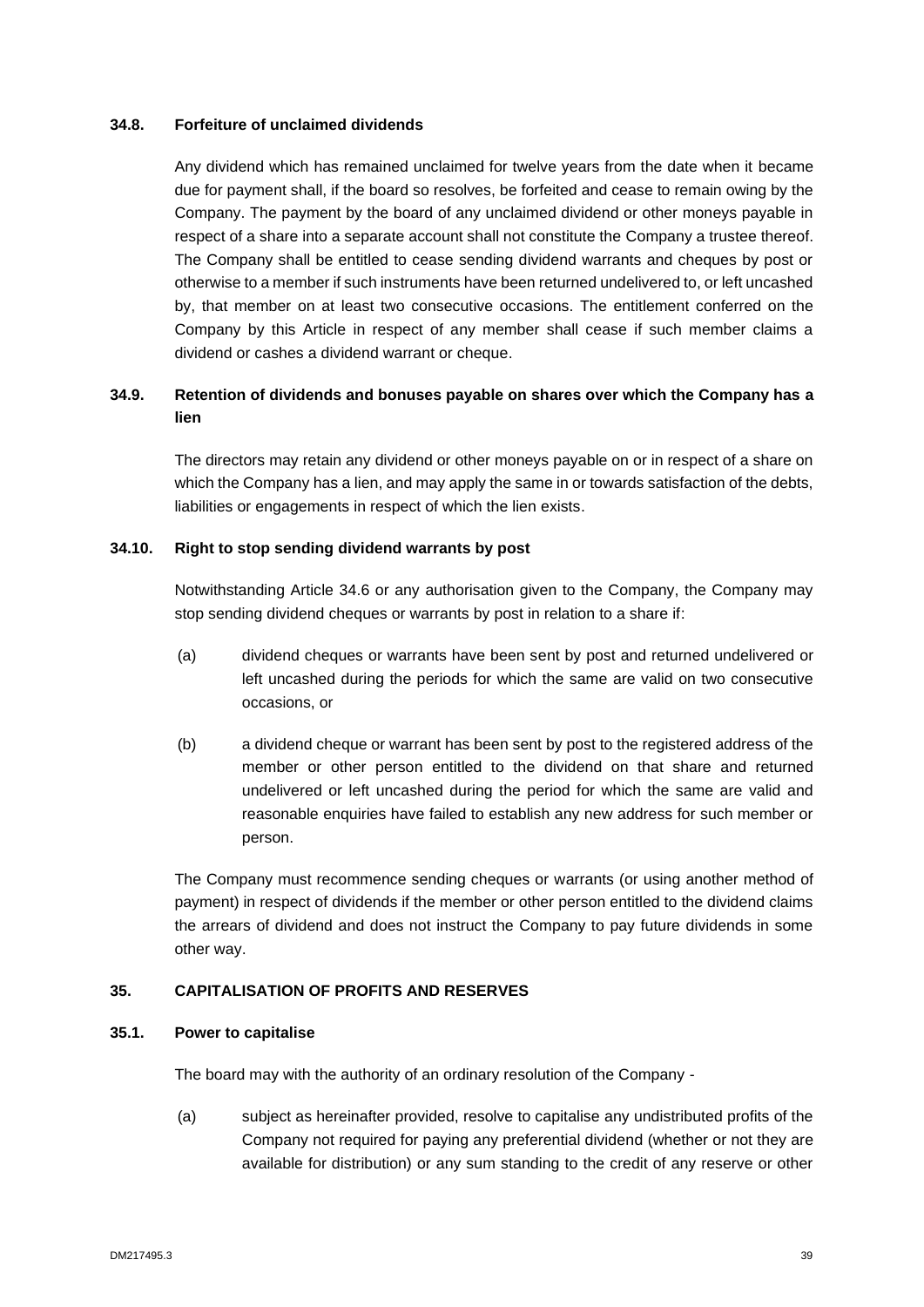### 34.8. Forfeiture of unclaimed dividends

Any dividend which has remained unclaimed for twelve years from the date when it became due for payment shall, if the board so resolves, be forfeited and cease to remain owing by the Company. The payment by the board of any unclaimed dividend or other moneys payable in respect of a share into a separate account shall not constitute the Company a trustee thereof. The Company shall be entitled to cease sending dividend warrants and cheques by post or otherwise to a member if such instruments have been returned undelivered to, or left uncashed by, that member on at least two consecutive occasions. The entitlement conferred on the Company by this Article in respect of any member shall cease if such member claims a dividend or cashes a dividend warrant or cheque.

### 34.9. Retention of dividends and bonuses payable on shares over which the Company has a lien

The directors may retain any dividend or other moneys payable on or in respect of a share on which the Company has a lien, and may apply the same in or towards satisfaction of the debts, liabilities or engagements in respect of which the lien exists.

### 34.10. Right to stop sending dividend warrants by post

Notwithstanding Article 34.6 or any authorisation given to the Company, the Company may stop sending dividend cheques or warrants by post in relation to a share if:

(a) dividend cheques or warrants have been sent by post and returned undelivered or left uncashed during the periods for which the same are valid on two consecutive occasions, or

(b) a dividend cheque or warrant has been sent by post to the registered address of the member or other person entitled to the dividend on that share and returned undelivered or left uncashed during the period for which the same are valid and reasonable enquiries have failed to establish any new address for such member or person.

The Company must recommence sending cheques or warrants (or using another method of payment) in respect of dividends if the member or other person entitled to the dividend claims the arrears of dividend and does not instruct the Company to pay future dividends in some other way.

## 35. CAPITALISATION OF PROFITS AND RESERVES

### 35.1. Power to capitalise

The board may with the authority of an ordinary resolution of the Company -

(a) subject as hereinafter provided, resolve to capitalise any undistributed profits of the Company not required for paying any preferential dividend (whether or not they are available for distribution) or any sum standing to the credit of any reserve or other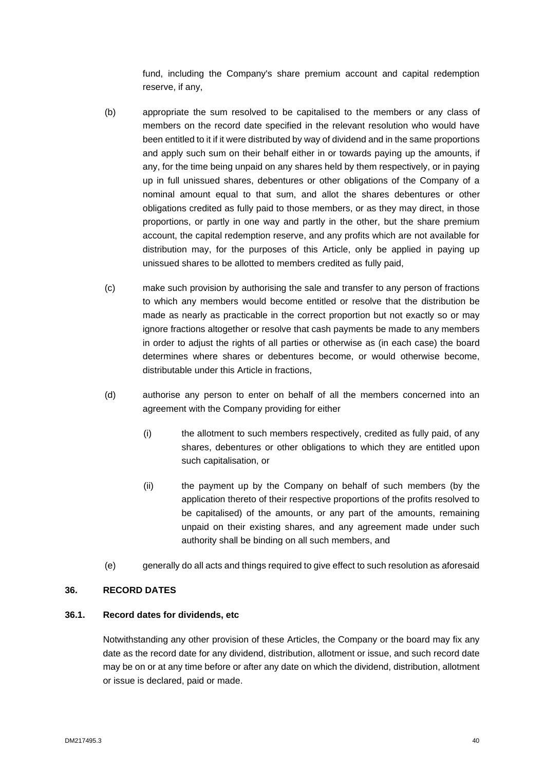fund, including the Company's share premium account and capital redemption reserve, if any,

(b) appropriate the sum resolved to be capitalised to the members or any class of members on the record date specified in the relevant resolution who would have been entitled to it if it were distributed by way of dividend and in the same proportions and apply such sum on their behalf either in or towards paying up the amounts, if any, for the time being unpaid on any shares held by them respectively, or in paying up in full unissued shares, debentures or other obligations of the Company of a nominal amount equal to that sum, and allot the shares debentures or other obligations credited as fully paid to those members, or as they may direct, in those proportions, or partly in one way and partly in the other, but the share premium account, the capital redemption reserve, and any profits which are not available for distribution may, for the purposes of this Article, only be applied in paying up unissued shares to be allotted to members credited as fully paid,

(c) make such provision by authorising the sale and transfer to any person of fractions to which any members would become entitled or resolve that the distribution be made as nearly as practicable in the correct proportion but not exactly so or may ignore fractions altogether or resolve that cash payments be made to any members in order to adjust the rights of all parties or otherwise as (in each case) the board determines where shares or debentures become, or would otherwise become, distributable under this Article in fractions,

(d) authorise any person to enter on behalf of all the members concerned into an agreement with the Company providing for either

  (i) the allotment to such members respectively, credited as fully paid, of any shares, debentures or other obligations to which they are entitled upon such capitalisation, or

  (ii) the payment up by the Company on behalf of such members (by the application thereto of their respective proportions of the profits resolved to be capitalised) of the amounts, or any part of the amounts, remaining unpaid on their existing shares, and any agreement made under such authority shall be binding on all such members, and

(e) generally do all acts and things required to give effect to such resolution as aforesaid

## 36. RECORD DATES

### 36.1. Record dates for dividends, etc

Notwithstanding any other provision of these Articles, the Company or the board may fix any date as the record date for any dividend, distribution, allotment or issue, and such record date may be on or at any time before or after any date on which the dividend, distribution, allotment or issue is declared, paid or made.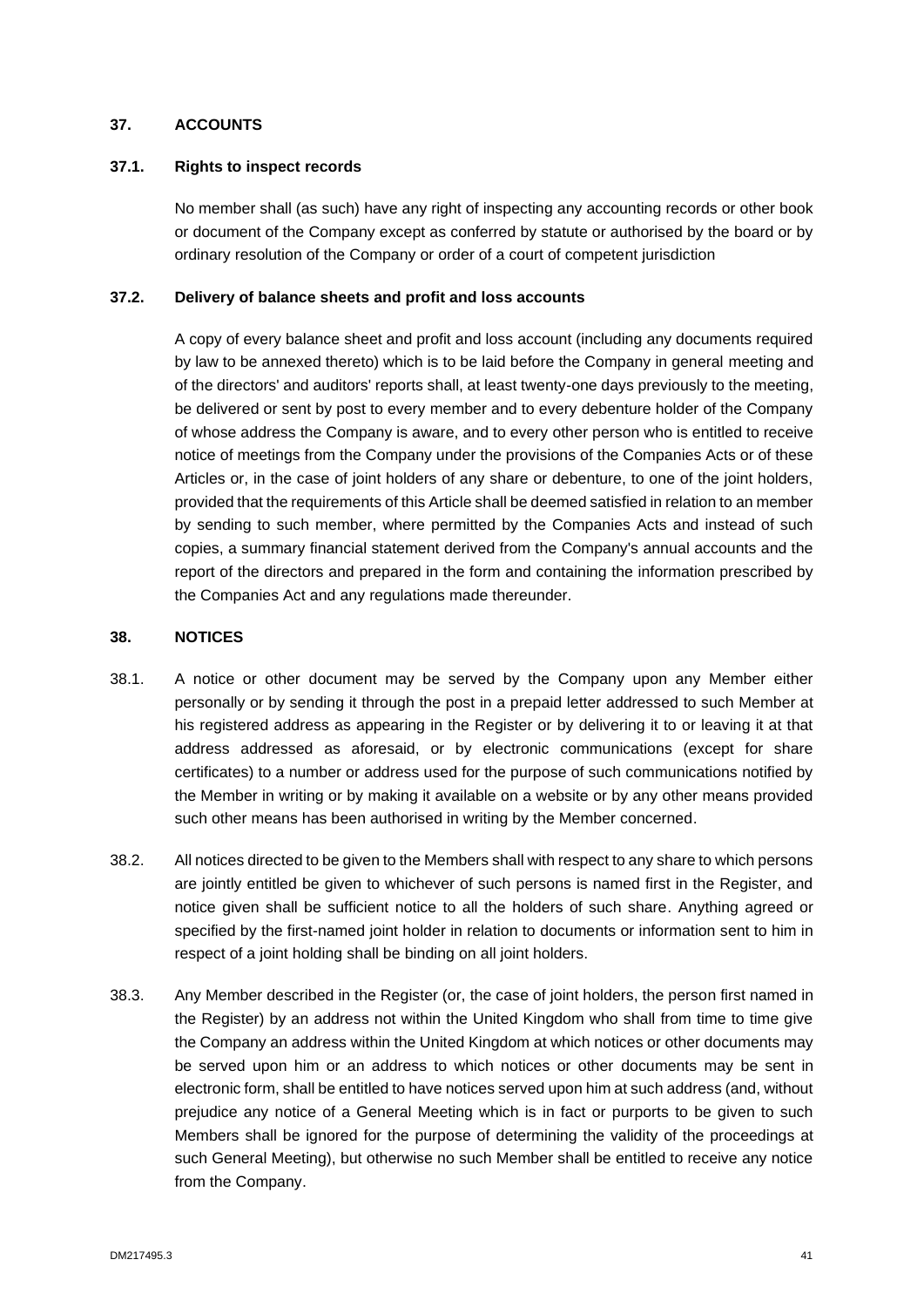## 37. ACCOUNTS

### 37.1. Rights to inspect records

No member shall (as such) have any right of inspecting any accounting records or other book or document of the Company except as conferred by statute or authorised by the board or by ordinary resolution of the Company or order of a court of competent jurisdiction

### 37.2. Delivery of balance sheets and profit and loss accounts

A copy of every balance sheet and profit and loss account (including any documents required by law to be annexed thereto) which is to be laid before the Company in general meeting and of the directors' and auditors' reports shall, at least twenty-one days previously to the meeting, be delivered or sent by post to every member and to every debenture holder of the Company of whose address the Company is aware, and to every other person who is entitled to receive notice of meetings from the Company under the provisions of the Companies Acts or of these Articles or, in the case of joint holders of any share or debenture, to one of the joint holders, provided that the requirements of this Article shall be deemed satisfied in relation to an member by sending to such member, where permitted by the Companies Acts and instead of such copies, a summary financial statement derived from the Company's annual accounts and the report of the directors and prepared in the form and containing the information prescribed by the Companies Act and any regulations made thereunder.

## 38. NOTICES

38.1. A notice or other document may be served by the Company upon any Member either personally or by sending it through the post in a prepaid letter addressed to such Member at his registered address as appearing in the Register or by delivering it to or leaving it at that address addressed as aforesaid, or by electronic communications (except for share certificates) to a number or address used for the purpose of such communications notified by the Member in writing or by making it available on a website or by any other means provided such other means has been authorised in writing by the Member concerned.

38.2. All notices directed to be given to the Members shall with respect to any share to which persons are jointly entitled be given to whichever of such persons is named first in the Register, and notice given shall be sufficient notice to all the holders of such share. Anything agreed or specified by the first-named joint holder in relation to documents or information sent to him in respect of a joint holding shall be binding on all joint holders.

38.3. Any Member described in the Register (or, the case of joint holders, the person first named in the Register) by an address not within the United Kingdom who shall from time to time give the Company an address within the United Kingdom at which notices or other documents may be served upon him or an address to which notices or other documents may be sent in electronic form, shall be entitled to have notices served upon him at such address (and, without prejudice any notice of a General Meeting which is in fact or purports to be given to such Members shall be ignored for the purpose of determining the validity of the proceedings at such General Meeting), but otherwise no such Member shall be entitled to receive any notice from the Company.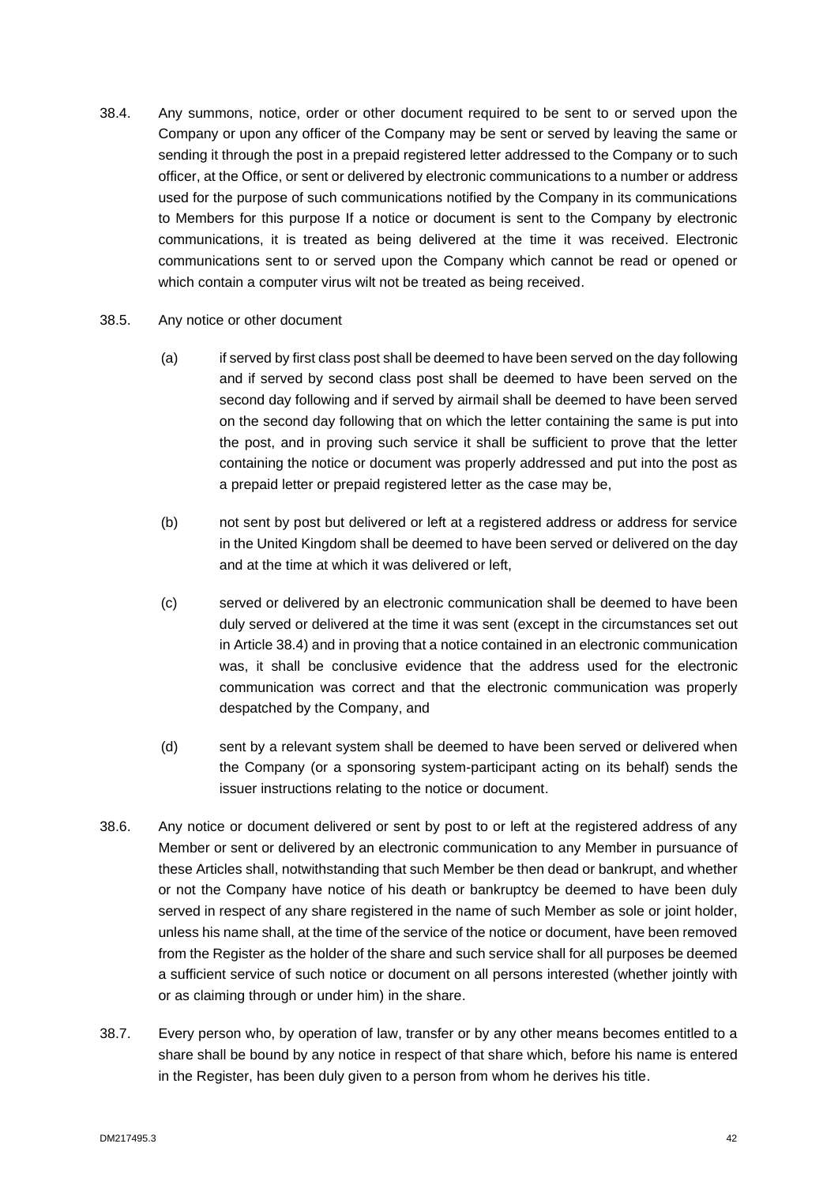38.4. Any summons, notice, order or other document required to be sent to or served upon the Company or upon any officer of the Company may be sent or served by leaving the same or sending it through the post in a prepaid registered letter addressed to the Company or to such officer, at the Office, or sent or delivered by electronic communications to a number or address used for the purpose of such communications notified by the Company in its communications to Members for this purpose If a notice or document is sent to the Company by electronic communications, it is treated as being delivered at the time it was received. Electronic communications sent to or served upon the Company which cannot be read or opened or which contain a computer virus wilt not be treated as being received.

38.5. Any notice or other document

(a) if served by first class post shall be deemed to have been served on the day following and if served by second class post shall be deemed to have been served on the second day following and if served by airmail shall be deemed to have been served on the second day following that on which the letter containing the same is put into the post, and in proving such service it shall be sufficient to prove that the letter containing the notice or document was properly addressed and put into the post as a prepaid letter or prepaid registered letter as the case may be,

(b) not sent by post but delivered or left at a registered address or address for service in the United Kingdom shall be deemed to have been served or delivered on the day and at the time at which it was delivered or left,

(c) served or delivered by an electronic communication shall be deemed to have been duly served or delivered at the time it was sent (except in the circumstances set out in Article 38.4) and in proving that a notice contained in an electronic communication was, it shall be conclusive evidence that the address used for the electronic communication was correct and that the electronic communication was properly despatched by the Company, and

(d) sent by a relevant system shall be deemed to have been served or delivered when the Company (or a sponsoring system-participant acting on its behalf) sends the issuer instructions relating to the notice or document.

38.6. Any notice or document delivered or sent by post to or left at the registered address of any Member or sent or delivered by an electronic communication to any Member in pursuance of these Articles shall, notwithstanding that such Member be then dead or bankrupt, and whether or not the Company have notice of his death or bankruptcy be deemed to have been duly served in respect of any share registered in the name of such Member as sole or joint holder, unless his name shall, at the time of the service of the notice or document, have been removed from the Register as the holder of the share and such service shall for all purposes be deemed a sufficient service of such notice or document on all persons interested (whether jointly with or as claiming through or under him) in the share.

38.7. Every person who, by operation of law, transfer or by any other means becomes entitled to a share shall be bound by any notice in respect of that share which, before his name is entered in the Register, has been duly given to a person from whom he derives his title.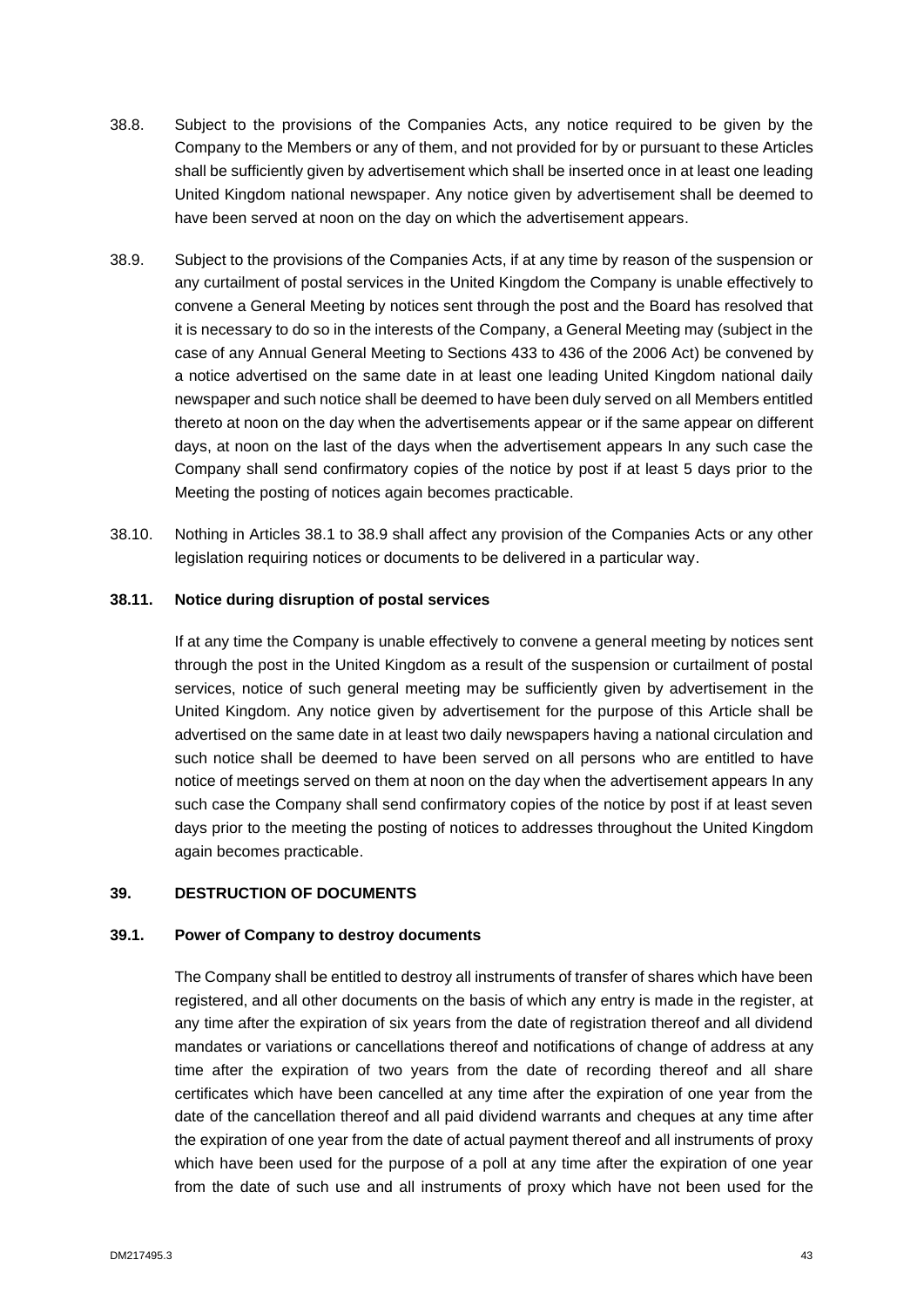38.8. Subject to the provisions of the Companies Acts, any notice required to be given by the Company to the Members or any of them, and not provided for by or pursuant to these Articles shall be sufficiently given by advertisement which shall be inserted once in at least one leading United Kingdom national newspaper. Any notice given by advertisement shall be deemed to have been served at noon on the day on which the advertisement appears.

38.9. Subject to the provisions of the Companies Acts, if at any time by reason of the suspension or any curtailment of postal services in the United Kingdom the Company is unable effectively to convene a General Meeting by notices sent through the post and the Board has resolved that it is necessary to do so in the interests of the Company, a General Meeting may (subject in the case of any Annual General Meeting to Sections 433 to 436 of the 2006 Act) be convened by a notice advertised on the same date in at least one leading United Kingdom national daily newspaper and such notice shall be deemed to have been duly served on all Members entitled thereto at noon on the day when the advertisements appear or if the same appear on different days, at noon on the last of the days when the advertisement appears In any such case the Company shall send confirmatory copies of the notice by post if at least 5 days prior to the Meeting the posting of notices again becomes practicable.

38.10. Nothing in Articles 38.1 to 38.9 shall affect any provision of the Companies Acts or any other legislation requiring notices or documents to be delivered in a particular way.

**38.11. Notice during disruption of postal services**

If at any time the Company is unable effectively to convene a general meeting by notices sent through the post in the United Kingdom as a result of the suspension or curtailment of postal services, notice of such general meeting may be sufficiently given by advertisement in the United Kingdom. Any notice given by advertisement for the purpose of this Article shall be advertised on the same date in at least two daily newspapers having a national circulation and such notice shall be deemed to have been served on all persons who are entitled to have notice of meetings served on them at noon on the day when the advertisement appears In any such case the Company shall send confirmatory copies of the notice by post if at least seven days prior to the meeting the posting of notices to addresses throughout the United Kingdom again becomes practicable.

**39. DESTRUCTION OF DOCUMENTS**

**39.1. Power of Company to destroy documents**

The Company shall be entitled to destroy all instruments of transfer of shares which have been registered, and all other documents on the basis of which any entry is made in the register, at any time after the expiration of six years from the date of registration thereof and all dividend mandates or variations or cancellations thereof and notifications of change of address at any time after the expiration of two years from the date of recording thereof and all share certificates which have been cancelled at any time after the expiration of one year from the date of the cancellation thereof and all paid dividend warrants and cheques at any time after the expiration of one year from the date of actual payment thereof and all instruments of proxy which have been used for the purpose of a poll at any time after the expiration of one year from the date of such use and all instruments of proxy which have not been used for the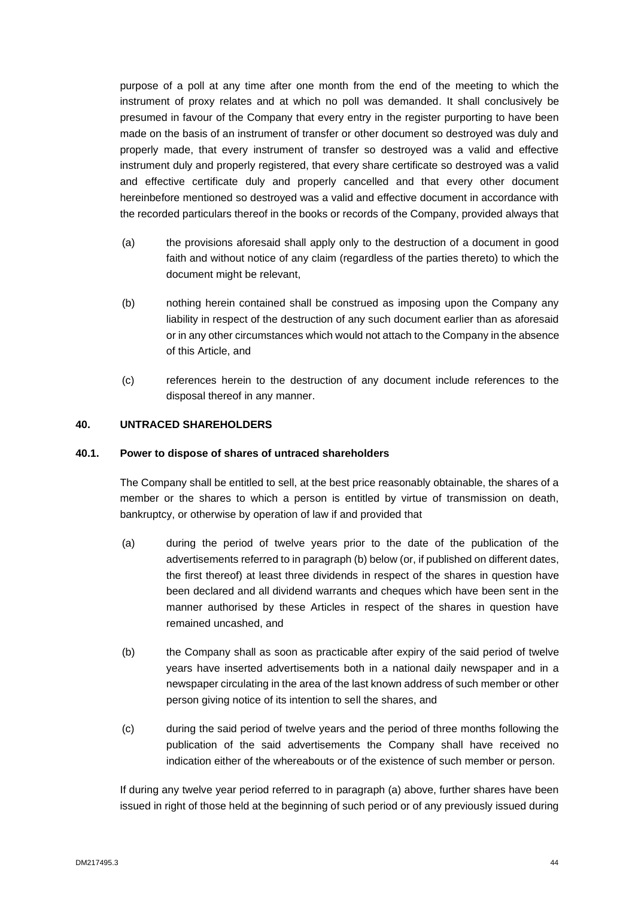purpose of a poll at any time after one month from the end of the meeting to which the instrument of proxy relates and at which no poll was demanded. It shall conclusively be presumed in favour of the Company that every entry in the register purporting to have been made on the basis of an instrument of transfer or other document so destroyed was duly and properly made, that every instrument of transfer so destroyed was a valid and effective instrument duly and properly registered, that every share certificate so destroyed was a valid and effective certificate duly and properly cancelled and that every other document hereinbefore mentioned so destroyed was a valid and effective document in accordance with the recorded particulars thereof in the books or records of the Company, provided always that

(a) the provisions aforesaid shall apply only to the destruction of a document in good faith and without notice of any claim (regardless of the parties thereto) to which the document might be relevant,

(b) nothing herein contained shall be construed as imposing upon the Company any liability in respect of the destruction of any such document earlier than as aforesaid or in any other circumstances which would not attach to the Company in the absence of this Article, and

(c) references herein to the destruction of any document include references to the disposal thereof in any manner.

## 40. UNTRACED SHAREHOLDERS

### 40.1. Power to dispose of shares of untraced shareholders

The Company shall be entitled to sell, at the best price reasonably obtainable, the shares of a member or the shares to which a person is entitled by virtue of transmission on death, bankruptcy, or otherwise by operation of law if and provided that

(a) during the period of twelve years prior to the date of the publication of the advertisements referred to in paragraph (b) below (or, if published on different dates, the first thereof) at least three dividends in respect of the shares in question have been declared and all dividend warrants and cheques which have been sent in the manner authorised by these Articles in respect of the shares in question have remained uncashed, and

(b) the Company shall as soon as practicable after expiry of the said period of twelve years have inserted advertisements both in a national daily newspaper and in a newspaper circulating in the area of the last known address of such member or other person giving notice of its intention to sell the shares, and

(c) during the said period of twelve years and the period of three months following the publication of the said advertisements the Company shall have received no indication either of the whereabouts or of the existence of such member or person.

If during any twelve year period referred to in paragraph (a) above, further shares have been issued in right of those held at the beginning of such period or of any previously issued during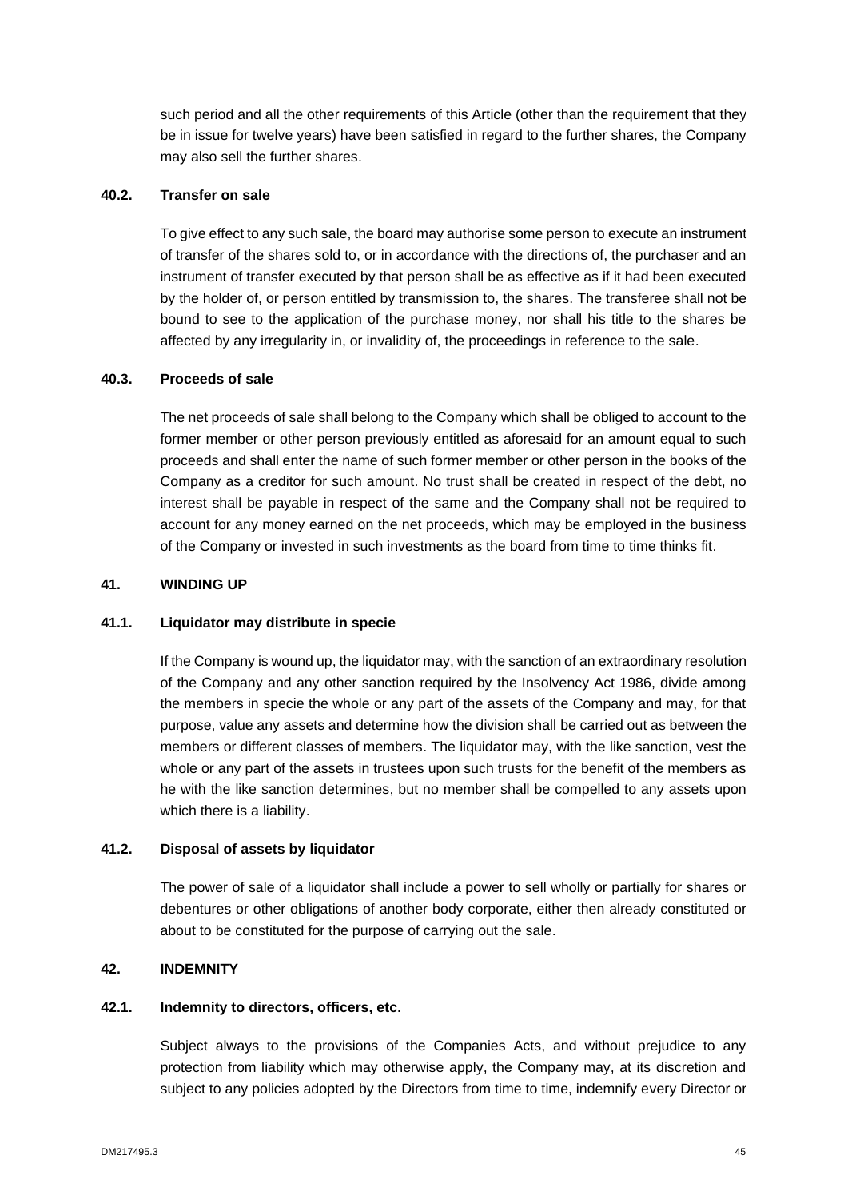such period and all the other requirements of this Article (other than the requirement that they be in issue for twelve years) have been satisfied in regard to the further shares, the Company may also sell the further shares.

### 40.2. Transfer on sale

To give effect to any such sale, the board may authorise some person to execute an instrument of transfer of the shares sold to, or in accordance with the directions of, the purchaser and an instrument of transfer executed by that person shall be as effective as if it had been executed by the holder of, or person entitled by transmission to, the shares. The transferee shall not be bound to see to the application of the purchase money, nor shall his title to the shares be affected by any irregularity in, or invalidity of, the proceedings in reference to the sale.

### 40.3. Proceeds of sale

The net proceeds of sale shall belong to the Company which shall be obliged to account to the former member or other person previously entitled as aforesaid for an amount equal to such proceeds and shall enter the name of such former member or other person in the books of the Company as a creditor for such amount. No trust shall be created in respect of the debt, no interest shall be payable in respect of the same and the Company shall not be required to account for any money earned on the net proceeds, which may be employed in the business of the Company or invested in such investments as the board from time to time thinks fit.

## 41. WINDING UP

### 41.1. Liquidator may distribute in specie

If the Company is wound up, the liquidator may, with the sanction of an extraordinary resolution of the Company and any other sanction required by the Insolvency Act 1986, divide among the members in specie the whole or any part of the assets of the Company and may, for that purpose, value any assets and determine how the division shall be carried out as between the members or different classes of members. The liquidator may, with the like sanction, vest the whole or any part of the assets in trustees upon such trusts for the benefit of the members as he with the like sanction determines, but no member shall be compelled to any assets upon which there is a liability.

### 41.2. Disposal of assets by liquidator

The power of sale of a liquidator shall include a power to sell wholly or partially for shares or debentures or other obligations of another body corporate, either then already constituted or about to be constituted for the purpose of carrying out the sale.

## 42. INDEMNITY

### 42.1. Indemnity to directors, officers, etc.

Subject always to the provisions of the Companies Acts, and without prejudice to any protection from liability which may otherwise apply, the Company may, at its discretion and subject to any policies adopted by the Directors from time to time, indemnify every Director or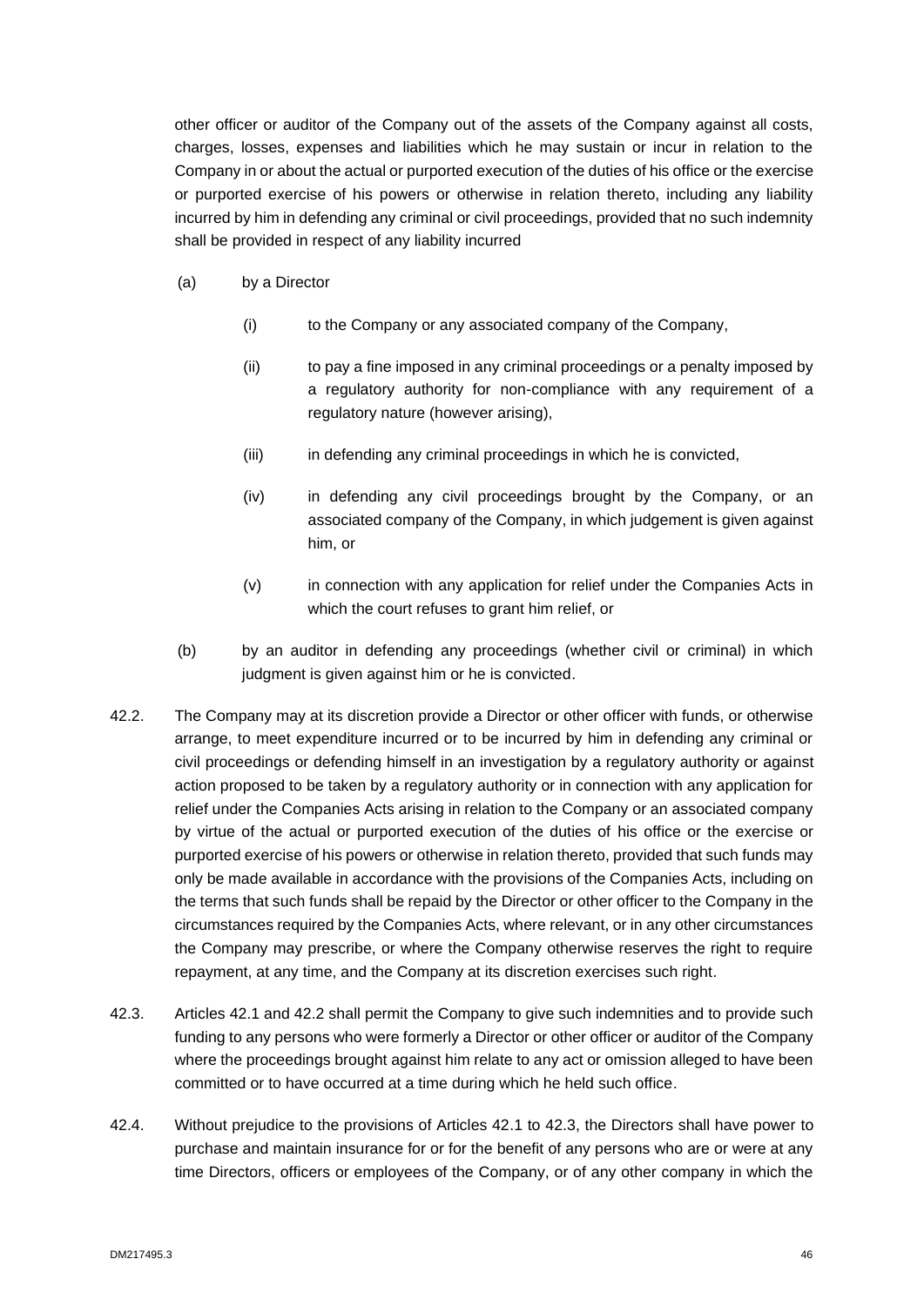other officer or auditor of the Company out of the assets of the Company against all costs, charges, losses, expenses and liabilities which he may sustain or incur in relation to the Company in or about the actual or purported execution of the duties of his office or the exercise or purported exercise of his powers or otherwise in relation thereto, including any liability incurred by him in defending any criminal or civil proceedings, provided that no such indemnity shall be provided in respect of any liability incurred

(a) by a Director

(i) to the Company or any associated company of the Company,

(ii) to pay a fine imposed in any criminal proceedings or a penalty imposed by a regulatory authority for non-compliance with any requirement of a regulatory nature (however arising),

(iii) in defending any criminal proceedings in which he is convicted,

(iv) in defending any civil proceedings brought by the Company, or an associated company of the Company, in which judgement is given against him, or

(v) in connection with any application for relief under the Companies Acts in which the court refuses to grant him relief, or

(b) by an auditor in defending any proceedings (whether civil or criminal) in which judgment is given against him or he is convicted.

42.2. The Company may at its discretion provide a Director or other officer with funds, or otherwise arrange, to meet expenditure incurred or to be incurred by him in defending any criminal or civil proceedings or defending himself in an investigation by a regulatory authority or against action proposed to be taken by a regulatory authority or in connection with any application for relief under the Companies Acts arising in relation to the Company or an associated company by virtue of the actual or purported execution of the duties of his office or the exercise or purported exercise of his powers or otherwise in relation thereto, provided that such funds may only be made available in accordance with the provisions of the Companies Acts, including on the terms that such funds shall be repaid by the Director or other officer to the Company in the circumstances required by the Companies Acts, where relevant, or in any other circumstances the Company may prescribe, or where the Company otherwise reserves the right to require repayment, at any time, and the Company at its discretion exercises such right.

42.3. Articles 42.1 and 42.2 shall permit the Company to give such indemnities and to provide such funding to any persons who were formerly a Director or other officer or auditor of the Company where the proceedings brought against him relate to any act or omission alleged to have been committed or to have occurred at a time during which he held such office.

42.4. Without prejudice to the provisions of Articles 42.1 to 42.3, the Directors shall have power to purchase and maintain insurance for or for the benefit of any persons who are or were at any time Directors, officers or employees of the Company, or of any other company in which the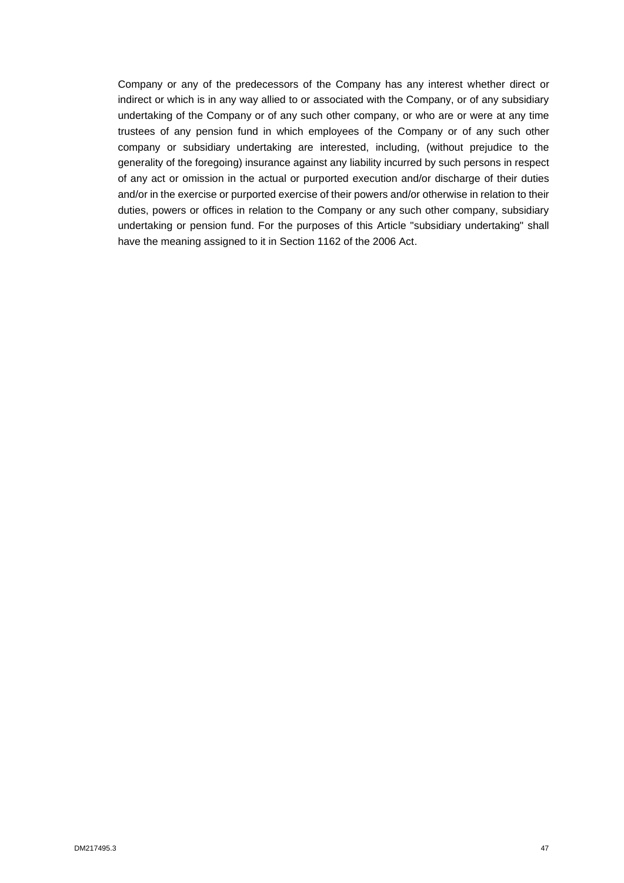Company or any of the predecessors of the Company has any interest whether direct or indirect or which is in any way allied to or associated with the Company, or of any subsidiary undertaking of the Company or of any such other company, or who are or were at any time trustees of any pension fund in which employees of the Company or of any such other company or subsidiary undertaking are interested, including, (without prejudice to the generality of the foregoing) insurance against any liability incurred by such persons in respect of any act or omission in the actual or purported execution and/or discharge of their duties and/or in the exercise or purported exercise of their powers and/or otherwise in relation to their duties, powers or offices in relation to the Company or any such other company, subsidiary undertaking or pension fund. For the purposes of this Article "subsidiary undertaking" shall have the meaning assigned to it in Section 1162 of the 2006 Act.